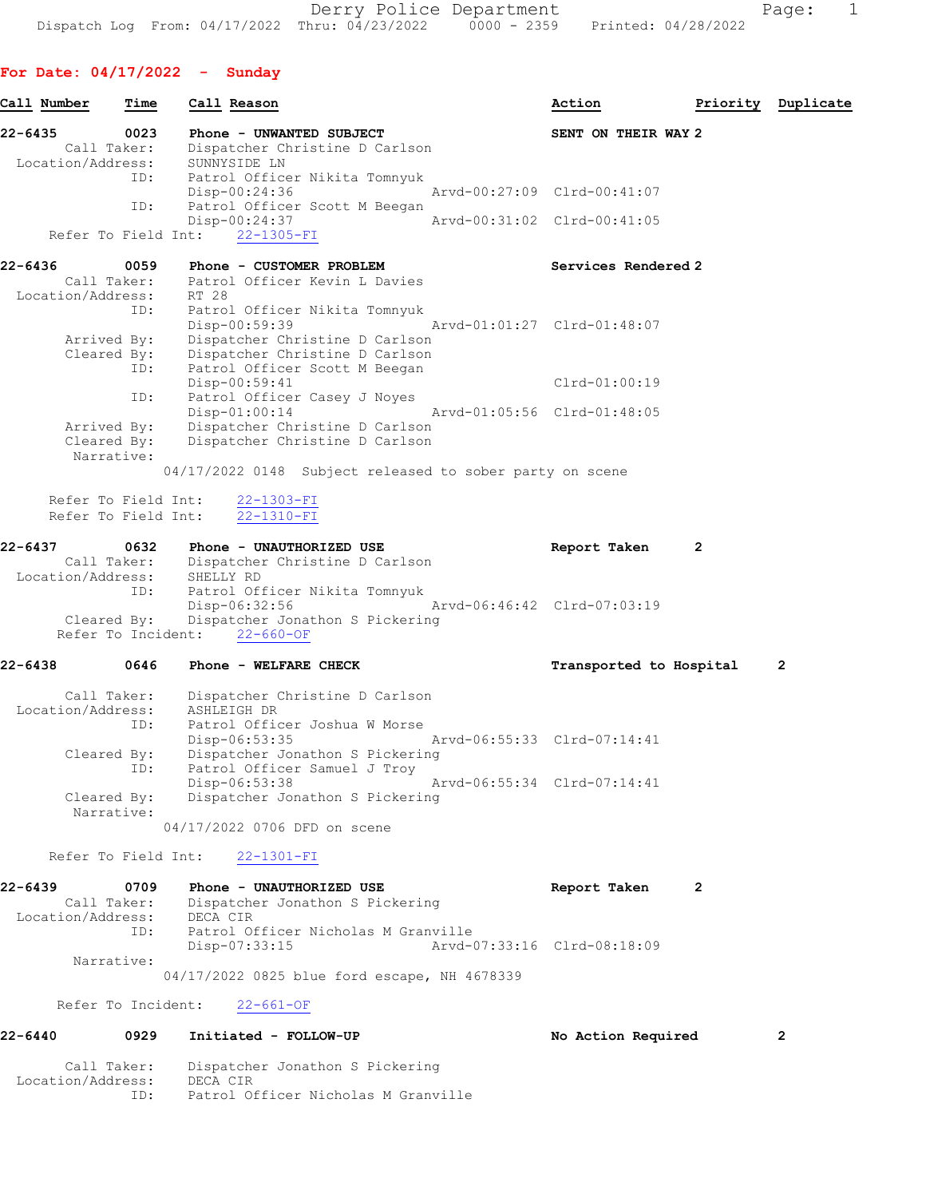# Derry Police Department

Dispatch Log From: 04/17/2022 Thru: 04/23/2022 0000 - 2359 Printed: 04/28/2022

## For Date: 04/17/2022 - Sunday

| Call Number | Time | Call Reason | Action | Priority | Duplicate |
|---|---|---|---|---|---|

**22-6435** 0023 **Phone - UNWANTED SUBJECT** — SENT ON THEIR WAY — Priority 2

Call Taker: Dispatcher Christine D Carlson
Location/Address: SUNNYSIDE LN
ID: Patrol Officer Nikita Tomnyuk
Disp-00:24:36 Arvd-00:27:09 Clrd-00:41:07
ID: Patrol Officer Scott M Beegan
Disp-00:24:37 Arvd-00:31:02 Clrd-00:41:05
Refer To Field Int: 22-1305-FI

**22-6436** 0059 **Phone - CUSTOMER PROBLEM** — Services Rendered — Priority 2

Call Taker: Patrol Officer Kevin L Davies
Location/Address: RT 28
ID: Patrol Officer Nikita Tomnyuk
Disp-00:59:39 Arvd-01:01:27 Clrd-01:48:07
Arrived By: Dispatcher Christine D Carlson
Cleared By: Dispatcher Christine D Carlson
ID: Patrol Officer Scott M Beegan
Disp-00:59:41 Clrd-01:00:19
ID: Patrol Officer Casey J Noyes
Disp-01:00:14 Arvd-01:05:56 Clrd-01:48:05
Arrived By: Dispatcher Christine D Carlson
Cleared By: Dispatcher Christine D Carlson
Narrative:
04/17/2022 0148 Subject released to sober party on scene

Refer To Field Int: 22-1303-FI
Refer To Field Int: 22-1310-FI

**22-6437** 0632 **Phone - UNAUTHORIZED USE** — Report Taken — Priority 2

Call Taker: Dispatcher Christine D Carlson
Location/Address: SHELLY RD
ID: Patrol Officer Nikita Tomnyuk
Disp-06:32:56 Arvd-06:46:42 Clrd-07:03:19
Cleared By: Dispatcher Jonathon S Pickering
Refer To Incident: 22-660-OF

**22-6438** 0646 **Phone - WELFARE CHECK** — Transported to Hospital — Priority 2

Call Taker: Dispatcher Christine D Carlson
Location/Address: ASHLEIGH DR
ID: Patrol Officer Joshua W Morse
Disp-06:53:35 Arvd-06:55:33 Clrd-07:14:41
Cleared By: Dispatcher Jonathon S Pickering
ID: Patrol Officer Samuel J Troy
Disp-06:53:38 Arvd-06:55:34 Clrd-07:14:41
Cleared By: Dispatcher Jonathon S Pickering
Narrative:
04/17/2022 0706 DFD on scene

Refer To Field Int: 22-1301-FI

**22-6439** 0709 **Phone - UNAUTHORIZED USE** — Report Taken — Priority 2

Call Taker: Dispatcher Jonathon S Pickering
Location/Address: DECA CIR
ID: Patrol Officer Nicholas M Granville
Disp-07:33:15 Arvd-07:33:16 Clrd-08:18:09
Narrative:
04/17/2022 0825 blue ford escape, NH 4678339

Refer To Incident: 22-661-OF

**22-6440** 0929 **Initiated - FOLLOW-UP** — No Action Required — Priority 2

Call Taker: Dispatcher Jonathon S Pickering
Location/Address: DECA CIR
ID: Patrol Officer Nicholas M Granville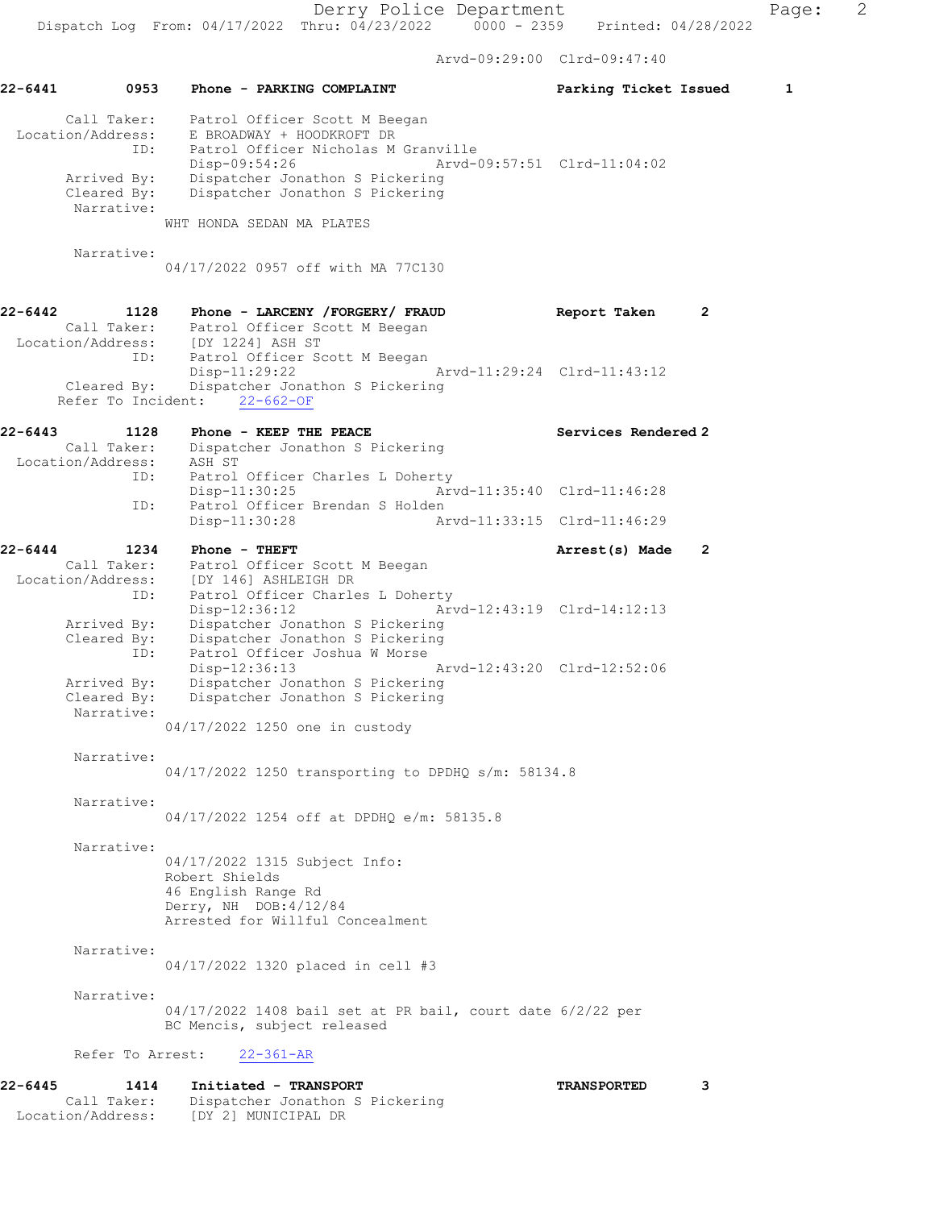Arvd-09:29:00 Clrd-09:47:40

**22-6441 0953 Phone - PARKING COMPLAINT — Parking Ticket Issued 1**

Call Taker: Patrol Officer Scott M Beegan
Location/Address: E BROADWAY + HOODKROFT DR
ID: Patrol Officer Nicholas M Granville
Disp-09:54:26 Arvd-09:57:51 Clrd-11:04:02
Arrived By: Dispatcher Jonathon S Pickering
Cleared By: Dispatcher Jonathon S Pickering
Narrative:
WHT HONDA SEDAN MA PLATES

Narrative:
04/17/2022 0957 off with MA 77C130

**22-6442 1128 Phone - LARCENY /FORGERY/ FRAUD — Report Taken 2**

Call Taker: Patrol Officer Scott M Beegan
Location/Address: [DY 1224] ASH ST
ID: Patrol Officer Scott M Beegan
Disp-11:29:22 Arvd-11:29:24 Clrd-11:43:12
Cleared By: Dispatcher Jonathon S Pickering
Refer To Incident: 22-662-OF

**22-6443 1128 Phone - KEEP THE PEACE — Services Rendered 2**

Call Taker: Dispatcher Jonathon S Pickering
Location/Address: ASH ST
ID: Patrol Officer Charles L Doherty
Disp-11:30:25 Arvd-11:35:40 Clrd-11:46:28
ID: Patrol Officer Brendan S Holden
Disp-11:30:28 Arvd-11:33:15 Clrd-11:46:29

**22-6444 1234 Phone - THEFT — Arrest(s) Made 2**

Call Taker: Patrol Officer Scott M Beegan
Location/Address: [DY 146] ASHLEIGH DR
ID: Patrol Officer Charles L Doherty
Disp-12:36:12 Arvd-12:43:19 Clrd-14:12:13
Arrived By: Dispatcher Jonathon S Pickering
Cleared By: Dispatcher Jonathon S Pickering
ID: Patrol Officer Joshua W Morse
Disp-12:36:13 Arvd-12:43:20 Clrd-12:52:06
Arrived By: Dispatcher Jonathon S Pickering
Cleared By: Dispatcher Jonathon S Pickering
Narrative:
04/17/2022 1250 one in custody

Narrative:
04/17/2022 1250 transporting to DPDHQ s/m: 58134.8

Narrative:
04/17/2022 1254 off at DPDHQ e/m: 58135.8

Narrative:
04/17/2022 1315 Subject Info:
Robert Shields
46 English Range Rd
Derry, NH DOB:4/12/84
Arrested for Willful Concealment

Narrative:
04/17/2022 1320 placed in cell #3

Narrative:
04/17/2022 1408 bail set at PR bail, court date 6/2/22 per
BC Mencis, subject released

Refer To Arrest: 22-361-AR

**22-6445 1414 Initiated - TRANSPORT — TRANSPORTED 3**

Call Taker: Dispatcher Jonathon S Pickering
Location/Address: [DY 2] MUNICIPAL DR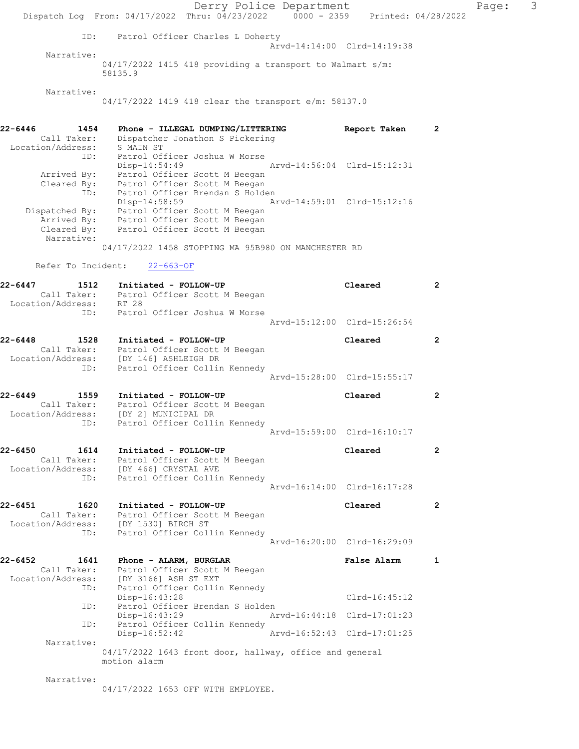```
            ID:    Patrol Officer Charles L Doherty
                                              Arvd-14:14:00  Clrd-14:19:38
     Narrative:
                  04/17/2022 1415 418 providing a transport to Walmart s/m:
                  58135.9

     Narrative:
                  04/17/2022 1419 418 clear the transport e/m: 58137.0


22-6446        1454    Phone - ILLEGAL DUMPING/LITTERING              Report Taken      2
        Call Taker:    Dispatcher Jonathon S Pickering
  Location/Address:    S MAIN ST
               ID:     Patrol Officer Joshua W Morse
                       Disp-14:54:49                  Arvd-14:56:04  Clrd-15:12:31
       Arrived By:     Patrol Officer Scott M Beegan
       Cleared By:     Patrol Officer Scott M Beegan
               ID:     Patrol Officer Brendan S Holden
                       Disp-14:58:59                  Arvd-14:59:01  Clrd-15:12:16
    Dispatched By:     Patrol Officer Scott M Beegan
       Arrived By:     Patrol Officer Scott M Beegan
       Cleared By:     Patrol Officer Scott M Beegan
        Narrative:
                  04/17/2022 1458 STOPPING MA 95B980 ON MANCHESTER RD

     Refer To Incident:    22-663-OF

22-6447        1512    Initiated - FOLLOW-UP                          Cleared           2
        Call Taker:    Patrol Officer Scott M Beegan
  Location/Address:    RT 28
               ID:     Patrol Officer Joshua W Morse
                                              Arvd-15:12:00  Clrd-15:26:54

22-6448        1528    Initiated - FOLLOW-UP                          Cleared           2
        Call Taker:    Patrol Officer Scott M Beegan
  Location/Address:    [DY 146] ASHLEIGH DR
               ID:     Patrol Officer Collin Kennedy
                                              Arvd-15:28:00  Clrd-15:55:17

22-6449        1559    Initiated - FOLLOW-UP                          Cleared           2
        Call Taker:    Patrol Officer Scott M Beegan
  Location/Address:    [DY 2] MUNICIPAL DR
               ID:     Patrol Officer Collin Kennedy
                                              Arvd-15:59:00  Clrd-16:10:17

22-6450        1614    Initiated - FOLLOW-UP                          Cleared           2
        Call Taker:    Patrol Officer Scott M Beegan
  Location/Address:    [DY 466] CRYSTAL AVE
               ID:     Patrol Officer Collin Kennedy
                                              Arvd-16:14:00  Clrd-16:17:28

22-6451        1620    Initiated - FOLLOW-UP                          Cleared           2
        Call Taker:    Patrol Officer Scott M Beegan
  Location/Address:    [DY 1530] BIRCH ST
               ID:     Patrol Officer Collin Kennedy
                                              Arvd-16:20:00  Clrd-16:29:09

22-6452        1641    Phone - ALARM, BURGLAR                         False Alarm       1
        Call Taker:    Patrol Officer Scott M Beegan
  Location/Address:    [DY 3166] ASH ST EXT
               ID:     Patrol Officer Collin Kennedy
                       Disp-16:43:28                                 Clrd-16:45:12
               ID:     Patrol Officer Brendan S Holden
                       Disp-16:43:29                  Arvd-16:44:18  Clrd-17:01:23
               ID:     Patrol Officer Collin Kennedy
                       Disp-16:52:42                  Arvd-16:52:43  Clrd-17:01:25
        Narrative:
                  04/17/2022 1643 front door, hallway, office and general
                  motion alarm

        Narrative:
                  04/17/2022 1653 OFF WITH EMPLOYEE.
```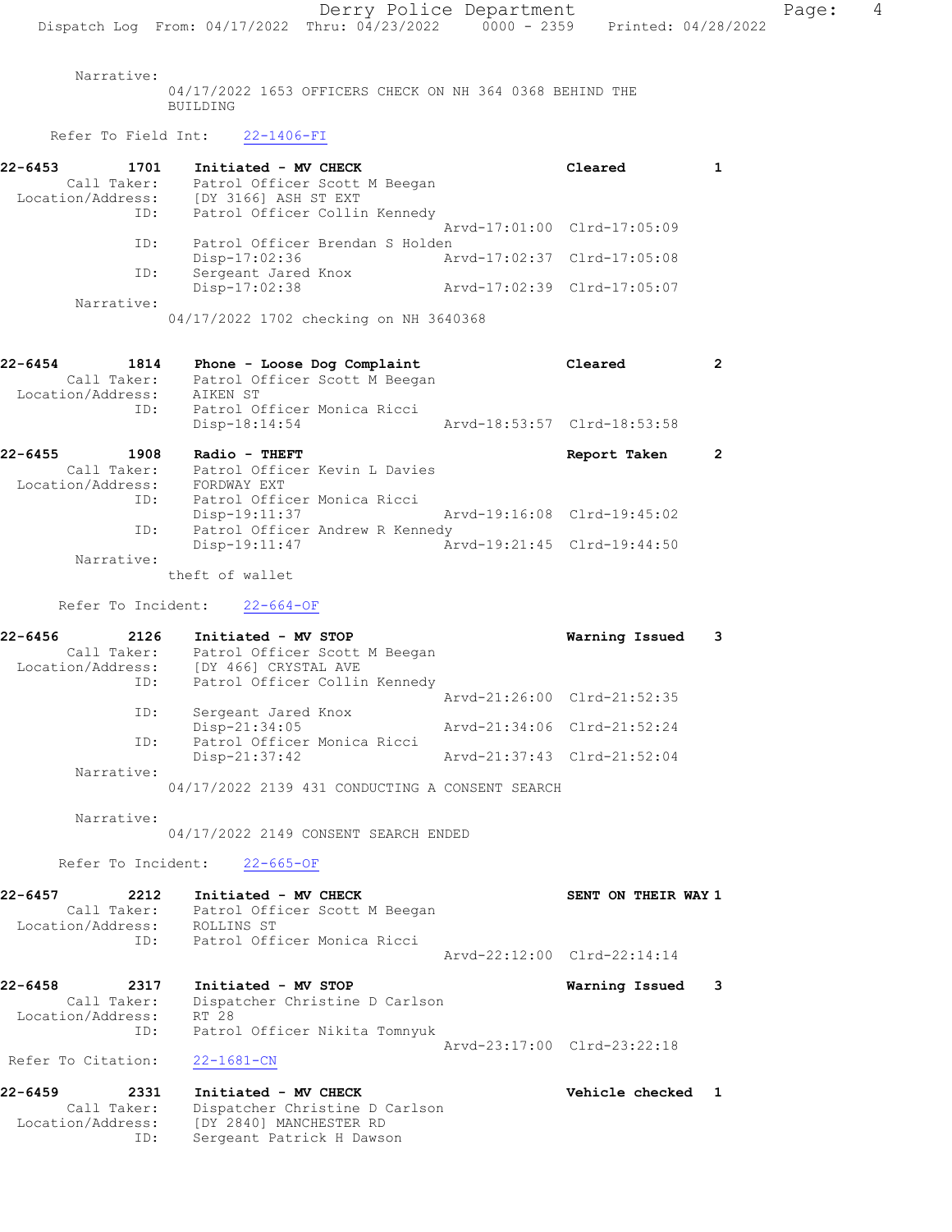Narrative:
04/17/2022 1653 OFFICERS CHECK ON NH 364 0368 BEHIND THE BUILDING

Refer To Field Int: 22-1406-FI

**22-6453 1701 Initiated - MV CHECK — Cleared 1**
Call Taker: Patrol Officer Scott M Beegan
Location/Address: [DY 3166] ASH ST EXT
ID: Patrol Officer Collin Kennedy
Arvd-17:01:00 Clrd-17:05:09
ID: Patrol Officer Brendan S Holden
Disp-17:02:36 Arvd-17:02:37 Clrd-17:05:08
ID: Sergeant Jared Knox
Disp-17:02:38 Arvd-17:02:39 Clrd-17:05:07
Narrative:
04/17/2022 1702 checking on NH 3640368

**22-6454 1814 Phone - Loose Dog Complaint — Cleared 2**
Call Taker: Patrol Officer Scott M Beegan
Location/Address: AIKEN ST
ID: Patrol Officer Monica Ricci
Disp-18:14:54 Arvd-18:53:57 Clrd-18:53:58

**22-6455 1908 Radio - THEFT — Report Taken 2**
Call Taker: Patrol Officer Kevin L Davies
Location/Address: FORDWAY EXT
ID: Patrol Officer Monica Ricci
Disp-19:11:37 Arvd-19:16:08 Clrd-19:45:02
ID: Patrol Officer Andrew R Kennedy
Disp-19:11:47 Arvd-19:21:45 Clrd-19:44:50
Narrative:
theft of wallet

Refer To Incident: 22-664-OF

**22-6456 2126 Initiated - MV STOP — Warning Issued 3**
Call Taker: Patrol Officer Scott M Beegan
Location/Address: [DY 466] CRYSTAL AVE
ID: Patrol Officer Collin Kennedy
Arvd-21:26:00 Clrd-21:52:35
ID: Sergeant Jared Knox
Disp-21:34:05 Arvd-21:34:06 Clrd-21:52:24
ID: Patrol Officer Monica Ricci
Disp-21:37:42 Arvd-21:37:43 Clrd-21:52:04
Narrative:
04/17/2022 2139 431 CONDUCTING A CONSENT SEARCH

Narrative:
04/17/2022 2149 CONSENT SEARCH ENDED

Refer To Incident: 22-665-OF

**22-6457 2212 Initiated - MV CHECK — SENT ON THEIR WAY 1**
Call Taker: Patrol Officer Scott M Beegan
Location/Address: ROLLINS ST
ID: Patrol Officer Monica Ricci
Arvd-22:12:00 Clrd-22:14:14

**22-6458 2317 Initiated - MV STOP — Warning Issued 3**
Call Taker: Dispatcher Christine D Carlson
Location/Address: RT 28
ID: Patrol Officer Nikita Tomnyuk
Arvd-23:17:00 Clrd-23:22:18
Refer To Citation: 22-1681-CN

**22-6459 2331 Initiated - MV CHECK — Vehicle checked 1**
Call Taker: Dispatcher Christine D Carlson
Location/Address: [DY 2840] MANCHESTER RD
ID: Sergeant Patrick H Dawson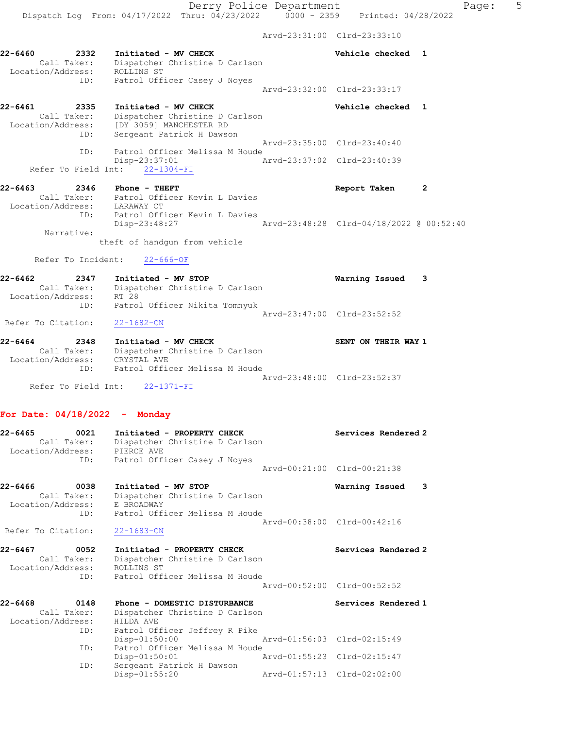Arvd-23:31:00 Clrd-23:33:10

**22-6460 2332 Initiated - MV CHECK** **Vehicle checked 1**
Call Taker: Dispatcher Christine D Carlson
Location/Address: ROLLINS ST
ID: Patrol Officer Casey J Noyes
Arvd-23:32:00 Clrd-23:33:17

**22-6461 2335 Initiated - MV CHECK** **Vehicle checked 1**
Call Taker: Dispatcher Christine D Carlson
Location/Address: [DY 3059] MANCHESTER RD
ID: Sergeant Patrick H Dawson
Arvd-23:35:00 Clrd-23:40:40
ID: Patrol Officer Melissa M Houde
Disp-23:37:01 Arvd-23:37:02 Clrd-23:40:39
Refer To Field Int: 22-1304-FI

**22-6463 2346 Phone - THEFT** **Report Taken 2**
Call Taker: Patrol Officer Kevin L Davies
Location/Address: LARAWAY CT
ID: Patrol Officer Kevin L Davies
Disp-23:48:27 Arvd-23:48:28 Clrd-04/18/2022 @ 00:52:40
Narrative:
theft of handgun from vehicle

Refer To Incident: 22-666-OF

**22-6462 2347 Initiated - MV STOP** **Warning Issued 3**
Call Taker: Dispatcher Christine D Carlson
Location/Address: RT 28
ID: Patrol Officer Nikita Tomnyuk
Arvd-23:47:00 Clrd-23:52:52
Refer To Citation: 22-1682-CN

**22-6464 2348 Initiated - MV CHECK** **SENT ON THEIR WAY 1**
Call Taker: Dispatcher Christine D Carlson
Location/Address: CRYSTAL AVE
ID: Patrol Officer Melissa M Houde
Arvd-23:48:00 Clrd-23:52:37
Refer To Field Int: 22-1371-FI

## For Date: 04/18/2022 - Monday

**22-6465 0021 Initiated - PROPERTY CHECK** **Services Rendered 2**
Call Taker: Dispatcher Christine D Carlson
Location/Address: PIERCE AVE
ID: Patrol Officer Casey J Noyes
Arvd-00:21:00 Clrd-00:21:38

**22-6466 0038 Initiated - MV STOP** **Warning Issued 3**
Call Taker: Dispatcher Christine D Carlson
Location/Address: E BROADWAY
ID: Patrol Officer Melissa M Houde
Arvd-00:38:00 Clrd-00:42:16
Refer To Citation: 22-1683-CN

**22-6467 0052 Initiated - PROPERTY CHECK** **Services Rendered 2**
Call Taker: Dispatcher Christine D Carlson
Location/Address: ROLLINS ST
ID: Patrol Officer Melissa M Houde
Arvd-00:52:00 Clrd-00:52:52

**22-6468 0148 Phone - DOMESTIC DISTURBANCE** **Services Rendered 1**
Call Taker: Dispatcher Christine D Carlson
Location/Address: HILDA AVE
ID: Patrol Officer Jeffrey R Pike
Disp-01:50:00 Arvd-01:56:03 Clrd-02:15:49
ID: Patrol Officer Melissa M Houde
Disp-01:50:01 Arvd-01:55:23 Clrd-02:15:47
ID: Sergeant Patrick H Dawson
Disp-01:55:20 Arvd-01:57:13 Clrd-02:02:00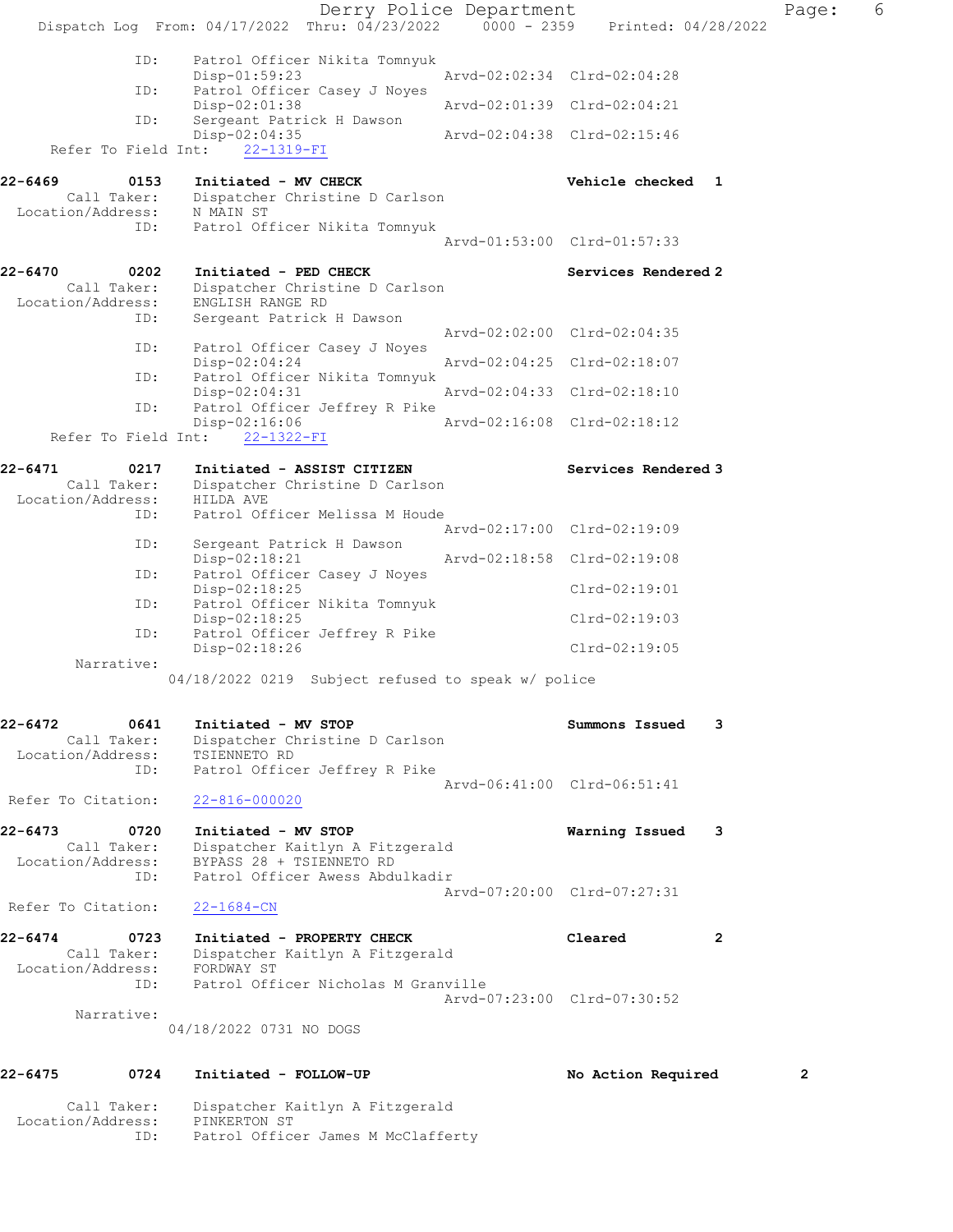```
            ID:     Patrol Officer Nikita Tomnyuk
                    Disp-01:59:23                 Arvd-02:02:34  Clrd-02:04:28
            ID:     Patrol Officer Casey J Noyes
                    Disp-02:01:38                 Arvd-02:01:39  Clrd-02:04:21
            ID:     Sergeant Patrick H Dawson
                    Disp-02:04:35                 Arvd-02:04:38  Clrd-02:15:46
   Refer To Field Int:     22-1319-FI

22-6469        0153     Initiated - MV CHECK                    Vehicle checked  1
       Call Taker:      Dispatcher Christine D Carlson
  Location/Address:     N MAIN ST
               ID:      Patrol Officer Nikita Tomnyuk
                                                  Arvd-01:53:00  Clrd-01:57:33

22-6470        0202     Initiated - PED CHECK                   Services Rendered 2
       Call Taker:      Dispatcher Christine D Carlson
  Location/Address:     ENGLISH RANGE RD
               ID:      Sergeant Patrick H Dawson
                                                  Arvd-02:02:00  Clrd-02:04:35
               ID:      Patrol Officer Casey J Noyes
                        Disp-02:04:24             Arvd-02:04:25  Clrd-02:18:07
               ID:      Patrol Officer Nikita Tomnyuk
                        Disp-02:04:31             Arvd-02:04:33  Clrd-02:18:10
               ID:      Patrol Officer Jeffrey R Pike
                        Disp-02:16:06             Arvd-02:16:08  Clrd-02:18:12
   Refer To Field Int:     22-1322-FI

22-6471        0217     Initiated - ASSIST CITIZEN              Services Rendered 3
       Call Taker:      Dispatcher Christine D Carlson
  Location/Address:     HILDA AVE
               ID:      Patrol Officer Melissa M Houde
                                                  Arvd-02:17:00  Clrd-02:19:09
               ID:      Sergeant Patrick H Dawson
                        Disp-02:18:21             Arvd-02:18:58  Clrd-02:19:08
               ID:      Patrol Officer Casey J Noyes
                        Disp-02:18:25                            Clrd-02:19:01
               ID:      Patrol Officer Nikita Tomnyuk
                        Disp-02:18:25                            Clrd-02:19:03
               ID:      Patrol Officer Jeffrey R Pike
                        Disp-02:18:26                            Clrd-02:19:05
        Narrative:
                   04/18/2022 0219  Subject refused to speak w/ police

22-6472        0641     Initiated - MV STOP                     Summons Issued    3
       Call Taker:      Dispatcher Christine D Carlson
  Location/Address:     TSIENNETO RD
               ID:      Patrol Officer Jeffrey R Pike
                                                  Arvd-06:41:00  Clrd-06:51:41
 Refer To Citation:     22-816-000020

22-6473        0720     Initiated - MV STOP                     Warning Issued    3
       Call Taker:      Dispatcher Kaitlyn A Fitzgerald
  Location/Address:     BYPASS 28 + TSIENNETO RD
               ID:      Patrol Officer Awess Abdulkadir
                                                  Arvd-07:20:00  Clrd-07:27:31
 Refer To Citation:     22-1684-CN

22-6474        0723     Initiated - PROPERTY CHECK              Cleared           2
       Call Taker:      Dispatcher Kaitlyn A Fitzgerald
  Location/Address:     FORDWAY ST
               ID:      Patrol Officer Nicholas M Granville
                                                  Arvd-07:23:00  Clrd-07:30:52
        Narrative:
                   04/18/2022 0731 NO DOGS

22-6475        0724     Initiated - FOLLOW-UP                   No Action Required        2

       Call Taker:      Dispatcher Kaitlyn A Fitzgerald
  Location/Address:     PINKERTON ST
               ID:      Patrol Officer James M McClafferty
```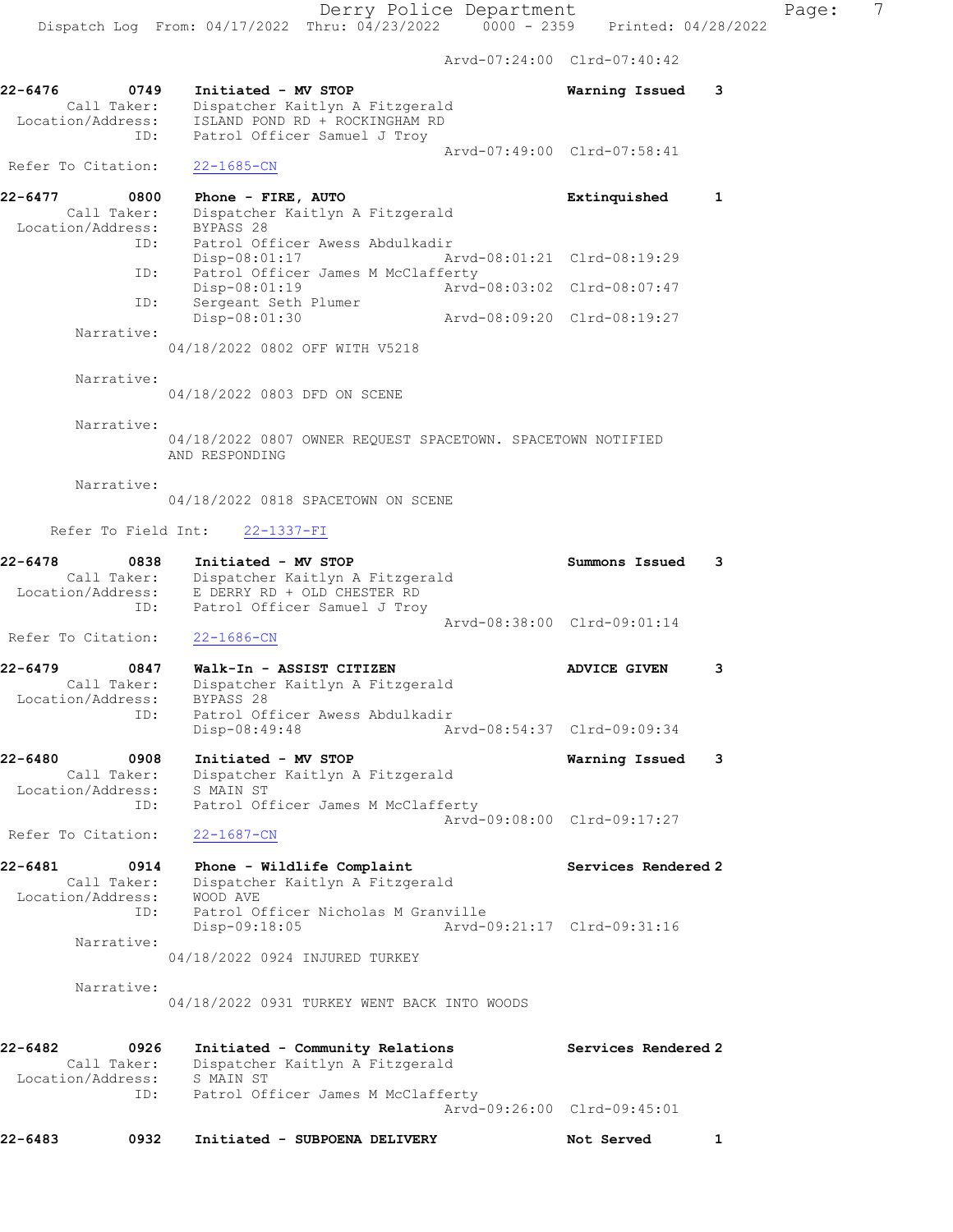Arvd-07:24:00 Clrd-07:40:42

**22-6476** 0749 **Initiated - MV STOP** **Warning Issued** 3
Call Taker: Dispatcher Kaitlyn A Fitzgerald
Location/Address: ISLAND POND RD + ROCKINGHAM RD
ID: Patrol Officer Samuel J Troy
Arvd-07:49:00 Clrd-07:58:41
Refer To Citation: 22-1685-CN

**22-6477** 0800 **Phone - FIRE, AUTO** **Extinquished** 1
Call Taker: Dispatcher Kaitlyn A Fitzgerald
Location/Address: BYPASS 28
ID: Patrol Officer Awess Abdulkadir
Disp-08:01:17 Arvd-08:01:21 Clrd-08:19:29
ID: Patrol Officer James M McClafferty
Disp-08:01:19 Arvd-08:03:02 Clrd-08:07:47
ID: Sergeant Seth Plumer
Disp-08:01:30 Arvd-08:09:20 Clrd-08:19:27
Narrative:
04/18/2022 0802 OFF WITH V5218

Narrative:
04/18/2022 0803 DFD ON SCENE

Narrative:
04/18/2022 0807 OWNER REQUEST SPACETOWN. SPACETOWN NOTIFIED AND RESPONDING

Narrative:
04/18/2022 0818 SPACETOWN ON SCENE

Refer To Field Int: 22-1337-FI

**22-6478** 0838 **Initiated - MV STOP** **Summons Issued** 3
Call Taker: Dispatcher Kaitlyn A Fitzgerald
Location/Address: E DERRY RD + OLD CHESTER RD
ID: Patrol Officer Samuel J Troy
Arvd-08:38:00 Clrd-09:01:14
Refer To Citation: 22-1686-CN

**22-6479** 0847 **Walk-In - ASSIST CITIZEN** **ADVICE GIVEN** 3
Call Taker: Dispatcher Kaitlyn A Fitzgerald
Location/Address: BYPASS 28
ID: Patrol Officer Awess Abdulkadir
Disp-08:49:48 Arvd-08:54:37 Clrd-09:09:34

**22-6480** 0908 **Initiated - MV STOP** **Warning Issued** 3
Call Taker: Dispatcher Kaitlyn A Fitzgerald
Location/Address: S MAIN ST
ID: Patrol Officer James M McClafferty
Arvd-09:08:00 Clrd-09:17:27
Refer To Citation: 22-1687-CN

**22-6481** 0914 **Phone - Wildlife Complaint** **Services Rendered** 2
Call Taker: Dispatcher Kaitlyn A Fitzgerald
Location/Address: WOOD AVE
ID: Patrol Officer Nicholas M Granville
Disp-09:18:05 Arvd-09:21:17 Clrd-09:31:16
Narrative:
04/18/2022 0924 INJURED TURKEY

Narrative:
04/18/2022 0931 TURKEY WENT BACK INTO WOODS

**22-6482** 0926 **Initiated - Community Relations** **Services Rendered** 2
Call Taker: Dispatcher Kaitlyn A Fitzgerald
Location/Address: S MAIN ST
ID: Patrol Officer James M McClafferty
Arvd-09:26:00 Clrd-09:45:01

**22-6483** 0932 **Initiated - SUBPOENA DELIVERY** **Not Served** 1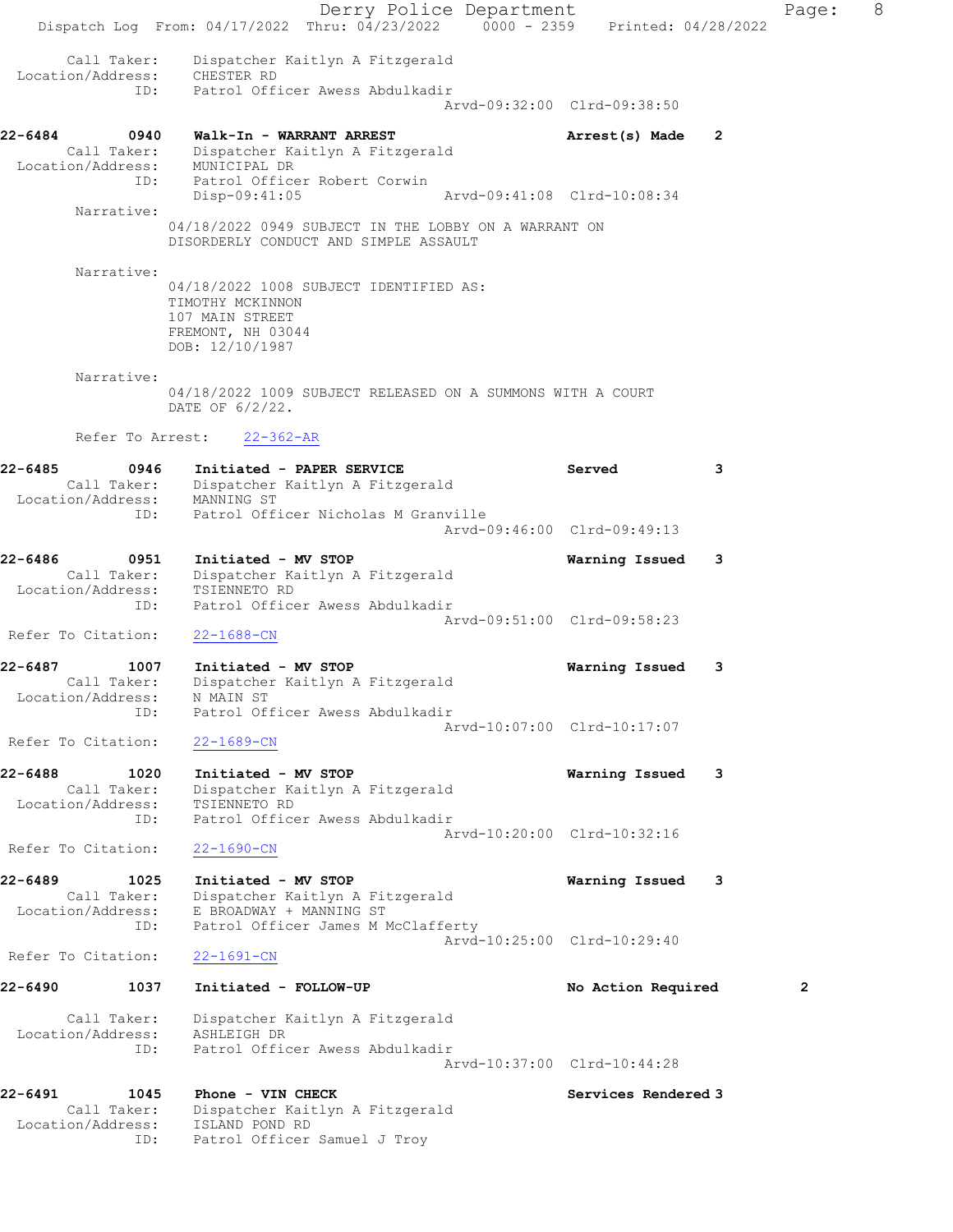Call Taker: Dispatcher Kaitlyn A Fitzgerald
Location/Address: CHESTER RD
ID: Patrol Officer Awess Abdulkadir
Arvd-09:32:00 Clrd-09:38:50

**22-6484 0940 Walk-In - WARRANT ARREST** Arrest(s) Made 2
Call Taker: Dispatcher Kaitlyn A Fitzgerald
Location/Address: MUNICIPAL DR
ID: Patrol Officer Robert Corwin
Disp-09:41:05 Arvd-09:41:08 Clrd-10:08:34
Narrative:
04/18/2022 0949 SUBJECT IN THE LOBBY ON A WARRANT ON DISORDERLY CONDUCT AND SIMPLE ASSAULT

Narrative:
04/18/2022 1008 SUBJECT IDENTIFIED AS:
TIMOTHY MCKINNON
107 MAIN STREET
FREMONT, NH 03044
DOB: 12/10/1987

Narrative:
04/18/2022 1009 SUBJECT RELEASED ON A SUMMONS WITH A COURT DATE OF 6/2/22.

Refer To Arrest: 22-362-AR

**22-6485 0946 Initiated - PAPER SERVICE** Served 3
Call Taker: Dispatcher Kaitlyn A Fitzgerald
Location/Address: MANNING ST
ID: Patrol Officer Nicholas M Granville
Arvd-09:46:00 Clrd-09:49:13

**22-6486 0951 Initiated - MV STOP** Warning Issued 3
Call Taker: Dispatcher Kaitlyn A Fitzgerald
Location/Address: TSIENNETO RD
ID: Patrol Officer Awess Abdulkadir
Arvd-09:51:00 Clrd-09:58:23
Refer To Citation: 22-1688-CN

**22-6487 1007 Initiated - MV STOP** Warning Issued 3
Call Taker: Dispatcher Kaitlyn A Fitzgerald
Location/Address: N MAIN ST
ID: Patrol Officer Awess Abdulkadir
Arvd-10:07:00 Clrd-10:17:07
Refer To Citation: 22-1689-CN

**22-6488 1020 Initiated - MV STOP** Warning Issued 3
Call Taker: Dispatcher Kaitlyn A Fitzgerald
Location/Address: TSIENNETO RD
ID: Patrol Officer Awess Abdulkadir
Arvd-10:20:00 Clrd-10:32:16
Refer To Citation: 22-1690-CN

**22-6489 1025 Initiated - MV STOP** Warning Issued 3
Call Taker: Dispatcher Kaitlyn A Fitzgerald
Location/Address: E BROADWAY + MANNING ST
ID: Patrol Officer James M McClafferty
Arvd-10:25:00 Clrd-10:29:40
Refer To Citation: 22-1691-CN

**22-6490 1037 Initiated - FOLLOW-UP** No Action Required 2
Call Taker: Dispatcher Kaitlyn A Fitzgerald
Location/Address: ASHLEIGH DR
ID: Patrol Officer Awess Abdulkadir
Arvd-10:37:00 Clrd-10:44:28

**22-6491 1045 Phone - VIN CHECK** Services Rendered 3
Call Taker: Dispatcher Kaitlyn A Fitzgerald
Location/Address: ISLAND POND RD
ID: Patrol Officer Samuel J Troy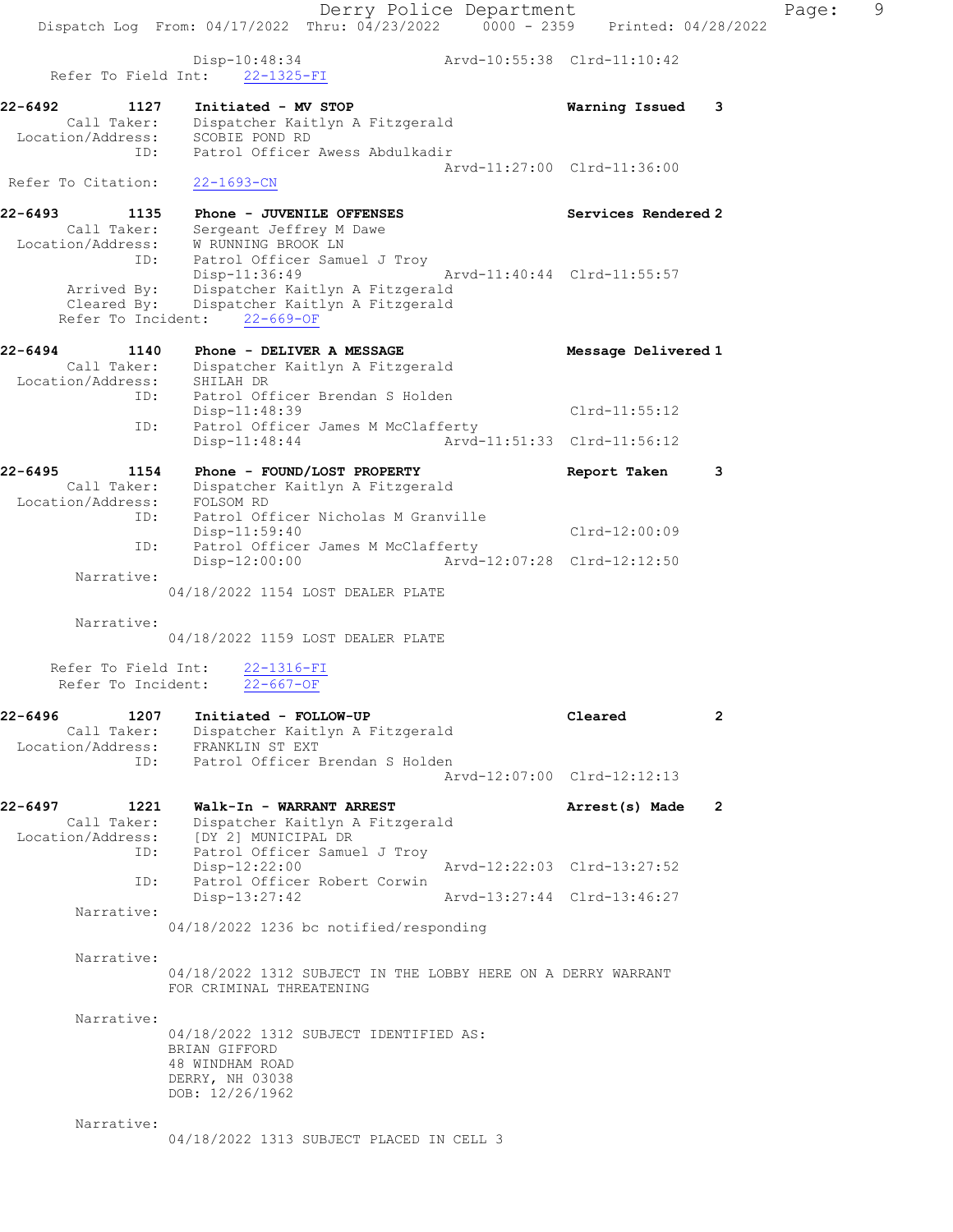```
                Disp-10:48:34                  Arvd-10:55:38  Clrd-11:10:42
    Refer To Field Int:    22-1325-FI

22-6492        1127    Initiated - MV STOP                          Warning Issued    3
        Call Taker:    Dispatcher Kaitlyn A Fitzgerald
   Location/Address:   SCOBIE POND RD
                ID:    Patrol Officer Awess Abdulkadir
                                               Arvd-11:27:00  Clrd-11:36:00
 Refer To Citation:    22-1693-CN

22-6493        1135    Phone - JUVENILE OFFENSES                    Services Rendered 2
        Call Taker:    Sergeant Jeffrey M Dawe
   Location/Address:   W RUNNING BROOK LN
                ID:    Patrol Officer Samuel J Troy
                       Disp-11:36:49           Arvd-11:40:44  Clrd-11:55:57
        Arrived By:    Dispatcher Kaitlyn A Fitzgerald
        Cleared By:    Dispatcher Kaitlyn A Fitzgerald
    Refer To Incident:    22-669-OF

22-6494        1140    Phone - DELIVER A MESSAGE                    Message Delivered 1
        Call Taker:    Dispatcher Kaitlyn A Fitzgerald
   Location/Address:   SHILAH DR
                ID:    Patrol Officer Brendan S Holden
                       Disp-11:48:39                          Clrd-11:55:12
                ID:    Patrol Officer James M McClafferty
                       Disp-11:48:44           Arvd-11:51:33  Clrd-11:56:12

22-6495        1154    Phone - FOUND/LOST PROPERTY                  Report Taken      3
        Call Taker:    Dispatcher Kaitlyn A Fitzgerald
   Location/Address:   FOLSOM RD
                ID:    Patrol Officer Nicholas M Granville
                       Disp-11:59:40                          Clrd-12:00:09
                ID:    Patrol Officer James M McClafferty
                       Disp-12:00:00           Arvd-12:07:28  Clrd-12:12:50
         Narrative:
                    04/18/2022 1154 LOST DEALER PLATE

         Narrative:
                    04/18/2022 1159 LOST DEALER PLATE

    Refer To Field Int:    22-1316-FI
    Refer To Incident:    22-667-OF

22-6496        1207    Initiated - FOLLOW-UP                        Cleared           2
        Call Taker:    Dispatcher Kaitlyn A Fitzgerald
   Location/Address:   FRANKLIN ST EXT
                ID:    Patrol Officer Brendan S Holden
                                               Arvd-12:07:00  Clrd-12:12:13

22-6497        1221    Walk-In - WARRANT ARREST                     Arrest(s) Made    2
        Call Taker:    Dispatcher Kaitlyn A Fitzgerald
   Location/Address:   [DY 2] MUNICIPAL DR
                ID:    Patrol Officer Samuel J Troy
                       Disp-12:22:00           Arvd-12:22:03  Clrd-13:27:52
                ID:    Patrol Officer Robert Corwin
                       Disp-13:27:42           Arvd-13:27:44  Clrd-13:46:27
         Narrative:
                    04/18/2022 1236 bc notified/responding

         Narrative:
                    04/18/2022 1312 SUBJECT IN THE LOBBY HERE ON A DERRY WARRANT
                    FOR CRIMINAL THREATENING

         Narrative:
                    04/18/2022 1312 SUBJECT IDENTIFIED AS:
                    BRIAN GIFFORD
                    48 WINDHAM ROAD
                    DERRY, NH 03038
                    DOB: 12/26/1962

         Narrative:
                    04/18/2022 1313 SUBJECT PLACED IN CELL 3
```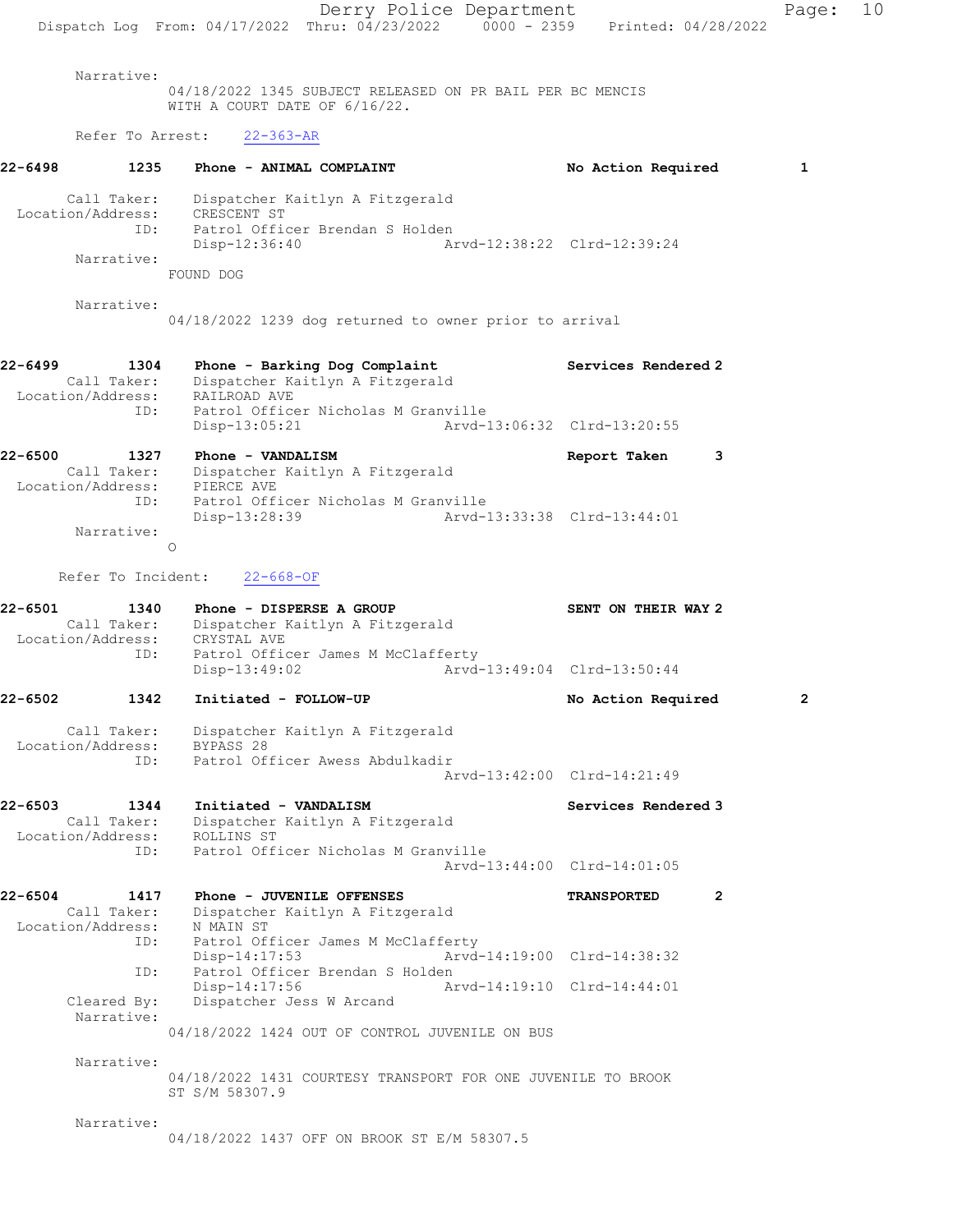Narrative:
04/18/2022 1345 SUBJECT RELEASED ON PR BAIL PER BC MENCIS WITH A COURT DATE OF 6/16/22.

Refer To Arrest: 22-363-AR

**22-6498 1235 Phone - ANIMAL COMPLAINT — No Action Required 1**

Call Taker: Dispatcher Kaitlyn A Fitzgerald
Location/Address: CRESCENT ST
ID: Patrol Officer Brendan S Holden
Disp-12:36:40 Arvd-12:38:22 Clrd-12:39:24

Narrative:
FOUND DOG

Narrative:
04/18/2022 1239 dog returned to owner prior to arrival

**22-6499 1304 Phone - Barking Dog Complaint — Services Rendered 2**

Call Taker: Dispatcher Kaitlyn A Fitzgerald
Location/Address: RAILROAD AVE
ID: Patrol Officer Nicholas M Granville
Disp-13:05:21 Arvd-13:06:32 Clrd-13:20:55

**22-6500 1327 Phone - VANDALISM — Report Taken 3**

Call Taker: Dispatcher Kaitlyn A Fitzgerald
Location/Address: PIERCE AVE
ID: Patrol Officer Nicholas M Granville
Disp-13:28:39 Arvd-13:33:38 Clrd-13:44:01

Narrative:
O

Refer To Incident: 22-668-OF

**22-6501 1340 Phone - DISPERSE A GROUP — SENT ON THEIR WAY 2**

Call Taker: Dispatcher Kaitlyn A Fitzgerald
Location/Address: CRYSTAL AVE
ID: Patrol Officer James M McClafferty
Disp-13:49:02 Arvd-13:49:04 Clrd-13:50:44

**22-6502 1342 Initiated - FOLLOW-UP — No Action Required 2**

Call Taker: Dispatcher Kaitlyn A Fitzgerald
Location/Address: BYPASS 28
ID: Patrol Officer Awess Abdulkadir
Arvd-13:42:00 Clrd-14:21:49

**22-6503 1344 Initiated - VANDALISM — Services Rendered 3**

Call Taker: Dispatcher Kaitlyn A Fitzgerald
Location/Address: ROLLINS ST
ID: Patrol Officer Nicholas M Granville
Arvd-13:44:00 Clrd-14:01:05

**22-6504 1417 Phone - JUVENILE OFFENSES — TRANSPORTED 2**

Call Taker: Dispatcher Kaitlyn A Fitzgerald
Location/Address: N MAIN ST
ID: Patrol Officer James M McClafferty
Disp-14:17:53 Arvd-14:19:00 Clrd-14:38:32
ID: Patrol Officer Brendan S Holden
Disp-14:17:56 Arvd-14:19:10 Clrd-14:44:01
Cleared By: Dispatcher Jess W Arcand

Narrative:
04/18/2022 1424 OUT OF CONTROL JUVENILE ON BUS

Narrative:
04/18/2022 1431 COURTESY TRANSPORT FOR ONE JUVENILE TO BROOK ST S/M 58307.9

Narrative:
04/18/2022 1437 OFF ON BROOK ST E/M 58307.5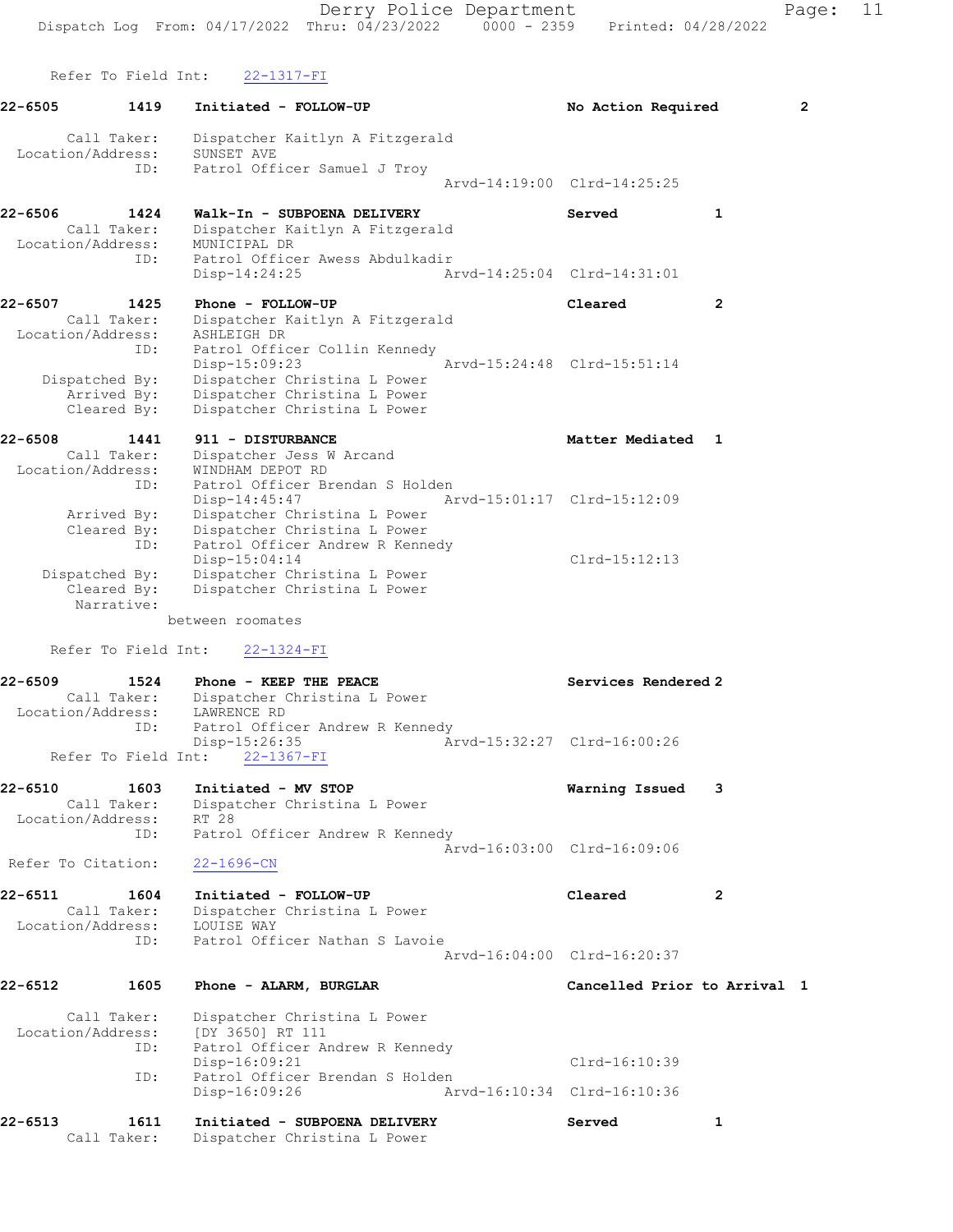Refer To Field Int: 22-1317-FI

```
22-6505        1419    Initiated - FOLLOW-UP                         No Action Required         2

      Call Taker:     Dispatcher Kaitlyn A Fitzgerald
  Location/Address:   SUNSET AVE
                ID:   Patrol Officer Samuel J Troy
                                                       Arvd-14:19:00  Clrd-14:25:25

22-6506        1424    Walk-In - SUBPOENA DELIVERY                    Served              1
      Call Taker:     Dispatcher Kaitlyn A Fitzgerald
  Location/Address:   MUNICIPAL DR
                ID:   Patrol Officer Awess Abdulkadir
                      Disp-14:24:25                    Arvd-14:25:04  Clrd-14:31:01

22-6507        1425    Phone - FOLLOW-UP                              Cleared             2
      Call Taker:     Dispatcher Kaitlyn A Fitzgerald
  Location/Address:   ASHLEIGH DR
                ID:   Patrol Officer Collin Kennedy
                      Disp-15:09:23                    Arvd-15:24:48  Clrd-15:51:14
    Dispatched By:    Dispatcher Christina L Power
       Arrived By:    Dispatcher Christina L Power
       Cleared By:    Dispatcher Christina L Power

22-6508        1441    911 - DISTURBANCE                              Matter Mediated     1
      Call Taker:     Dispatcher Jess W Arcand
  Location/Address:   WINDHAM DEPOT RD
                ID:   Patrol Officer Brendan S Holden
                      Disp-14:45:47                    Arvd-15:01:17  Clrd-15:12:09
       Arrived By:    Dispatcher Christina L Power
       Cleared By:    Dispatcher Christina L Power
                ID:   Patrol Officer Andrew R Kennedy
                      Disp-15:04:14                                   Clrd-15:12:13
    Dispatched By:    Dispatcher Christina L Power
       Cleared By:    Dispatcher Christina L Power
        Narrative:
                  between roomates

    Refer To Field Int:   22-1324-FI

22-6509        1524    Phone - KEEP THE PEACE                         Services Rendered 2
      Call Taker:     Dispatcher Christina L Power
  Location/Address:   LAWRENCE RD
                ID:   Patrol Officer Andrew R Kennedy
                      Disp-15:26:35                    Arvd-15:32:27  Clrd-16:00:26
    Refer To Field Int:   22-1367-FI

22-6510        1603    Initiated - MV STOP                            Warning Issued      3
      Call Taker:     Dispatcher Christina L Power
  Location/Address:   RT 28
                ID:   Patrol Officer Andrew R Kennedy
                                                       Arvd-16:03:00  Clrd-16:09:06
 Refer To Citation:   22-1696-CN

22-6511        1604    Initiated - FOLLOW-UP                          Cleared             2
      Call Taker:     Dispatcher Christina L Power
  Location/Address:   LOUISE WAY
                ID:   Patrol Officer Nathan S Lavoie
                                                       Arvd-16:04:00  Clrd-16:20:37

22-6512        1605    Phone - ALARM, BURGLAR                         Cancelled Prior to Arrival  1

      Call Taker:     Dispatcher Christina L Power
  Location/Address:   [DY 3650] RT 111
                ID:   Patrol Officer Andrew R Kennedy
                      Disp-16:09:21                                   Clrd-16:10:39
                ID:   Patrol Officer Brendan S Holden
                      Disp-16:09:26                    Arvd-16:10:34  Clrd-16:10:36

22-6513        1611    Initiated - SUBPOENA DELIVERY                  Served              1
      Call Taker:     Dispatcher Christina L Power
```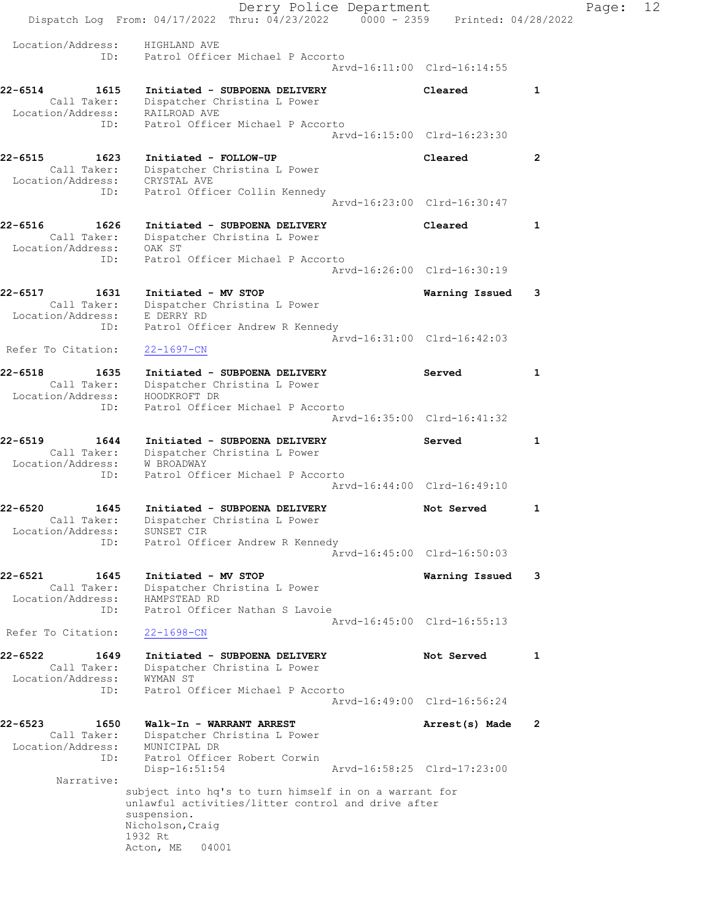Location/Address: HIGHLAND AVE
ID: Patrol Officer Michael P Accorto
Arvd-16:11:00 Clrd-16:14:55

**22-6514 1615 Initiated - SUBPOENA DELIVERY Cleared 1**
Call Taker: Dispatcher Christina L Power
Location/Address: RAILROAD AVE
ID: Patrol Officer Michael P Accorto
Arvd-16:15:00 Clrd-16:23:30

**22-6515 1623 Initiated - FOLLOW-UP Cleared 2**
Call Taker: Dispatcher Christina L Power
Location/Address: CRYSTAL AVE
ID: Patrol Officer Collin Kennedy
Arvd-16:23:00 Clrd-16:30:47

**22-6516 1626 Initiated - SUBPOENA DELIVERY Cleared 1**
Call Taker: Dispatcher Christina L Power
Location/Address: OAK ST
ID: Patrol Officer Michael P Accorto
Arvd-16:26:00 Clrd-16:30:19

**22-6517 1631 Initiated - MV STOP Warning Issued 3**
Call Taker: Dispatcher Christina L Power
Location/Address: E DERRY RD
ID: Patrol Officer Andrew R Kennedy
Arvd-16:31:00 Clrd-16:42:03
Refer To Citation: 22-1697-CN

**22-6518 1635 Initiated - SUBPOENA DELIVERY Served 1**
Call Taker: Dispatcher Christina L Power
Location/Address: HOODKROFT DR
ID: Patrol Officer Michael P Accorto
Arvd-16:35:00 Clrd-16:41:32

**22-6519 1644 Initiated - SUBPOENA DELIVERY Served 1**
Call Taker: Dispatcher Christina L Power
Location/Address: W BROADWAY
ID: Patrol Officer Michael P Accorto
Arvd-16:44:00 Clrd-16:49:10

**22-6520 1645 Initiated - SUBPOENA DELIVERY Not Served 1**
Call Taker: Dispatcher Christina L Power
Location/Address: SUNSET CIR
ID: Patrol Officer Andrew R Kennedy
Arvd-16:45:00 Clrd-16:50:03

**22-6521 1645 Initiated - MV STOP Warning Issued 3**
Call Taker: Dispatcher Christina L Power
Location/Address: HAMPSTEAD RD
ID: Patrol Officer Nathan S Lavoie
Arvd-16:45:00 Clrd-16:55:13
Refer To Citation: 22-1698-CN

**22-6522 1649 Initiated - SUBPOENA DELIVERY Not Served 1**
Call Taker: Dispatcher Christina L Power
Location/Address: WYMAN ST
ID: Patrol Officer Michael P Accorto
Arvd-16:49:00 Clrd-16:56:24

**22-6523 1650 Walk-In - WARRANT ARREST Arrest(s) Made 2**
Call Taker: Dispatcher Christina L Power
Location/Address: MUNICIPAL DR
ID: Patrol Officer Robert Corwin
Disp-16:51:54 Arvd-16:58:25 Clrd-17:23:00
Narrative:
subject into hq's to turn himself in on a warrant for unlawful activities/litter control and drive after suspension.
Nicholson,Craig
1932 Rt
Acton, ME 04001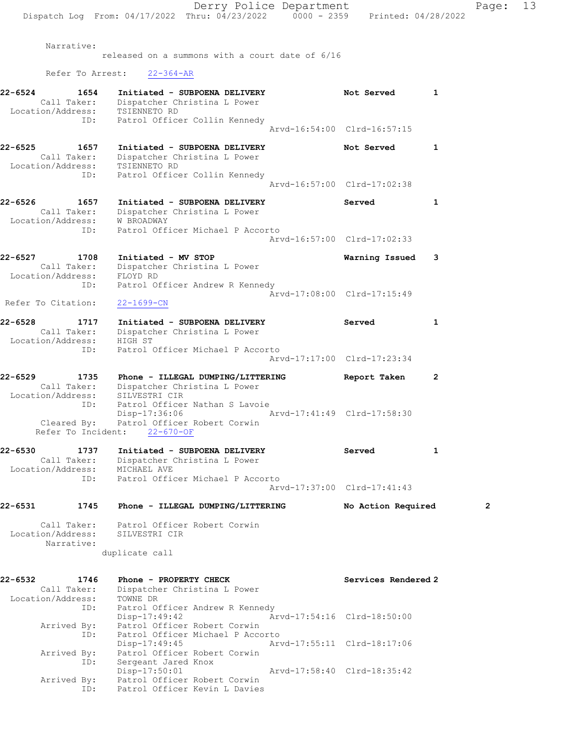Narrative:
released on a summons with a court date of 6/16

Refer To Arrest: 22-364-AR

**22-6524** 1654 **Initiated - SUBPOENA DELIVERY** — Not Served — 1
Call Taker: Dispatcher Christina L Power
Location/Address: TSIENNETO RD
ID: Patrol Officer Collin Kennedy
Arvd-16:54:00 Clrd-16:57:15

**22-6525** 1657 **Initiated - SUBPOENA DELIVERY** — Not Served — 1
Call Taker: Dispatcher Christina L Power
Location/Address: TSIENNETO RD
ID: Patrol Officer Collin Kennedy
Arvd-16:57:00 Clrd-17:02:38

**22-6526** 1657 **Initiated - SUBPOENA DELIVERY** — Served — 1
Call Taker: Dispatcher Christina L Power
Location/Address: W BROADWAY
ID: Patrol Officer Michael P Accorto
Arvd-16:57:00 Clrd-17:02:33

**22-6527** 1708 **Initiated - MV STOP** — Warning Issued — 3
Call Taker: Dispatcher Christina L Power
Location/Address: FLOYD RD
ID: Patrol Officer Andrew R Kennedy
Arvd-17:08:00 Clrd-17:15:49
Refer To Citation: 22-1699-CN

**22-6528** 1717 **Initiated - SUBPOENA DELIVERY** — Served — 1
Call Taker: Dispatcher Christina L Power
Location/Address: HIGH ST
ID: Patrol Officer Michael P Accorto
Arvd-17:17:00 Clrd-17:23:34

**22-6529** 1735 **Phone - ILLEGAL DUMPING/LITTERING** — Report Taken — 2
Call Taker: Dispatcher Christina L Power
Location/Address: SILVESTRI CIR
ID: Patrol Officer Nathan S Lavoie
Disp-17:36:06 Arvd-17:41:49 Clrd-17:58:30
Cleared By: Patrol Officer Robert Corwin
Refer To Incident: 22-670-OF

**22-6530** 1737 **Initiated - SUBPOENA DELIVERY** — Served — 1
Call Taker: Dispatcher Christina L Power
Location/Address: MICHAEL AVE
ID: Patrol Officer Michael P Accorto
Arvd-17:37:00 Clrd-17:41:43

**22-6531** 1745 **Phone - ILLEGAL DUMPING/LITTERING** — No Action Required — 2
Call Taker: Patrol Officer Robert Corwin
Location/Address: SILVESTRI CIR
Narrative:
duplicate call

**22-6532** 1746 **Phone - PROPERTY CHECK** — Services Rendered — 2
Call Taker: Dispatcher Christina L Power
Location/Address: TOWNE DR
ID: Patrol Officer Andrew R Kennedy
Disp-17:49:42 Arvd-17:54:16 Clrd-18:50:00
Arrived By: Patrol Officer Robert Corwin
ID: Patrol Officer Michael P Accorto
Disp-17:49:45 Arvd-17:55:11 Clrd-18:17:06
Arrived By: Patrol Officer Robert Corwin
ID: Sergeant Jared Knox
Disp-17:50:01 Arvd-17:58:40 Clrd-18:35:42
Arrived By: Patrol Officer Robert Corwin
ID: Patrol Officer Kevin L Davies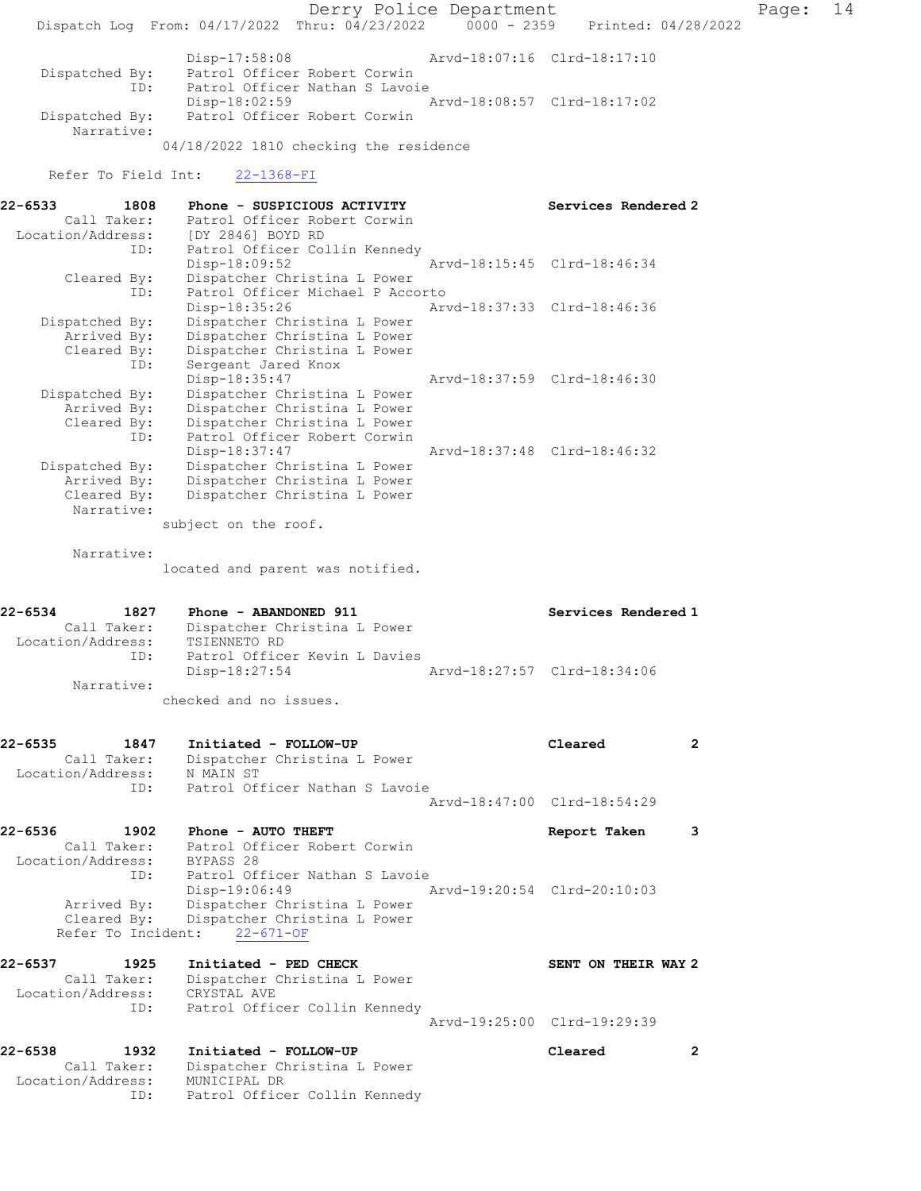```
            Disp-17:58:08                 Arvd-18:07:16  Clrd-18:17:10
Dispatched By:   Patrol Officer Robert Corwin
          ID:    Patrol Officer Nathan S Lavoie
            Disp-18:02:59                 Arvd-18:08:57  Clrd-18:17:02
Dispatched By:   Patrol Officer Robert Corwin
   Narrative:
            04/18/2022 1810 checking the residence

   Refer To Field Int:    22-1368-FI

22-6533      1808    Phone - SUSPICIOUS ACTIVITY                Services Rendered 2
     Call Taker:   Patrol Officer Robert Corwin
 Location/Address: [DY 2846] BOYD RD
            ID:    Patrol Officer Collin Kennedy
            Disp-18:09:52                 Arvd-18:15:45  Clrd-18:46:34
     Cleared By:   Dispatcher Christina L Power
            ID:    Patrol Officer Michael P Accorto
            Disp-18:35:26                 Arvd-18:37:33  Clrd-18:46:36
  Dispatched By:   Dispatcher Christina L Power
     Arrived By:   Dispatcher Christina L Power
     Cleared By:   Dispatcher Christina L Power
            ID:    Sergeant Jared Knox
            Disp-18:35:47                 Arvd-18:37:59  Clrd-18:46:30
  Dispatched By:   Dispatcher Christina L Power
     Arrived By:   Dispatcher Christina L Power
     Cleared By:   Dispatcher Christina L Power
            ID:    Patrol Officer Robert Corwin
            Disp-18:37:47                 Arvd-18:37:48  Clrd-18:46:32
  Dispatched By:   Dispatcher Christina L Power
     Arrived By:   Dispatcher Christina L Power
     Cleared By:   Dispatcher Christina L Power
      Narrative:
            subject on the roof.

      Narrative:
            located and parent was notified.


22-6534      1827    Phone - ABANDONED 911                      Services Rendered 1
     Call Taker:   Dispatcher Christina L Power
 Location/Address: TSIENNETO RD
            ID:    Patrol Officer Kevin L Davies
            Disp-18:27:54                 Arvd-18:27:57  Clrd-18:34:06
      Narrative:
            checked and no issues.


22-6535      1847    Initiated - FOLLOW-UP                      Cleared           2
     Call Taker:   Dispatcher Christina L Power
 Location/Address: N MAIN ST
            ID:    Patrol Officer Nathan S Lavoie
                                          Arvd-18:47:00  Clrd-18:54:29

22-6536      1902    Phone - AUTO THEFT                         Report Taken      3
     Call Taker:   Patrol Officer Robert Corwin
 Location/Address: BYPASS 28
            ID:    Patrol Officer Nathan S Lavoie
            Disp-19:06:49                 Arvd-19:20:54  Clrd-20:10:03
     Arrived By:   Dispatcher Christina L Power
     Cleared By:   Dispatcher Christina L Power
   Refer To Incident:    22-671-OF

22-6537      1925    Initiated - PED CHECK                      SENT ON THEIR WAY 2
     Call Taker:   Dispatcher Christina L Power
 Location/Address: CRYSTAL AVE
            ID:    Patrol Officer Collin Kennedy
                                          Arvd-19:25:00  Clrd-19:29:39

22-6538      1932    Initiated - FOLLOW-UP                      Cleared           2
     Call Taker:   Dispatcher Christina L Power
 Location/Address: MUNICIPAL DR
            ID:    Patrol Officer Collin Kennedy
```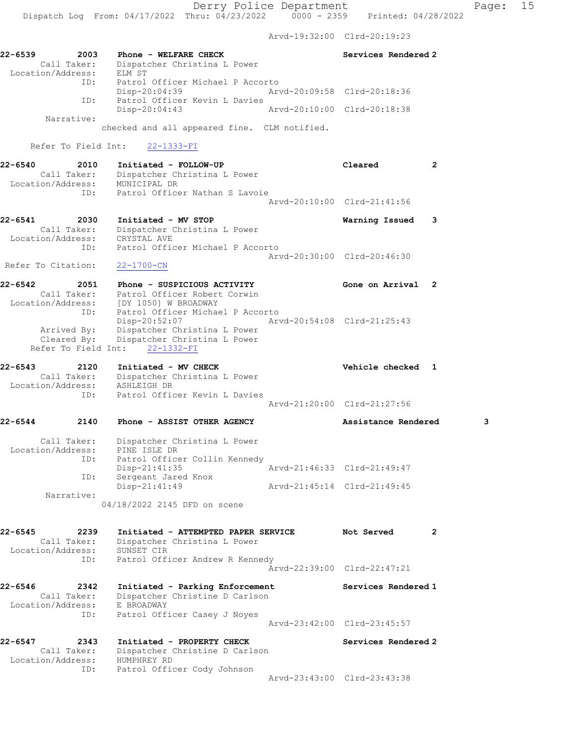Arvd-19:32:00 Clrd-20:19:23

**22-6539** 2003 **Phone - WELFARE CHECK** Services Rendered 2
Call Taker: Dispatcher Christina L Power
Location/Address: ELM ST
ID: Patrol Officer Michael P Accorto
Disp-20:04:39 Arvd-20:09:58 Clrd-20:18:36
ID: Patrol Officer Kevin L Davies
Disp-20:04:43 Arvd-20:10:00 Clrd-20:18:38
Narrative:
checked and all appeared fine. CLM notified.

Refer To Field Int: 22-1333-FI

**22-6540** 2010 **Initiated - FOLLOW-UP** Cleared 2
Call Taker: Dispatcher Christina L Power
Location/Address: MUNICIPAL DR
ID: Patrol Officer Nathan S Lavoie
Arvd-20:10:00 Clrd-21:41:56

**22-6541** 2030 **Initiated - MV STOP** Warning Issued 3
Call Taker: Dispatcher Christina L Power
Location/Address: CRYSTAL AVE
ID: Patrol Officer Michael P Accorto
Arvd-20:30:00 Clrd-20:46:30
Refer To Citation: 22-1700-CN

**22-6542** 2051 **Phone - SUSPICIOUS ACTIVITY** Gone on Arrival 2
Call Taker: Patrol Officer Robert Corwin
Location/Address: [DY 1050] W BROADWAY
ID: Patrol Officer Michael P Accorto
Disp-20:52:07 Arvd-20:54:08 Clrd-21:25:43
Arrived By: Dispatcher Christina L Power
Cleared By: Dispatcher Christina L Power
Refer To Field Int: 22-1332-FI

**22-6543** 2120 **Initiated - MV CHECK** Vehicle checked 1
Call Taker: Dispatcher Christina L Power
Location/Address: ASHLEIGH DR
ID: Patrol Officer Kevin L Davies
Arvd-21:20:00 Clrd-21:27:56

**22-6544** 2140 **Phone - ASSIST OTHER AGENCY** Assistance Rendered 3
Call Taker: Dispatcher Christina L Power
Location/Address: PINE ISLE DR
ID: Patrol Officer Collin Kennedy
Disp-21:41:35 Arvd-21:46:33 Clrd-21:49:47
ID: Sergeant Jared Knox
Disp-21:41:49 Arvd-21:45:14 Clrd-21:49:45
Narrative:
04/18/2022 2145 DFD on scene

**22-6545** 2239 **Initiated - ATTEMPTED PAPER SERVICE** Not Served 2
Call Taker: Dispatcher Christina L Power
Location/Address: SUNSET CIR
ID: Patrol Officer Andrew R Kennedy
Arvd-22:39:00 Clrd-22:47:21

**22-6546** 2342 **Initiated - Parking Enforcement** Services Rendered 1
Call Taker: Dispatcher Christine D Carlson
Location/Address: E BROADWAY
ID: Patrol Officer Casey J Noyes
Arvd-23:42:00 Clrd-23:45:57

**22-6547** 2343 **Initiated - PROPERTY CHECK** Services Rendered 2
Call Taker: Dispatcher Christine D Carlson
Location/Address: HUMPHREY RD
ID: Patrol Officer Cody Johnson
Arvd-23:43:00 Clrd-23:43:38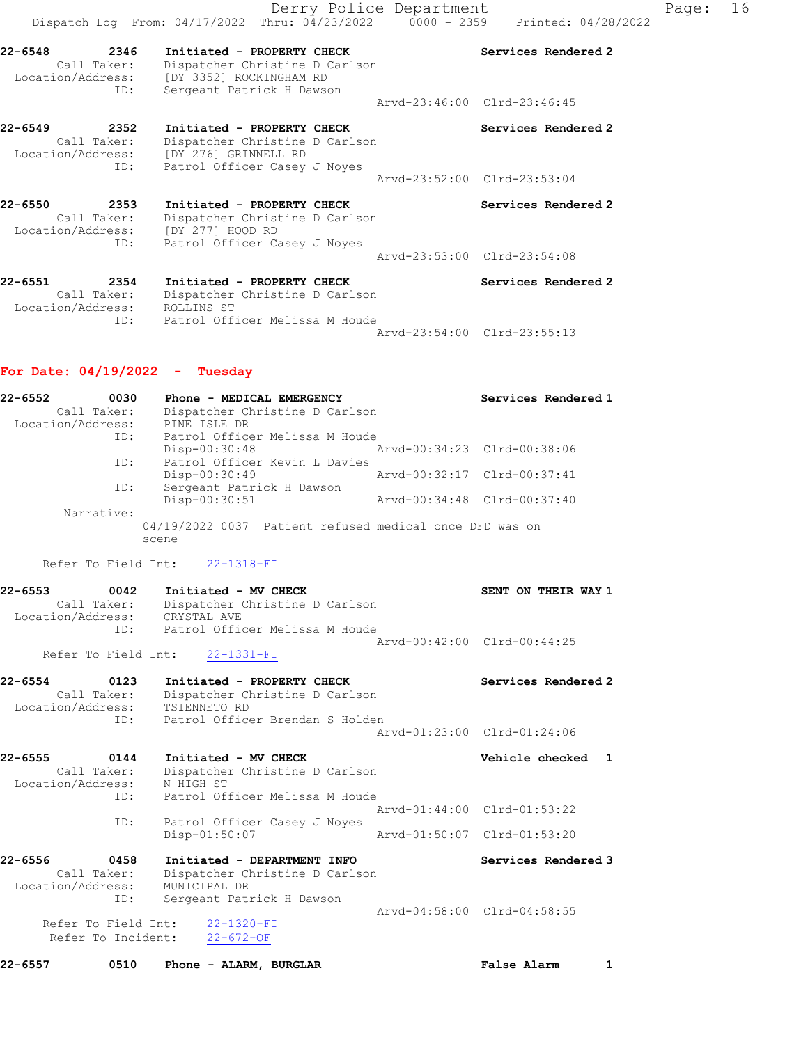22-6548 2346 Initiated - PROPERTY CHECK Services Rendered 2
Call Taker: Dispatcher Christine D Carlson
Location/Address: [DY 3352] ROCKINGHAM RD
ID: Sergeant Patrick H Dawson
Arvd-23:46:00 Clrd-23:46:45

22-6549 2352 Initiated - PROPERTY CHECK Services Rendered 2
Call Taker: Dispatcher Christine D Carlson
Location/Address: [DY 276] GRINNELL RD
ID: Patrol Officer Casey J Noyes
Arvd-23:52:00 Clrd-23:53:04

22-6550 2353 Initiated - PROPERTY CHECK Services Rendered 2
Call Taker: Dispatcher Christine D Carlson
Location/Address: [DY 277] HOOD RD
ID: Patrol Officer Casey J Noyes
Arvd-23:53:00 Clrd-23:54:08

22-6551 2354 Initiated - PROPERTY CHECK Services Rendered 2
Call Taker: Dispatcher Christine D Carlson
Location/Address: ROLLINS ST
ID: Patrol Officer Melissa M Houde
Arvd-23:54:00 Clrd-23:55:13

## For Date: 04/19/2022 - Tuesday

22-6552 0030 Phone - MEDICAL EMERGENCY Services Rendered 1
Call Taker: Dispatcher Christine D Carlson
Location/Address: PINE ISLE DR
ID: Patrol Officer Melissa M Houde
Disp-00:30:48 Arvd-00:34:23 Clrd-00:38:06
ID: Patrol Officer Kevin L Davies
Disp-00:30:49 Arvd-00:32:17 Clrd-00:37:41
ID: Sergeant Patrick H Dawson
Disp-00:30:51 Arvd-00:34:48 Clrd-00:37:40
Narrative:
04/19/2022 0037 Patient refused medical once DFD was on scene

Refer To Field Int: 22-1318-FI

22-6553 0042 Initiated - MV CHECK SENT ON THEIR WAY 1
Call Taker: Dispatcher Christine D Carlson
Location/Address: CRYSTAL AVE
ID: Patrol Officer Melissa M Houde
Arvd-00:42:00 Clrd-00:44:25
Refer To Field Int: 22-1331-FI

22-6554 0123 Initiated - PROPERTY CHECK Services Rendered 2
Call Taker: Dispatcher Christine D Carlson
Location/Address: TSIENNETO RD
ID: Patrol Officer Brendan S Holden
Arvd-01:23:00 Clrd-01:24:06

22-6555 0144 Initiated - MV CHECK Vehicle checked 1
Call Taker: Dispatcher Christine D Carlson
Location/Address: N HIGH ST
ID: Patrol Officer Melissa M Houde
Arvd-01:44:00 Clrd-01:53:22
ID: Patrol Officer Casey J Noyes
Disp-01:50:07 Arvd-01:50:07 Clrd-01:53:20

22-6556 0458 Initiated - DEPARTMENT INFO Services Rendered 3
Call Taker: Dispatcher Christine D Carlson
Location/Address: MUNICIPAL DR
ID: Sergeant Patrick H Dawson
Arvd-04:58:00 Clrd-04:58:55
Refer To Field Int: 22-1320-FI
Refer To Incident: 22-672-OF

22-6557 0510 Phone - ALARM, BURGLAR False Alarm 1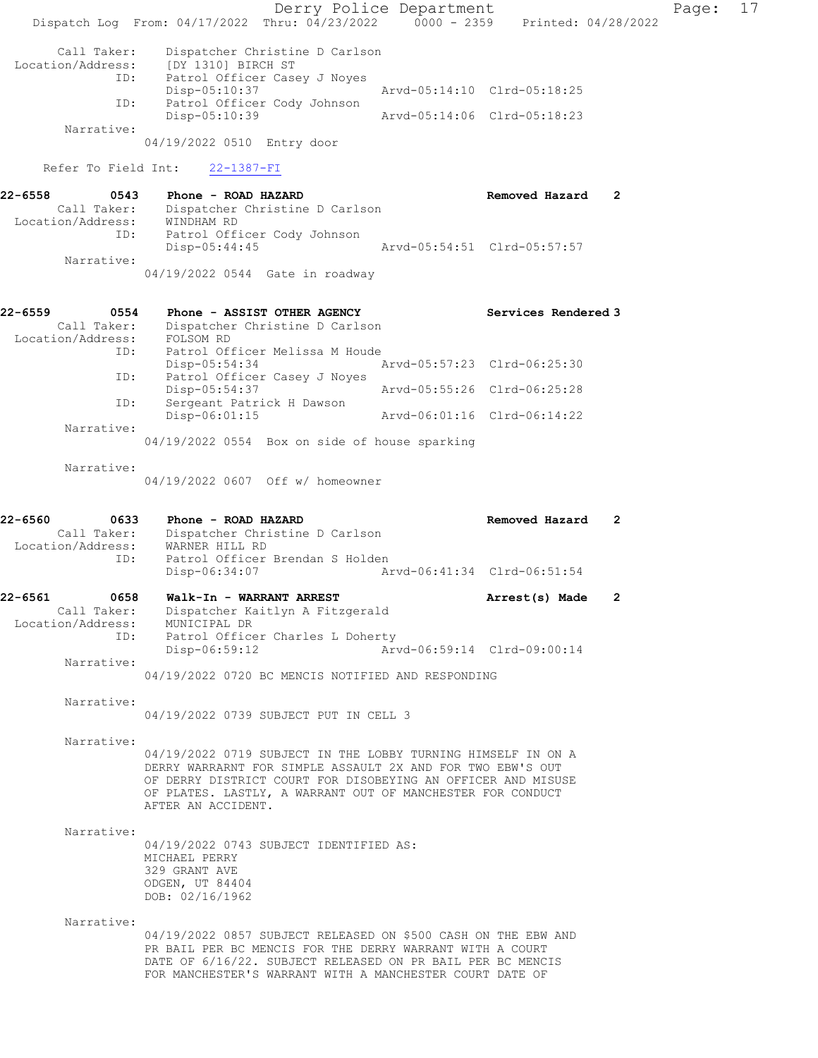Call Taker: Dispatcher Christine D Carlson
Location/Address: [DY 1310] BIRCH ST
ID: Patrol Officer Casey J Noyes
Disp-05:10:37 Arvd-05:14:10 Clrd-05:18:25
ID: Patrol Officer Cody Johnson
Disp-05:10:39 Arvd-05:14:06 Clrd-05:18:23
Narrative:
04/19/2022 0510 Entry door

Refer To Field Int: 22-1387-FI

**22-6558 0543 Phone - ROAD HAZARD Removed Hazard 2**
Call Taker: Dispatcher Christine D Carlson
Location/Address: WINDHAM RD
ID: Patrol Officer Cody Johnson
Disp-05:44:45 Arvd-05:54:51 Clrd-05:57:57
Narrative:
04/19/2022 0544 Gate in roadway

**22-6559 0554 Phone - ASSIST OTHER AGENCY Services Rendered 3**
Call Taker: Dispatcher Christine D Carlson
Location/Address: FOLSOM RD
ID: Patrol Officer Melissa M Houde
Disp-05:54:34 Arvd-05:57:23 Clrd-06:25:30
ID: Patrol Officer Casey J Noyes
Disp-05:54:37 Arvd-05:55:26 Clrd-06:25:28
ID: Sergeant Patrick H Dawson
Disp-06:01:15 Arvd-06:01:16 Clrd-06:14:22
Narrative:
04/19/2022 0554 Box on side of house sparking

Narrative:
04/19/2022 0607 Off w/ homeowner

**22-6560 0633 Phone - ROAD HAZARD Removed Hazard 2**
Call Taker: Dispatcher Christine D Carlson
Location/Address: WARNER HILL RD
ID: Patrol Officer Brendan S Holden
Disp-06:34:07 Arvd-06:41:34 Clrd-06:51:54

**22-6561 0658 Walk-In - WARRANT ARREST Arrest(s) Made 2**
Call Taker: Dispatcher Kaitlyn A Fitzgerald
Location/Address: MUNICIPAL DR
ID: Patrol Officer Charles L Doherty
Disp-06:59:12 Arvd-06:59:14 Clrd-09:00:14
Narrative:
04/19/2022 0720 BC MENCIS NOTIFIED AND RESPONDING

Narrative:
04/19/2022 0739 SUBJECT PUT IN CELL 3

Narrative:
04/19/2022 0719 SUBJECT IN THE LOBBY TURNING HIMSELF IN ON A DERRY WARRARNT FOR SIMPLE ASSAULT 2X AND FOR TWO EBW'S OUT OF DERRY DISTRICT COURT FOR DISOBEYING AN OFFICER AND MISUSE OF PLATES. LASTLY, A WARRANT OUT OF MANCHESTER FOR CONDUCT AFTER AN ACCIDENT.

Narrative:
04/19/2022 0743 SUBJECT IDENTIFIED AS:
MICHAEL PERRY
329 GRANT AVE
ODGEN, UT 84404
DOB: 02/16/1962

Narrative:
04/19/2022 0857 SUBJECT RELEASED ON $500 CASH ON THE EBW AND PR BAIL PER BC MENCIS FOR THE DERRY WARRANT WITH A COURT DATE OF 6/16/22. SUBJECT RELEASED ON PR BAIL PER BC MENCIS FOR MANCHESTER'S WARRANT WITH A MANCHESTER COURT DATE OF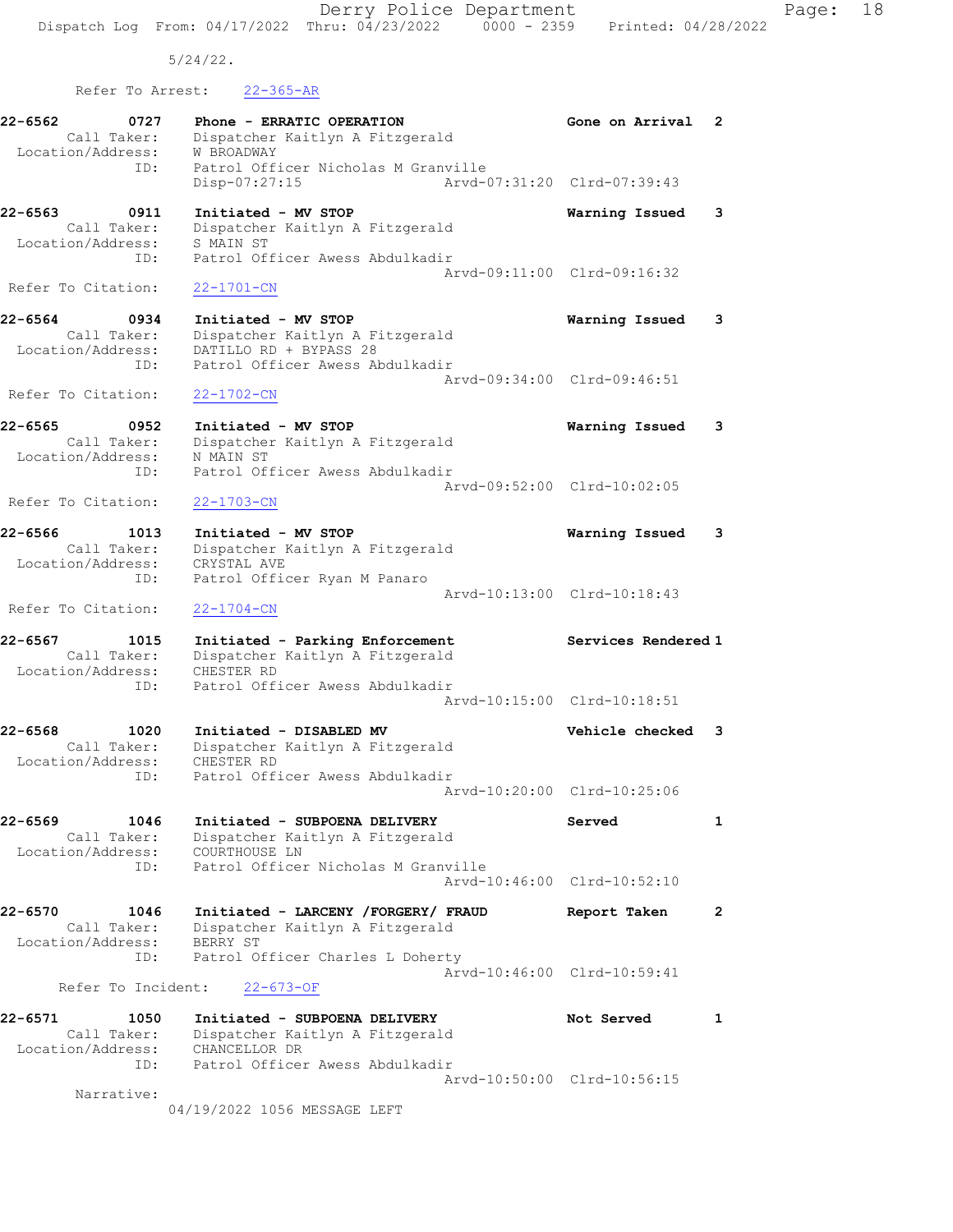5/24/22.

Refer To Arrest: 22-365-AR

```
22-6562        0727    Phone - ERRATIC OPERATION                Gone on Arrival  2
        Call Taker:    Dispatcher Kaitlyn A Fitzgerald
  Location/Address:    W BROADWAY
                ID:    Patrol Officer Nicholas M Granville
                       Disp-07:27:15              Arvd-07:31:20  Clrd-07:39:43

22-6563        0911    Initiated - MV STOP                      Warning Issued   3
        Call Taker:    Dispatcher Kaitlyn A Fitzgerald
  Location/Address:    S MAIN ST
                ID:    Patrol Officer Awess Abdulkadir
                                                  Arvd-09:11:00  Clrd-09:16:32
 Refer To Citation:    22-1701-CN

22-6564        0934    Initiated - MV STOP                      Warning Issued   3
        Call Taker:    Dispatcher Kaitlyn A Fitzgerald
  Location/Address:    DATILLO RD + BYPASS 28
                ID:    Patrol Officer Awess Abdulkadir
                                                  Arvd-09:34:00  Clrd-09:46:51
 Refer To Citation:    22-1702-CN

22-6565        0952    Initiated - MV STOP                      Warning Issued   3
        Call Taker:    Dispatcher Kaitlyn A Fitzgerald
  Location/Address:    N MAIN ST
                ID:    Patrol Officer Awess Abdulkadir
                                                  Arvd-09:52:00  Clrd-10:02:05
 Refer To Citation:    22-1703-CN

22-6566        1013    Initiated - MV STOP                      Warning Issued   3
        Call Taker:    Dispatcher Kaitlyn A Fitzgerald
  Location/Address:    CRYSTAL AVE
                ID:    Patrol Officer Ryan M Panaro
                                                  Arvd-10:13:00  Clrd-10:18:43
 Refer To Citation:    22-1704-CN

22-6567        1015    Initiated - Parking Enforcement          Services Rendered 1
        Call Taker:    Dispatcher Kaitlyn A Fitzgerald
  Location/Address:    CHESTER RD
                ID:    Patrol Officer Awess Abdulkadir
                                                  Arvd-10:15:00  Clrd-10:18:51

22-6568        1020    Initiated - DISABLED MV                  Vehicle checked  3
        Call Taker:    Dispatcher Kaitlyn A Fitzgerald
  Location/Address:    CHESTER RD
                ID:    Patrol Officer Awess Abdulkadir
                                                  Arvd-10:20:00  Clrd-10:25:06

22-6569        1046    Initiated - SUBPOENA DELIVERY            Served           1
        Call Taker:    Dispatcher Kaitlyn A Fitzgerald
  Location/Address:    COURTHOUSE LN
                ID:    Patrol Officer Nicholas M Granville
                                                  Arvd-10:46:00  Clrd-10:52:10

22-6570        1046    Initiated - LARCENY /FORGERY/ FRAUD      Report Taken     2
        Call Taker:    Dispatcher Kaitlyn A Fitzgerald
  Location/Address:    BERRY ST
                ID:    Patrol Officer Charles L Doherty
                                                  Arvd-10:46:00  Clrd-10:59:41
      Refer To Incident:    22-673-OF

22-6571        1050    Initiated - SUBPOENA DELIVERY            Not Served       1
        Call Taker:    Dispatcher Kaitlyn A Fitzgerald
  Location/Address:    CHANCELLOR DR
                ID:    Patrol Officer Awess Abdulkadir
                                                  Arvd-10:50:00  Clrd-10:56:15
        Narrative:
             04/19/2022 1056 MESSAGE LEFT
```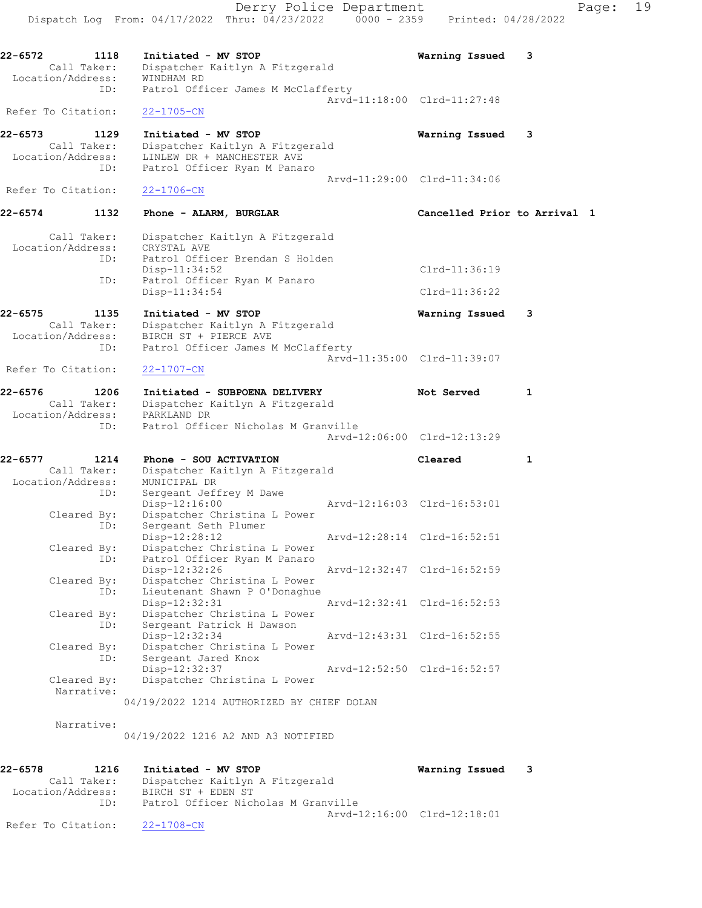22-6572 1118 Initiated - MV STOP Warning Issued 3
Call Taker: Dispatcher Kaitlyn A Fitzgerald
Location/Address: WINDHAM RD
ID: Patrol Officer James M McClafferty
Arvd-11:18:00 Clrd-11:27:48
Refer To Citation: 22-1705-CN

22-6573 1129 Initiated - MV STOP Warning Issued 3
Call Taker: Dispatcher Kaitlyn A Fitzgerald
Location/Address: LINLEW DR + MANCHESTER AVE
ID: Patrol Officer Ryan M Panaro
Arvd-11:29:00 Clrd-11:34:06
Refer To Citation: 22-1706-CN

22-6574 1132 Phone - ALARM, BURGLAR Cancelled Prior to Arrival 1
Call Taker: Dispatcher Kaitlyn A Fitzgerald
Location/Address: CRYSTAL AVE
ID: Patrol Officer Brendan S Holden
Disp-11:34:52 Clrd-11:36:19
ID: Patrol Officer Ryan M Panaro
Disp-11:34:54 Clrd-11:36:22

22-6575 1135 Initiated - MV STOP Warning Issued 3
Call Taker: Dispatcher Kaitlyn A Fitzgerald
Location/Address: BIRCH ST + PIERCE AVE
ID: Patrol Officer James M McClafferty
Arvd-11:35:00 Clrd-11:39:07
Refer To Citation: 22-1707-CN

22-6576 1206 Initiated - SUBPOENA DELIVERY Not Served 1
Call Taker: Dispatcher Kaitlyn A Fitzgerald
Location/Address: PARKLAND DR
ID: Patrol Officer Nicholas M Granville
Arvd-12:06:00 Clrd-12:13:29

22-6577 1214 Phone - SOU ACTIVATION Cleared 1
Call Taker: Dispatcher Kaitlyn A Fitzgerald
Location/Address: MUNICIPAL DR
ID: Sergeant Jeffrey M Dawe
Disp-12:16:00 Arvd-12:16:03 Clrd-16:53:01
Cleared By: Dispatcher Christina L Power
ID: Sergeant Seth Plumer
Disp-12:28:12 Arvd-12:28:14 Clrd-16:52:51
Cleared By: Dispatcher Christina L Power
ID: Patrol Officer Ryan M Panaro
Disp-12:32:26 Arvd-12:32:47 Clrd-16:52:59
Cleared By: Dispatcher Christina L Power
ID: Lieutenant Shawn P O'Donaghue
Disp-12:32:31 Arvd-12:32:41 Clrd-16:52:53
Cleared By: Dispatcher Christina L Power
ID: Sergeant Patrick H Dawson
Disp-12:32:34 Arvd-12:43:31 Clrd-16:52:55
Cleared By: Dispatcher Christina L Power
ID: Sergeant Jared Knox
Disp-12:32:37 Arvd-12:52:50 Clrd-16:52:57
Cleared By: Dispatcher Christina L Power
Narrative:
04/19/2022 1214 AUTHORIZED BY CHIEF DOLAN

Narrative:
04/19/2022 1216 A2 AND A3 NOTIFIED

22-6578 1216 Initiated - MV STOP Warning Issued 3
Call Taker: Dispatcher Kaitlyn A Fitzgerald
Location/Address: BIRCH ST + EDEN ST
ID: Patrol Officer Nicholas M Granville
Arvd-12:16:00 Clrd-12:18:01
Refer To Citation: 22-1708-CN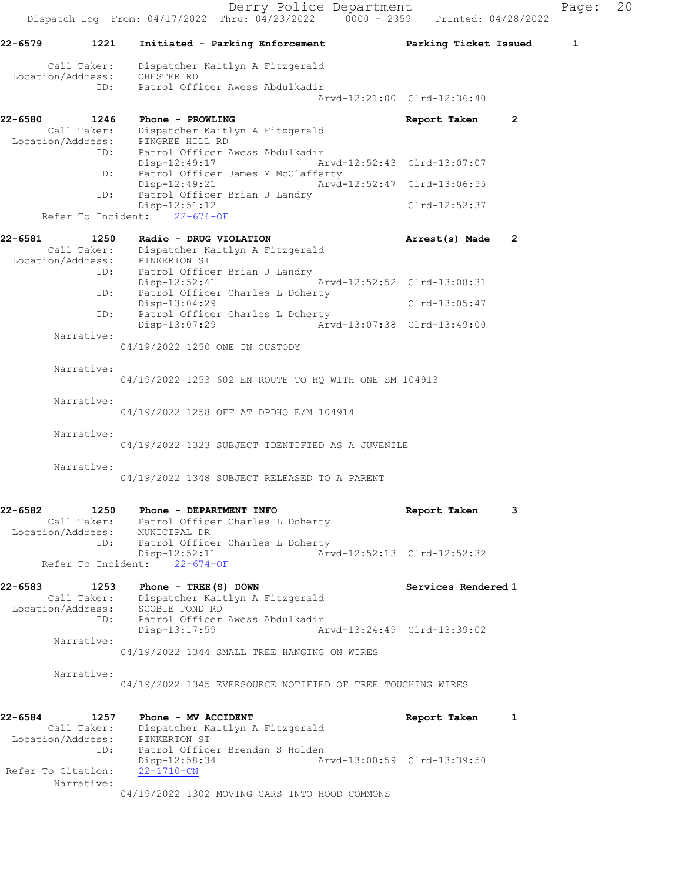**22-6579 1221 Initiated - Parking Enforcement — Parking Ticket Issued — 1**

Call Taker: Dispatcher Kaitlyn A Fitzgerald
Location/Address: CHESTER RD
ID: Patrol Officer Awess Abdulkadir
Arvd-12:21:00 Clrd-12:36:40

**22-6580 1246 Phone - PROWLING — Report Taken — 2**

Call Taker: Dispatcher Kaitlyn A Fitzgerald
Location/Address: PINGREE HILL RD
ID: Patrol Officer Awess Abdulkadir
Disp-12:49:17 Arvd-12:52:43 Clrd-13:07:07
ID: Patrol Officer James M McClafferty
Disp-12:49:21 Arvd-12:52:47 Clrd-13:06:55
ID: Patrol Officer Brian J Landry
Disp-12:51:12 Clrd-12:52:37
Refer To Incident: 22-676-OF

**22-6581 1250 Radio - DRUG VIOLATION — Arrest(s) Made — 2**

Call Taker: Dispatcher Kaitlyn A Fitzgerald
Location/Address: PINKERTON ST
ID: Patrol Officer Brian J Landry
Disp-12:52:41 Arvd-12:52:52 Clrd-13:08:31
ID: Patrol Officer Charles L Doherty
Disp-13:04:29 Clrd-13:05:47
ID: Patrol Officer Charles L Doherty
Disp-13:07:29 Arvd-13:07:38 Clrd-13:49:00

Narrative:
04/19/2022 1250 ONE IN CUSTODY

Narrative:
04/19/2022 1253 602 EN ROUTE TO HQ WITH ONE SM 104913

Narrative:
04/19/2022 1258 OFF AT DPDHQ E/M 104914

Narrative:
04/19/2022 1323 SUBJECT IDENTIFIED AS A JUVENILE

Narrative:
04/19/2022 1348 SUBJECT RELEASED TO A PARENT

**22-6582 1250 Phone - DEPARTMENT INFO — Report Taken — 3**

Call Taker: Patrol Officer Charles L Doherty
Location/Address: MUNICIPAL DR
ID: Patrol Officer Charles L Doherty
Disp-12:52:11 Arvd-12:52:13 Clrd-12:52:32
Refer To Incident: 22-674-OF

**22-6583 1253 Phone - TREE(S) DOWN — Services Rendered — 1**

Call Taker: Dispatcher Kaitlyn A Fitzgerald
Location/Address: SCOBIE POND RD
ID: Patrol Officer Awess Abdulkadir
Disp-13:17:59 Arvd-13:24:49 Clrd-13:39:02

Narrative:
04/19/2022 1344 SMALL TREE HANGING ON WIRES

Narrative:
04/19/2022 1345 EVERSOURCE NOTIFIED OF TREE TOUCHING WIRES

**22-6584 1257 Phone - MV ACCIDENT — Report Taken — 1**

Call Taker: Dispatcher Kaitlyn A Fitzgerald
Location/Address: PINKERTON ST
ID: Patrol Officer Brendan S Holden
Disp-12:58:34 Arvd-13:00:59 Clrd-13:39:50
Refer To Citation: 22-1710-CN

Narrative:
04/19/2022 1302 MOVING CARS INTO HOOD COMMONS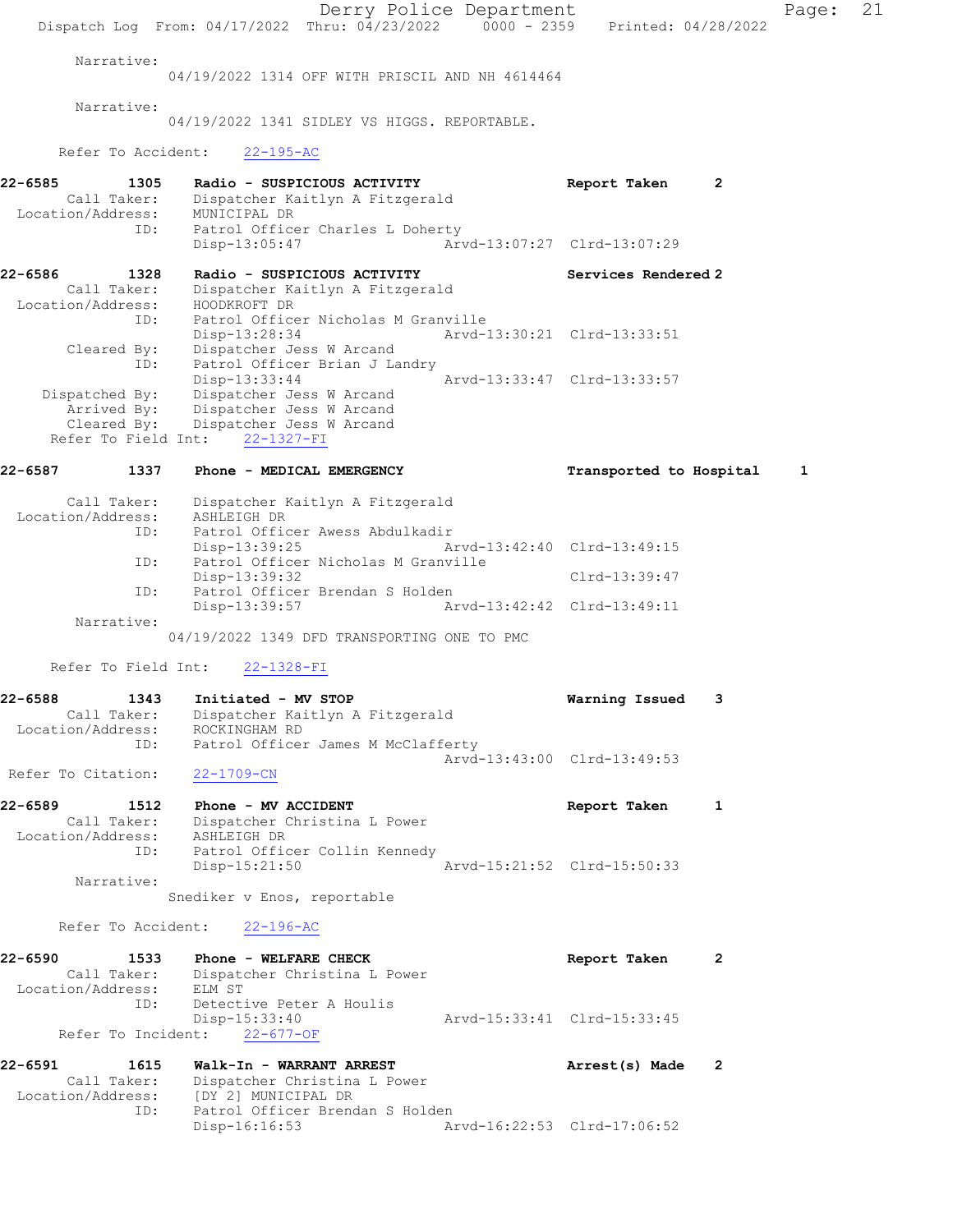Narrative:
04/19/2022 1314 OFF WITH PRISCIL AND NH 4614464

Narrative:
04/19/2022 1341 SIDLEY VS HIGGS. REPORTABLE.

Refer To Accident: 22-195-AC

```
22-6585        1305    Radio - SUSPICIOUS ACTIVITY                    Report Taken       2
     Call Taker:       Dispatcher Kaitlyn A Fitzgerald
 Location/Address:     MUNICIPAL DR
              ID:      Patrol Officer Charles L Doherty
                       Disp-13:05:47                  Arvd-13:07:27  Clrd-13:07:29

22-6586        1328    Radio - SUSPICIOUS ACTIVITY                    Services Rendered 2
     Call Taker:       Dispatcher Kaitlyn A Fitzgerald
 Location/Address:     HOODKROFT DR
              ID:      Patrol Officer Nicholas M Granville
                       Disp-13:28:34                  Arvd-13:30:21  Clrd-13:33:51
     Cleared By:       Dispatcher Jess W Arcand
              ID:      Patrol Officer Brian J Landry
                       Disp-13:33:44                  Arvd-13:33:47  Clrd-13:33:57
  Dispatched By:       Dispatcher Jess W Arcand
     Arrived By:       Dispatcher Jess W Arcand
     Cleared By:       Dispatcher Jess W Arcand
  Refer To Field Int:  22-1327-FI

22-6587        1337    Phone - MEDICAL EMERGENCY                      Transported to Hospital    1

     Call Taker:       Dispatcher Kaitlyn A Fitzgerald
 Location/Address:     ASHLEIGH DR
              ID:      Patrol Officer Awess Abdulkadir
                       Disp-13:39:25                  Arvd-13:42:40  Clrd-13:49:15
              ID:      Patrol Officer Nicholas M Granville
                       Disp-13:39:32                                 Clrd-13:39:47
              ID:      Patrol Officer Brendan S Holden
                       Disp-13:39:57                  Arvd-13:42:42  Clrd-13:49:11
      Narrative:
                       04/19/2022 1349 DFD TRANSPORTING ONE TO PMC

  Refer To Field Int:  22-1328-FI

22-6588        1343    Initiated - MV STOP                            Warning Issued     3
     Call Taker:       Dispatcher Kaitlyn A Fitzgerald
 Location/Address:     ROCKINGHAM RD
              ID:      Patrol Officer James M McClafferty
                                                      Arvd-13:43:00  Clrd-13:49:53
 Refer To Citation:    22-1709-CN

22-6589        1512    Phone - MV ACCIDENT                            Report Taken       1
     Call Taker:       Dispatcher Christina L Power
 Location/Address:     ASHLEIGH DR
              ID:      Patrol Officer Collin Kennedy
                       Disp-15:21:50                  Arvd-15:21:52  Clrd-15:50:33
      Narrative:
                       Snediker v Enos, reportable

  Refer To Accident:   22-196-AC

22-6590        1533    Phone - WELFARE CHECK                          Report Taken       2
     Call Taker:       Dispatcher Christina L Power
 Location/Address:     ELM ST
              ID:      Detective Peter A Houlis
                       Disp-15:33:40                  Arvd-15:33:41  Clrd-15:33:45
  Refer To Incident:   22-677-OF

22-6591        1615    Walk-In - WARRANT ARREST                       Arrest(s) Made     2
     Call Taker:       Dispatcher Christina L Power
 Location/Address:     [DY 2] MUNICIPAL DR
              ID:      Patrol Officer Brendan S Holden
                       Disp-16:16:53                  Arvd-16:22:53  Clrd-17:06:52
```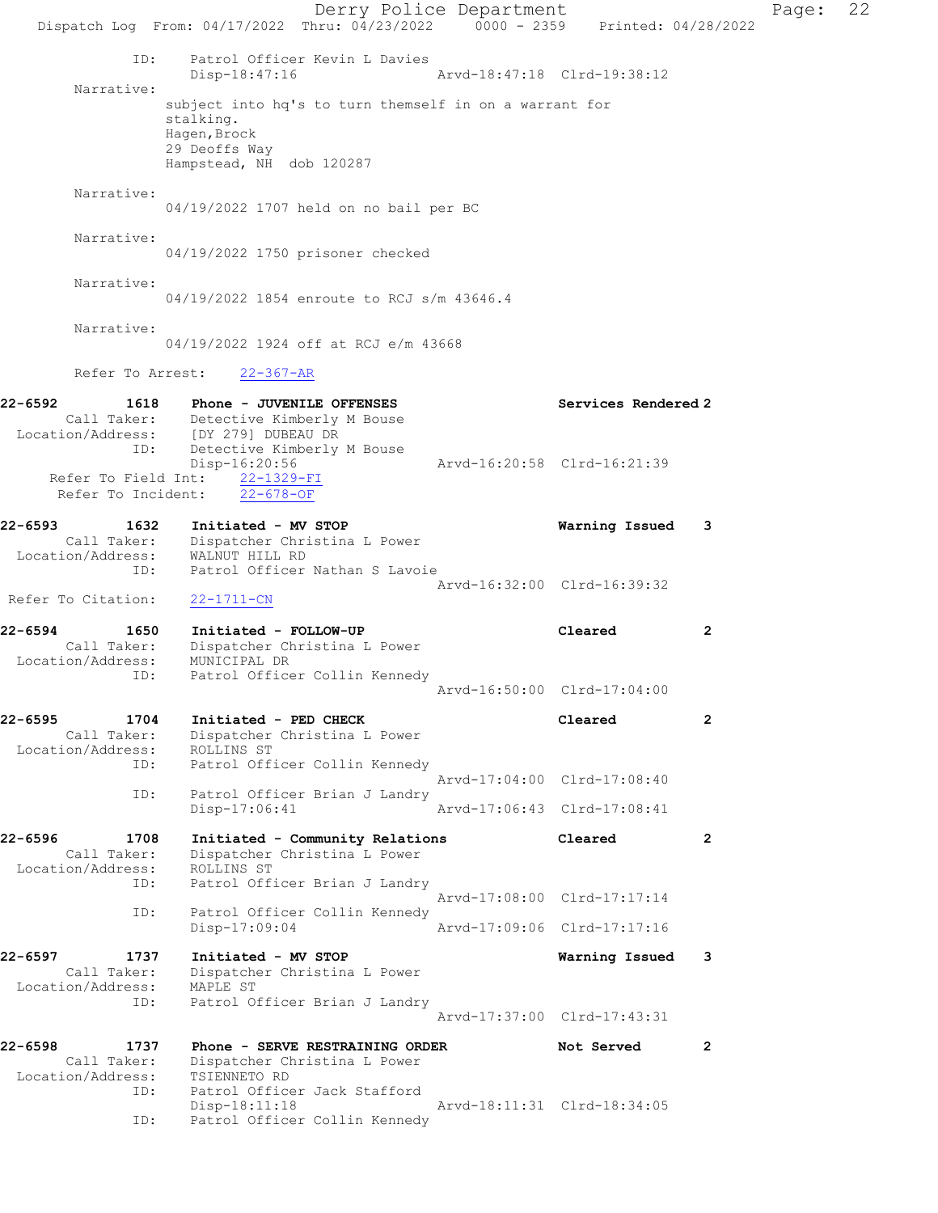```
            ID:      Patrol Officer Kevin L Davies
                     Disp-18:47:16                 Arvd-18:47:18  Clrd-19:38:12
     Narrative:
                 subject into hq's to turn themself in on a warrant for
                 stalking.
                 Hagen,Brock
                 29 Deoffs Way
                 Hampstead, NH  dob 120287

     Narrative:
                 04/19/2022 1707 held on no bail per BC

     Narrative:
                 04/19/2022 1750 prisoner checked

     Narrative:
                 04/19/2022 1854 enroute to RCJ s/m 43646.4

     Narrative:
                 04/19/2022 1924 off at RCJ e/m 43668

     Refer To Arrest:    22-367-AR

22-6592        1618    Phone - JUVENILE OFFENSES                 Services Rendered 2
       Call Taker:     Detective Kimberly M Bouse
  Location/Address:    [DY 279] DUBEAU DR
               ID:     Detective Kimberly M Bouse
                       Disp-16:20:56                 Arvd-16:20:58  Clrd-16:21:39
   Refer To Field Int:    22-1329-FI
    Refer To Incident:    22-678-OF

22-6593        1632    Initiated - MV STOP                       Warning Issued    3
       Call Taker:     Dispatcher Christina L Power
  Location/Address:    WALNUT HILL RD
               ID:     Patrol Officer Nathan S Lavoie
                                                     Arvd-16:32:00  Clrd-16:39:32
 Refer To Citation:    22-1711-CN

22-6594        1650    Initiated - FOLLOW-UP                     Cleared           2
       Call Taker:     Dispatcher Christina L Power
  Location/Address:    MUNICIPAL DR
               ID:     Patrol Officer Collin Kennedy
                                                     Arvd-16:50:00  Clrd-17:04:00

22-6595        1704    Initiated - PED CHECK                     Cleared           2
       Call Taker:     Dispatcher Christina L Power
  Location/Address:    ROLLINS ST
               ID:     Patrol Officer Collin Kennedy
                                                     Arvd-17:04:00  Clrd-17:08:40
               ID:     Patrol Officer Brian J Landry
                       Disp-17:06:41                 Arvd-17:06:43  Clrd-17:08:41

22-6596        1708    Initiated - Community Relations           Cleared           2
       Call Taker:     Dispatcher Christina L Power
  Location/Address:    ROLLINS ST
               ID:     Patrol Officer Brian J Landry
                                                     Arvd-17:08:00  Clrd-17:17:14
               ID:     Patrol Officer Collin Kennedy
                       Disp-17:09:04                 Arvd-17:09:06  Clrd-17:17:16

22-6597        1737    Initiated - MV STOP                       Warning Issued    3
       Call Taker:     Dispatcher Christina L Power
  Location/Address:    MAPLE ST
               ID:     Patrol Officer Brian J Landry
                                                     Arvd-17:37:00  Clrd-17:43:31

22-6598        1737    Phone - SERVE RESTRAINING ORDER           Not Served        2
       Call Taker:     Dispatcher Christina L Power
  Location/Address:    TSIENNETO RD
               ID:     Patrol Officer Jack Stafford
                       Disp-18:11:18                 Arvd-18:11:31  Clrd-18:34:05
               ID:     Patrol Officer Collin Kennedy
```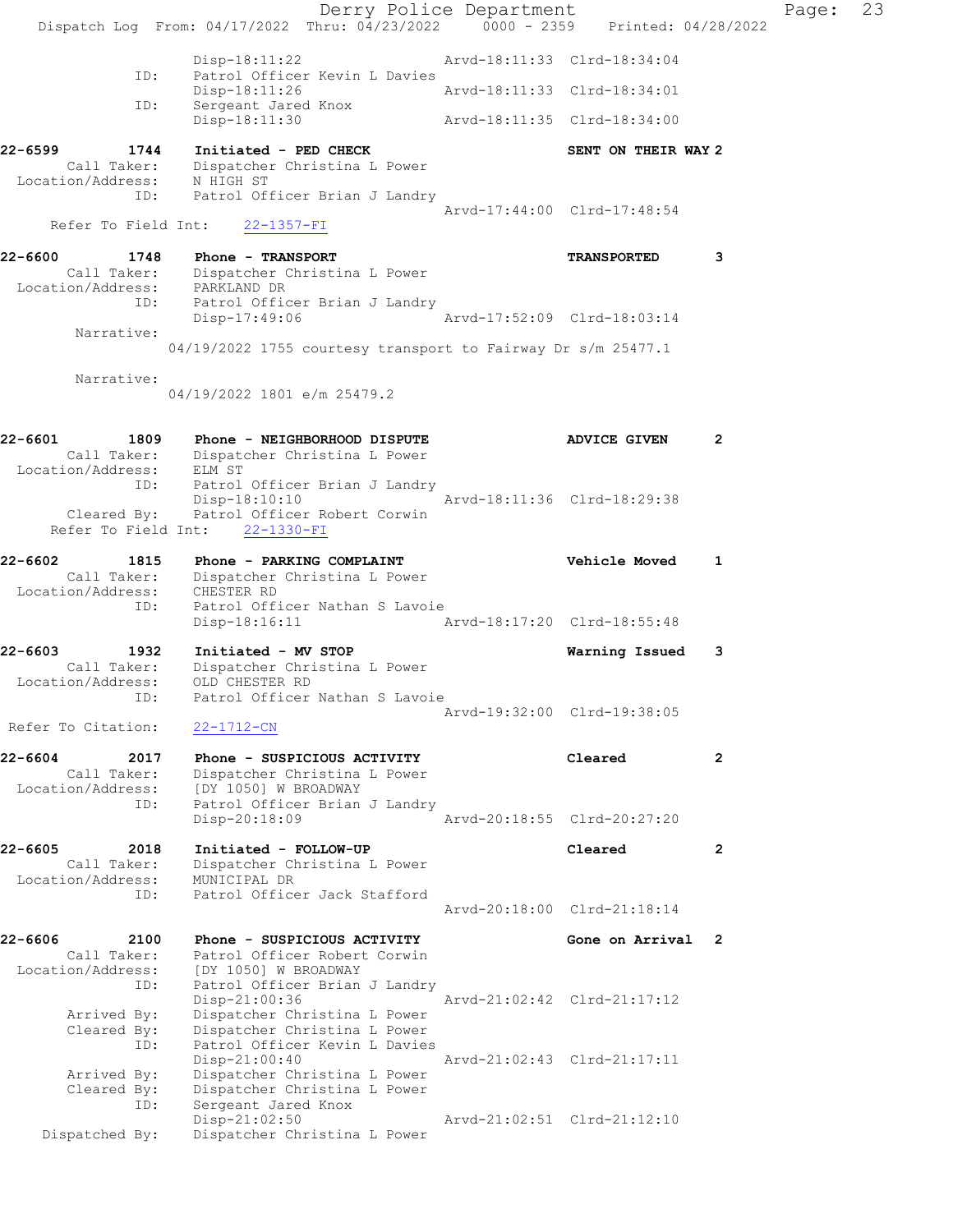```
                Disp-18:11:22                   Arvd-18:11:33  Clrd-18:34:04
           ID:  Patrol Officer Kevin L Davies
                Disp-18:11:26                   Arvd-18:11:33  Clrd-18:34:01
           ID:  Sergeant Jared Knox
                Disp-18:11:30                   Arvd-18:11:35  Clrd-18:34:00

22-6599     1744   Initiated - PED CHECK                      SENT ON THEIR WAY 2
      Call Taker:  Dispatcher Christina L Power
 Location/Address: N HIGH ST
              ID:  Patrol Officer Brian J Landry
                                                Arvd-17:44:00  Clrd-17:48:54
    Refer To Field Int:   22-1357-FI

22-6600     1748   Phone - TRANSPORT                          TRANSPORTED       3
      Call Taker:  Dispatcher Christina L Power
 Location/Address: PARKLAND DR
              ID:  Patrol Officer Brian J Landry
                   Disp-17:49:06                Arvd-17:52:09  Clrd-18:03:14
       Narrative:
                 04/19/2022 1755 courtesy transport to Fairway Dr s/m 25477.1

       Narrative:
                 04/19/2022 1801 e/m 25479.2

22-6601     1809   Phone - NEIGHBORHOOD DISPUTE               ADVICE GIVEN      2
      Call Taker:  Dispatcher Christina L Power
 Location/Address: ELM ST
              ID:  Patrol Officer Brian J Landry
                   Disp-18:10:10                Arvd-18:11:36  Clrd-18:29:38
      Cleared By:  Patrol Officer Robert Corwin
    Refer To Field Int:   22-1330-FI

22-6602     1815   Phone - PARKING COMPLAINT                  Vehicle Moved     1
      Call Taker:  Dispatcher Christina L Power
 Location/Address: CHESTER RD
              ID:  Patrol Officer Nathan S Lavoie
                   Disp-18:16:11                Arvd-18:17:20  Clrd-18:55:48

22-6603     1932   Initiated - MV STOP                        Warning Issued    3
      Call Taker:  Dispatcher Christina L Power
 Location/Address: OLD CHESTER RD
              ID:  Patrol Officer Nathan S Lavoie
                                                Arvd-19:32:00  Clrd-19:38:05
 Refer To Citation:   22-1712-CN

22-6604     2017   Phone - SUSPICIOUS ACTIVITY                Cleared           2
      Call Taker:  Dispatcher Christina L Power
 Location/Address: [DY 1050] W BROADWAY
              ID:  Patrol Officer Brian J Landry
                   Disp-20:18:09                Arvd-20:18:55  Clrd-20:27:20

22-6605     2018   Initiated - FOLLOW-UP                      Cleared           2
      Call Taker:  Dispatcher Christina L Power
 Location/Address: MUNICIPAL DR
              ID:  Patrol Officer Jack Stafford
                                                Arvd-20:18:00  Clrd-21:18:14

22-6606     2100   Phone - SUSPICIOUS ACTIVITY                Gone on Arrival   2
      Call Taker:  Patrol Officer Robert Corwin
 Location/Address: [DY 1050] W BROADWAY
              ID:  Patrol Officer Brian J Landry
                   Disp-21:00:36                Arvd-21:02:42  Clrd-21:17:12
      Arrived By:  Dispatcher Christina L Power
      Cleared By:  Dispatcher Christina L Power
              ID:  Patrol Officer Kevin L Davies
                   Disp-21:00:40                Arvd-21:02:43  Clrd-21:17:11
      Arrived By:  Dispatcher Christina L Power
      Cleared By:  Dispatcher Christina L Power
              ID:  Sergeant Jared Knox
                   Disp-21:02:50                Arvd-21:02:51  Clrd-21:12:10
   Dispatched By:  Dispatcher Christina L Power
```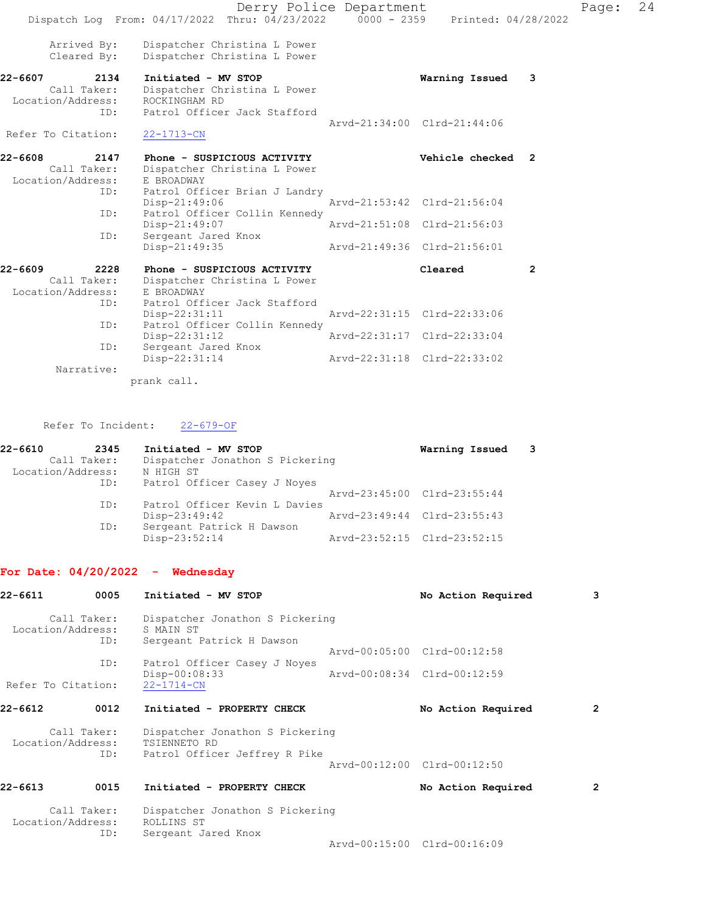Arrived By: Dispatcher Christina L Power
Cleared By: Dispatcher Christina L Power

**22-6607** 2134 **Initiated - MV STOP** **Warning Issued** 3
Call Taker: Dispatcher Christina L Power
Location/Address: ROCKINGHAM RD
ID: Patrol Officer Jack Stafford
Arvd-21:34:00 Clrd-21:44:06
Refer To Citation: 22-1713-CN

**22-6608** 2147 **Phone - SUSPICIOUS ACTIVITY** **Vehicle checked** 2
Call Taker: Dispatcher Christina L Power
Location/Address: E BROADWAY
ID: Patrol Officer Brian J Landry
Disp-21:49:06 Arvd-21:53:42 Clrd-21:56:04
ID: Patrol Officer Collin Kennedy
Disp-21:49:07 Arvd-21:51:08 Clrd-21:56:03
ID: Sergeant Jared Knox
Disp-21:49:35 Arvd-21:49:36 Clrd-21:56:01

**22-6609** 2228 **Phone - SUSPICIOUS ACTIVITY** **Cleared** 2
Call Taker: Dispatcher Christina L Power
Location/Address: E BROADWAY
ID: Patrol Officer Jack Stafford
Disp-22:31:11 Arvd-22:31:15 Clrd-22:33:06
ID: Patrol Officer Collin Kennedy
Disp-22:31:12 Arvd-22:31:17 Clrd-22:33:04
ID: Sergeant Jared Knox
Disp-22:31:14 Arvd-22:31:18 Clrd-22:33:02
Narrative:
prank call.

Refer To Incident: 22-679-OF

**22-6610** 2345 **Initiated - MV STOP** **Warning Issued** 3
Call Taker: Dispatcher Jonathon S Pickering
Location/Address: N HIGH ST
ID: Patrol Officer Casey J Noyes
Arvd-23:45:00 Clrd-23:55:44
ID: Patrol Officer Kevin L Davies
Disp-23:49:42 Arvd-23:49:44 Clrd-23:55:43
ID: Sergeant Patrick H Dawson
Disp-23:52:14 Arvd-23:52:15 Clrd-23:52:15

## For Date: 04/20/2022 - Wednesday

**22-6611** 0005 **Initiated - MV STOP** **No Action Required** 3
Call Taker: Dispatcher Jonathon S Pickering
Location/Address: S MAIN ST
ID: Sergeant Patrick H Dawson
Arvd-00:05:00 Clrd-00:12:58
ID: Patrol Officer Casey J Noyes
Disp-00:08:33 Arvd-00:08:34 Clrd-00:12:59
Refer To Citation: 22-1714-CN

**22-6612** 0012 **Initiated - PROPERTY CHECK** **No Action Required** 2
Call Taker: Dispatcher Jonathon S Pickering
Location/Address: TSIENNETO RD
ID: Patrol Officer Jeffrey R Pike
Arvd-00:12:00 Clrd-00:12:50

**22-6613** 0015 **Initiated - PROPERTY CHECK** **No Action Required** 2
Call Taker: Dispatcher Jonathon S Pickering
Location/Address: ROLLINS ST
ID: Sergeant Jared Knox
Arvd-00:15:00 Clrd-00:16:09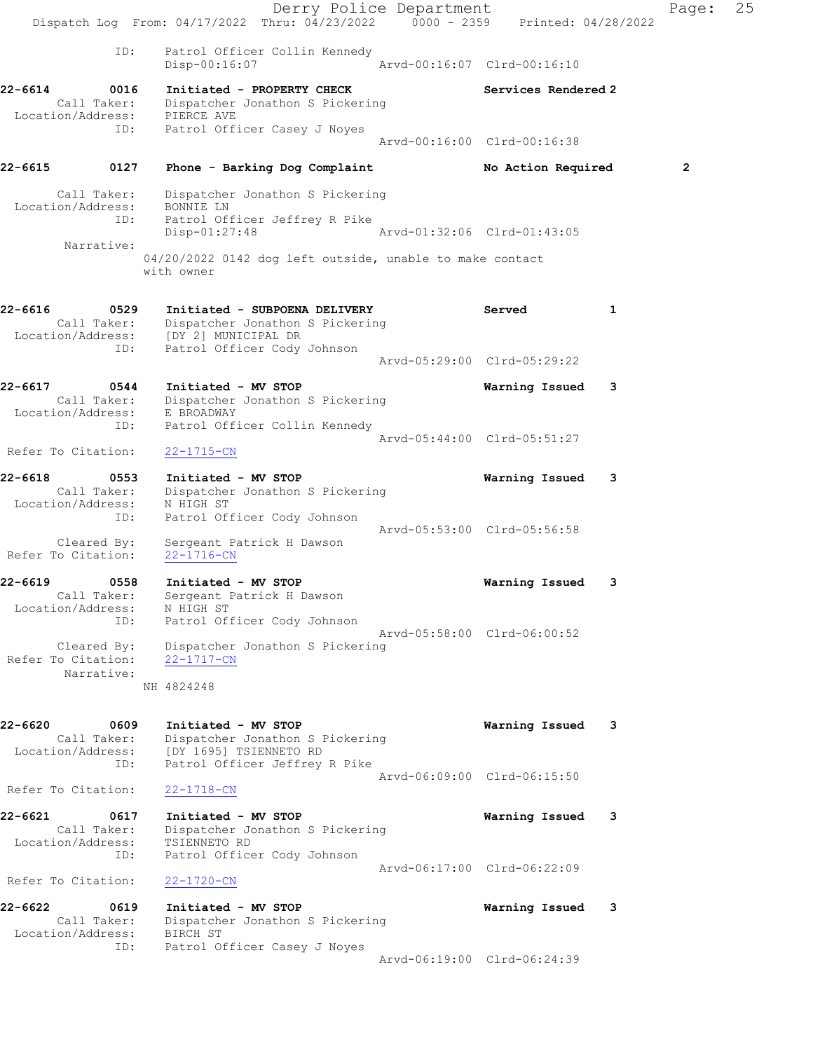ID: Patrol Officer Collin Kennedy
Disp-00:16:07 Arvd-00:16:07 Clrd-00:16:10

**22-6614** 0016 **Initiated - PROPERTY CHECK** **Services Rendered 2**
Call Taker: Dispatcher Jonathon S Pickering
Location/Address: PIERCE AVE
ID: Patrol Officer Casey J Noyes
Arvd-00:16:00 Clrd-00:16:38

**22-6615** 0127 **Phone - Barking Dog Complaint** **No Action Required** 2
Call Taker: Dispatcher Jonathon S Pickering
Location/Address: BONNIE LN
ID: Patrol Officer Jeffrey R Pike
Disp-01:27:48 Arvd-01:32:06 Clrd-01:43:05
Narrative:
04/20/2022 0142 dog left outside, unable to make contact with owner

**22-6616** 0529 **Initiated - SUBPOENA DELIVERY** **Served** 1
Call Taker: Dispatcher Jonathon S Pickering
Location/Address: [DY 2] MUNICIPAL DR
ID: Patrol Officer Cody Johnson
Arvd-05:29:00 Clrd-05:29:22

**22-6617** 0544 **Initiated - MV STOP** **Warning Issued** 3
Call Taker: Dispatcher Jonathon S Pickering
Location/Address: E BROADWAY
ID: Patrol Officer Collin Kennedy
Arvd-05:44:00 Clrd-05:51:27
Refer To Citation: 22-1715-CN

**22-6618** 0553 **Initiated - MV STOP** **Warning Issued** 3
Call Taker: Dispatcher Jonathon S Pickering
Location/Address: N HIGH ST
ID: Patrol Officer Cody Johnson
Arvd-05:53:00 Clrd-05:56:58
Cleared By: Sergeant Patrick H Dawson
Refer To Citation: 22-1716-CN

**22-6619** 0558 **Initiated - MV STOP** **Warning Issued** 3
Call Taker: Sergeant Patrick H Dawson
Location/Address: N HIGH ST
ID: Patrol Officer Cody Johnson
Arvd-05:58:00 Clrd-06:00:52
Cleared By: Dispatcher Jonathon S Pickering
Refer To Citation: 22-1717-CN
Narrative:
NH 4824248

**22-6620** 0609 **Initiated - MV STOP** **Warning Issued** 3
Call Taker: Dispatcher Jonathon S Pickering
Location/Address: [DY 1695] TSIENNETO RD
ID: Patrol Officer Jeffrey R Pike
Arvd-06:09:00 Clrd-06:15:50
Refer To Citation: 22-1718-CN

**22-6621** 0617 **Initiated - MV STOP** **Warning Issued** 3
Call Taker: Dispatcher Jonathon S Pickering
Location/Address: TSIENNETO RD
ID: Patrol Officer Cody Johnson
Arvd-06:17:00 Clrd-06:22:09
Refer To Citation: 22-1720-CN

**22-6622** 0619 **Initiated - MV STOP** **Warning Issued** 3
Call Taker: Dispatcher Jonathon S Pickering
Location/Address: BIRCH ST
ID: Patrol Officer Casey J Noyes
Arvd-06:19:00 Clrd-06:24:39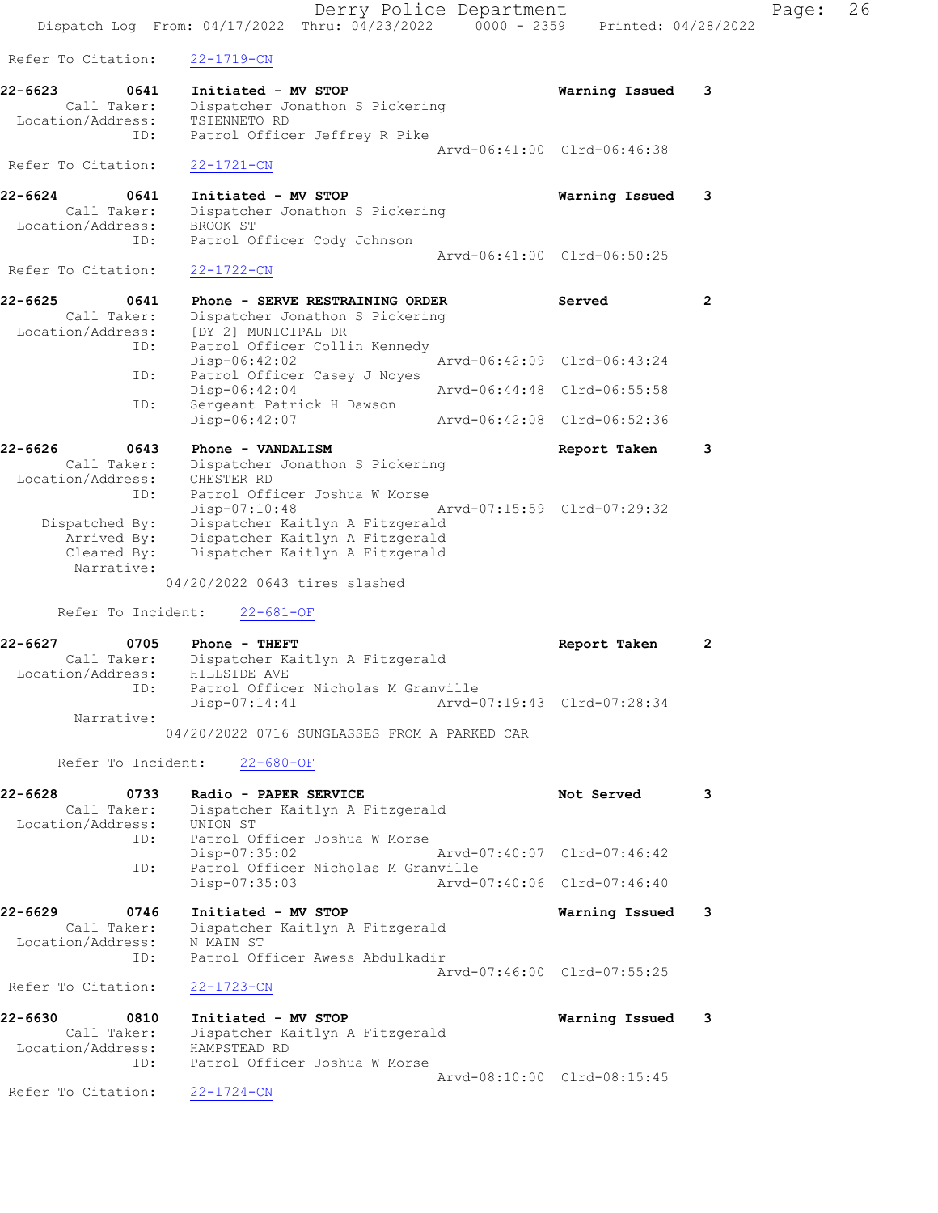Refer To Citation: 22-1719-CN

**22-6623 0641 Initiated - MV STOP** **Warning Issued 3**
Call Taker: Dispatcher Jonathon S Pickering
Location/Address: TSIENNETO RD
ID: Patrol Officer Jeffrey R Pike
Arvd-06:41:00 Clrd-06:46:38
Refer To Citation: 22-1721-CN

**22-6624 0641 Initiated - MV STOP** **Warning Issued 3**
Call Taker: Dispatcher Jonathon S Pickering
Location/Address: BROOK ST
ID: Patrol Officer Cody Johnson
Arvd-06:41:00 Clrd-06:50:25
Refer To Citation: 22-1722-CN

**22-6625 0641 Phone - SERVE RESTRAINING ORDER** **Served 2**
Call Taker: Dispatcher Jonathon S Pickering
Location/Address: [DY 2] MUNICIPAL DR
ID: Patrol Officer Collin Kennedy
Disp-06:42:02 Arvd-06:42:09 Clrd-06:43:24
ID: Patrol Officer Casey J Noyes
Disp-06:42:04 Arvd-06:44:48 Clrd-06:55:58
ID: Sergeant Patrick H Dawson
Disp-06:42:07 Arvd-06:42:08 Clrd-06:52:36

**22-6626 0643 Phone - VANDALISM** **Report Taken 3**
Call Taker: Dispatcher Jonathon S Pickering
Location/Address: CHESTER RD
ID: Patrol Officer Joshua W Morse
Disp-07:10:48 Arvd-07:15:59 Clrd-07:29:32
Dispatched By: Dispatcher Kaitlyn A Fitzgerald
Arrived By: Dispatcher Kaitlyn A Fitzgerald
Cleared By: Dispatcher Kaitlyn A Fitzgerald
Narrative:
04/20/2022 0643 tires slashed

Refer To Incident: 22-681-OF

**22-6627 0705 Phone - THEFT** **Report Taken 2**
Call Taker: Dispatcher Kaitlyn A Fitzgerald
Location/Address: HILLSIDE AVE
ID: Patrol Officer Nicholas M Granville
Disp-07:14:41 Arvd-07:19:43 Clrd-07:28:34
Narrative:
04/20/2022 0716 SUNGLASSES FROM A PARKED CAR

Refer To Incident: 22-680-OF

**22-6628 0733 Radio - PAPER SERVICE** **Not Served 3**
Call Taker: Dispatcher Kaitlyn A Fitzgerald
Location/Address: UNION ST
ID: Patrol Officer Joshua W Morse
Disp-07:35:02 Arvd-07:40:07 Clrd-07:46:42
ID: Patrol Officer Nicholas M Granville
Disp-07:35:03 Arvd-07:40:06 Clrd-07:46:40

**22-6629 0746 Initiated - MV STOP** **Warning Issued 3**
Call Taker: Dispatcher Kaitlyn A Fitzgerald
Location/Address: N MAIN ST
ID: Patrol Officer Awess Abdulkadir
Arvd-07:46:00 Clrd-07:55:25
Refer To Citation: 22-1723-CN

**22-6630 0810 Initiated - MV STOP** **Warning Issued 3**
Call Taker: Dispatcher Kaitlyn A Fitzgerald
Location/Address: HAMPSTEAD RD
ID: Patrol Officer Joshua W Morse
Arvd-08:10:00 Clrd-08:15:45
Refer To Citation: 22-1724-CN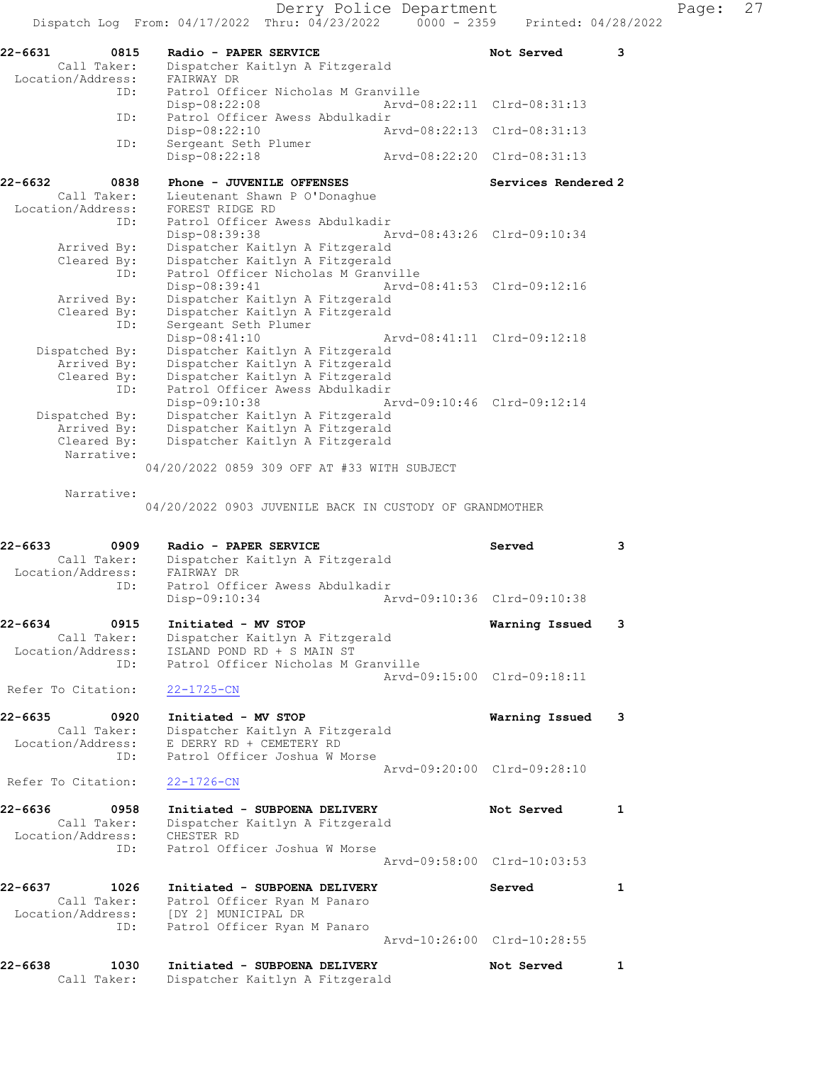```
22-6631        0815    Radio - PAPER SERVICE                          Not Served        3
       Call Taker:     Dispatcher Kaitlyn A Fitzgerald
 Location/Address:     FAIRWAY DR
               ID:     Patrol Officer Nicholas M Granville
                       Disp-08:22:08                 Arvd-08:22:11  Clrd-08:31:13
               ID:     Patrol Officer Awess Abdulkadir
                       Disp-08:22:10                 Arvd-08:22:13  Clrd-08:31:13
               ID:     Sergeant Seth Plumer
                       Disp-08:22:18                 Arvd-08:22:20  Clrd-08:31:13

22-6632        0838    Phone - JUVENILE OFFENSES                      Services Rendered 2
       Call Taker:     Lieutenant Shawn P O'Donaghue
 Location/Address:     FOREST RIDGE RD
               ID:     Patrol Officer Awess Abdulkadir
                       Disp-08:39:38                 Arvd-08:43:26  Clrd-09:10:34
      Arrived By:      Dispatcher Kaitlyn A Fitzgerald
      Cleared By:      Dispatcher Kaitlyn A Fitzgerald
               ID:     Patrol Officer Nicholas M Granville
                       Disp-08:39:41                 Arvd-08:41:53  Clrd-09:12:16
      Arrived By:      Dispatcher Kaitlyn A Fitzgerald
      Cleared By:      Dispatcher Kaitlyn A Fitzgerald
               ID:     Sergeant Seth Plumer
                       Disp-08:41:10                 Arvd-08:41:11  Clrd-09:12:18
   Dispatched By:      Dispatcher Kaitlyn A Fitzgerald
      Arrived By:      Dispatcher Kaitlyn A Fitzgerald
      Cleared By:      Dispatcher Kaitlyn A Fitzgerald
               ID:     Patrol Officer Awess Abdulkadir
                       Disp-09:10:38                 Arvd-09:10:46  Clrd-09:12:14
   Dispatched By:      Dispatcher Kaitlyn A Fitzgerald
      Arrived By:      Dispatcher Kaitlyn A Fitzgerald
      Cleared By:      Dispatcher Kaitlyn A Fitzgerald
       Narrative:
                       04/20/2022 0859 309 OFF AT #33 WITH SUBJECT

       Narrative:
                       04/20/2022 0903 JUVENILE BACK IN CUSTODY OF GRANDMOTHER


22-6633        0909    Radio - PAPER SERVICE                          Served            3
       Call Taker:     Dispatcher Kaitlyn A Fitzgerald
 Location/Address:     FAIRWAY DR
               ID:     Patrol Officer Awess Abdulkadir
                       Disp-09:10:34                 Arvd-09:10:36  Clrd-09:10:38

22-6634        0915    Initiated - MV STOP                            Warning Issued    3
       Call Taker:     Dispatcher Kaitlyn A Fitzgerald
 Location/Address:     ISLAND POND RD + S MAIN ST
               ID:     Patrol Officer Nicholas M Granville
                                                     Arvd-09:15:00  Clrd-09:18:11
Refer To Citation:     22-1725-CN

22-6635        0920    Initiated - MV STOP                            Warning Issued    3
       Call Taker:     Dispatcher Kaitlyn A Fitzgerald
 Location/Address:     E DERRY RD + CEMETERY RD
               ID:     Patrol Officer Joshua W Morse
                                                     Arvd-09:20:00  Clrd-09:28:10
Refer To Citation:     22-1726-CN

22-6636        0958    Initiated - SUBPOENA DELIVERY                  Not Served        1
       Call Taker:     Dispatcher Kaitlyn A Fitzgerald
 Location/Address:     CHESTER RD
               ID:     Patrol Officer Joshua W Morse
                                                     Arvd-09:58:00  Clrd-10:03:53

22-6637        1026    Initiated - SUBPOENA DELIVERY                  Served            1
       Call Taker:     Patrol Officer Ryan M Panaro
 Location/Address:     [DY 2] MUNICIPAL DR
               ID:     Patrol Officer Ryan M Panaro
                                                     Arvd-10:26:00  Clrd-10:28:55

22-6638        1030    Initiated - SUBPOENA DELIVERY                  Not Served        1
       Call Taker:     Dispatcher Kaitlyn A Fitzgerald
```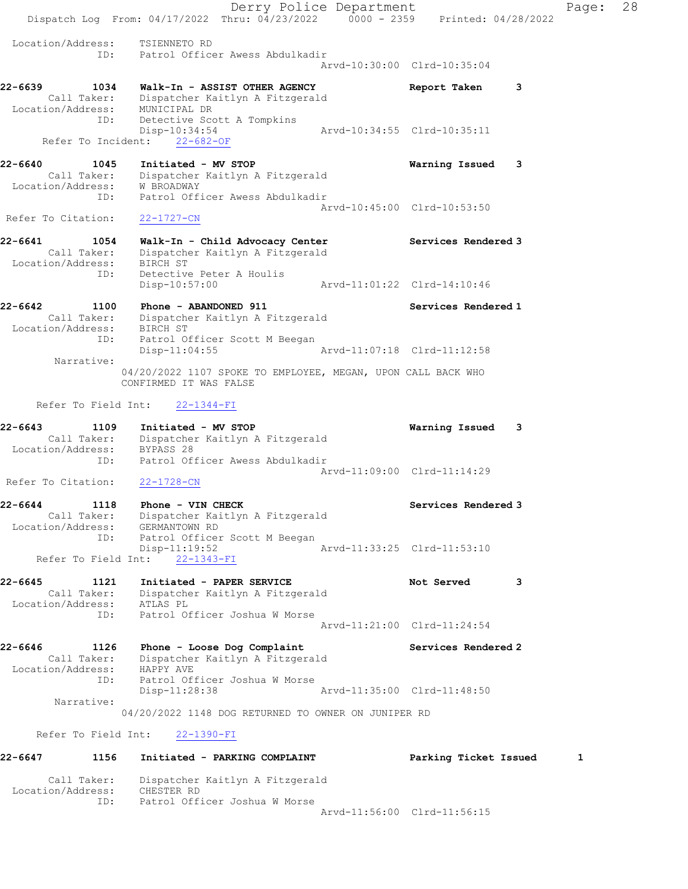Location/Address: TSIENNETO RD
ID: Patrol Officer Awess Abdulkadir
Arvd-10:30:00 Clrd-10:35:04

**22-6639 1034 Walk-In - ASSIST OTHER AGENCY** Report Taken 3
Call Taker: Dispatcher Kaitlyn A Fitzgerald
Location/Address: MUNICIPAL DR
ID: Detective Scott A Tompkins
Disp-10:34:54 Arvd-10:34:55 Clrd-10:35:11
Refer To Incident: 22-682-OF

**22-6640 1045 Initiated - MV STOP** Warning Issued 3
Call Taker: Dispatcher Kaitlyn A Fitzgerald
Location/Address: W BROADWAY
ID: Patrol Officer Awess Abdulkadir
Arvd-10:45:00 Clrd-10:53:50
Refer To Citation: 22-1727-CN

**22-6641 1054 Walk-In - Child Advocacy Center** Services Rendered 3
Call Taker: Dispatcher Kaitlyn A Fitzgerald
Location/Address: BIRCH ST
ID: Detective Peter A Houlis
Disp-10:57:00 Arvd-11:01:22 Clrd-14:10:46

**22-6642 1100 Phone - ABANDONED 911** Services Rendered 1
Call Taker: Dispatcher Kaitlyn A Fitzgerald
Location/Address: BIRCH ST
ID: Patrol Officer Scott M Beegan
Disp-11:04:55 Arvd-11:07:18 Clrd-11:12:58
Narrative:
04/20/2022 1107 SPOKE TO EMPLOYEE, MEGAN, UPON CALL BACK WHO CONFIRMED IT WAS FALSE

Refer To Field Int: 22-1344-FI

**22-6643 1109 Initiated - MV STOP** Warning Issued 3
Call Taker: Dispatcher Kaitlyn A Fitzgerald
Location/Address: BYPASS 28
ID: Patrol Officer Awess Abdulkadir
Arvd-11:09:00 Clrd-11:14:29
Refer To Citation: 22-1728-CN

**22-6644 1118 Phone - VIN CHECK** Services Rendered 3
Call Taker: Dispatcher Kaitlyn A Fitzgerald
Location/Address: GERMANTOWN RD
ID: Patrol Officer Scott M Beegan
Disp-11:19:52 Arvd-11:33:25 Clrd-11:53:10
Refer To Field Int: 22-1343-FI

**22-6645 1121 Initiated - PAPER SERVICE** Not Served 3
Call Taker: Dispatcher Kaitlyn A Fitzgerald
Location/Address: ATLAS PL
ID: Patrol Officer Joshua W Morse
Arvd-11:21:00 Clrd-11:24:54

**22-6646 1126 Phone - Loose Dog Complaint** Services Rendered 2
Call Taker: Dispatcher Kaitlyn A Fitzgerald
Location/Address: HAPPY AVE
ID: Patrol Officer Joshua W Morse
Disp-11:28:38 Arvd-11:35:00 Clrd-11:48:50
Narrative:
04/20/2022 1148 DOG RETURNED TO OWNER ON JUNIPER RD

Refer To Field Int: 22-1390-FI

**22-6647 1156 Initiated - PARKING COMPLAINT** Parking Ticket Issued 1
Call Taker: Dispatcher Kaitlyn A Fitzgerald
Location/Address: CHESTER RD
ID: Patrol Officer Joshua W Morse
Arvd-11:56:00 Clrd-11:56:15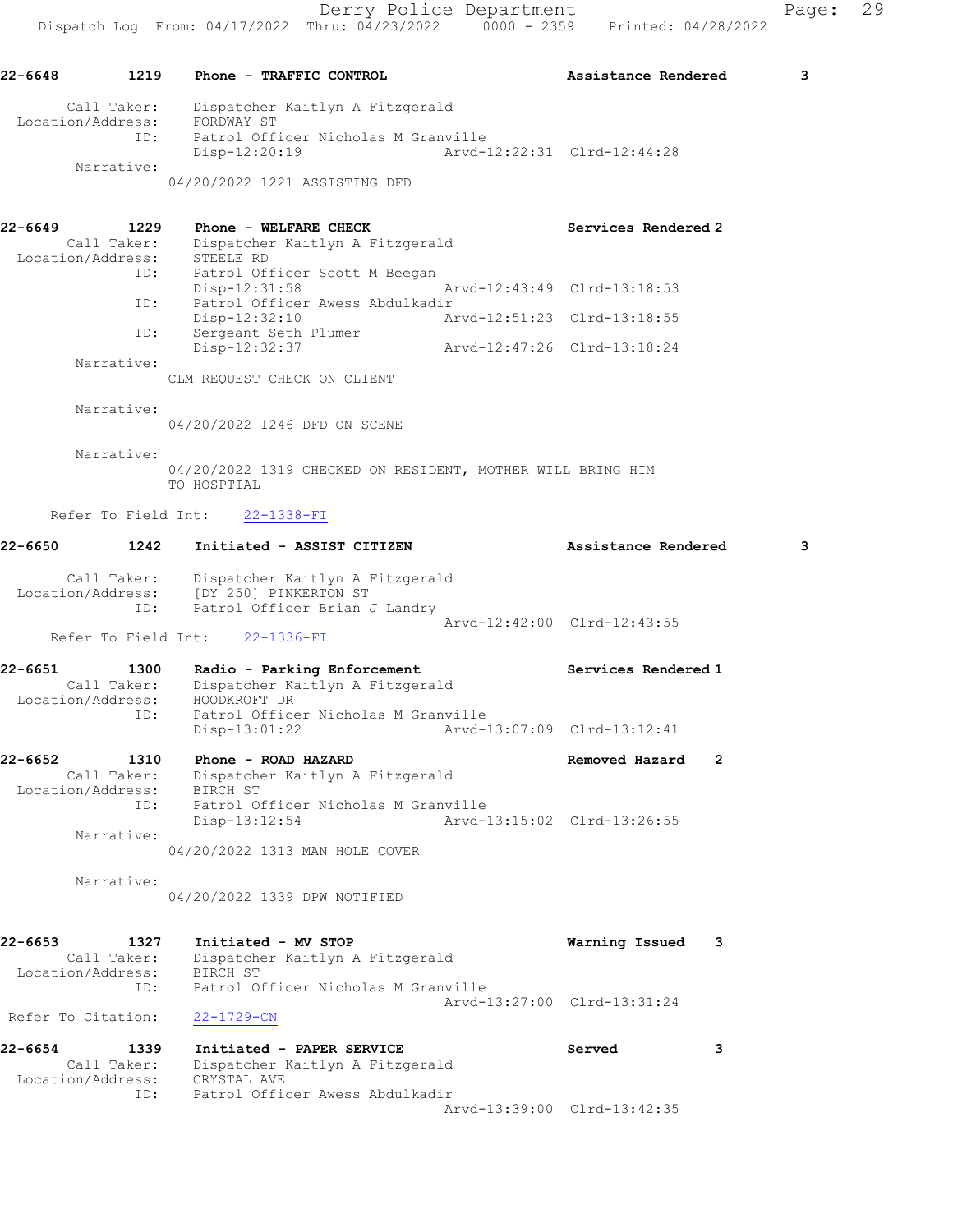**22-6648** 1219 Phone - TRAFFIC CONTROL — Assistance Rendered 3

Call Taker: Dispatcher Kaitlyn A Fitzgerald
Location/Address: FORDWAY ST
ID: Patrol Officer Nicholas M Granville
Disp-12:20:19 Arvd-12:22:31 Clrd-12:44:28
Narrative:
04/20/2022 1221 ASSISTING DFD

**22-6649** 1229 Phone - WELFARE CHECK — Services Rendered 2

Call Taker: Dispatcher Kaitlyn A Fitzgerald
Location/Address: STEELE RD
ID: Patrol Officer Scott M Beegan
Disp-12:31:58 Arvd-12:43:49 Clrd-13:18:53
ID: Patrol Officer Awess Abdulkadir
Disp-12:32:10 Arvd-12:51:23 Clrd-13:18:55
ID: Sergeant Seth Plumer
Disp-12:32:37 Arvd-12:47:26 Clrd-13:18:24
Narrative:
CLM REQUEST CHECK ON CLIENT

Narrative:
04/20/2022 1246 DFD ON SCENE

Narrative:
04/20/2022 1319 CHECKED ON RESIDENT, MOTHER WILL BRING HIM TO HOSPTIAL

Refer To Field Int: 22-1338-FI

**22-6650** 1242 Initiated - ASSIST CITIZEN — Assistance Rendered 3

Call Taker: Dispatcher Kaitlyn A Fitzgerald
Location/Address: [DY 250] PINKERTON ST
ID: Patrol Officer Brian J Landry
Arvd-12:42:00 Clrd-12:43:55
Refer To Field Int: 22-1336-FI

**22-6651** 1300 Radio - Parking Enforcement — Services Rendered 1

Call Taker: Dispatcher Kaitlyn A Fitzgerald
Location/Address: HOODKROFT DR
ID: Patrol Officer Nicholas M Granville
Disp-13:01:22 Arvd-13:07:09 Clrd-13:12:41

**22-6652** 1310 Phone - ROAD HAZARD — Removed Hazard 2

Call Taker: Dispatcher Kaitlyn A Fitzgerald
Location/Address: BIRCH ST
ID: Patrol Officer Nicholas M Granville
Disp-13:12:54 Arvd-13:15:02 Clrd-13:26:55
Narrative:
04/20/2022 1313 MAN HOLE COVER

Narrative:
04/20/2022 1339 DPW NOTIFIED

**22-6653** 1327 Initiated - MV STOP — Warning Issued 3

Call Taker: Dispatcher Kaitlyn A Fitzgerald
Location/Address: BIRCH ST
ID: Patrol Officer Nicholas M Granville
Arvd-13:27:00 Clrd-13:31:24
Refer To Citation: 22-1729-CN

**22-6654** 1339 Initiated - PAPER SERVICE — Served 3

Call Taker: Dispatcher Kaitlyn A Fitzgerald
Location/Address: CRYSTAL AVE
ID: Patrol Officer Awess Abdulkadir
Arvd-13:39:00 Clrd-13:42:35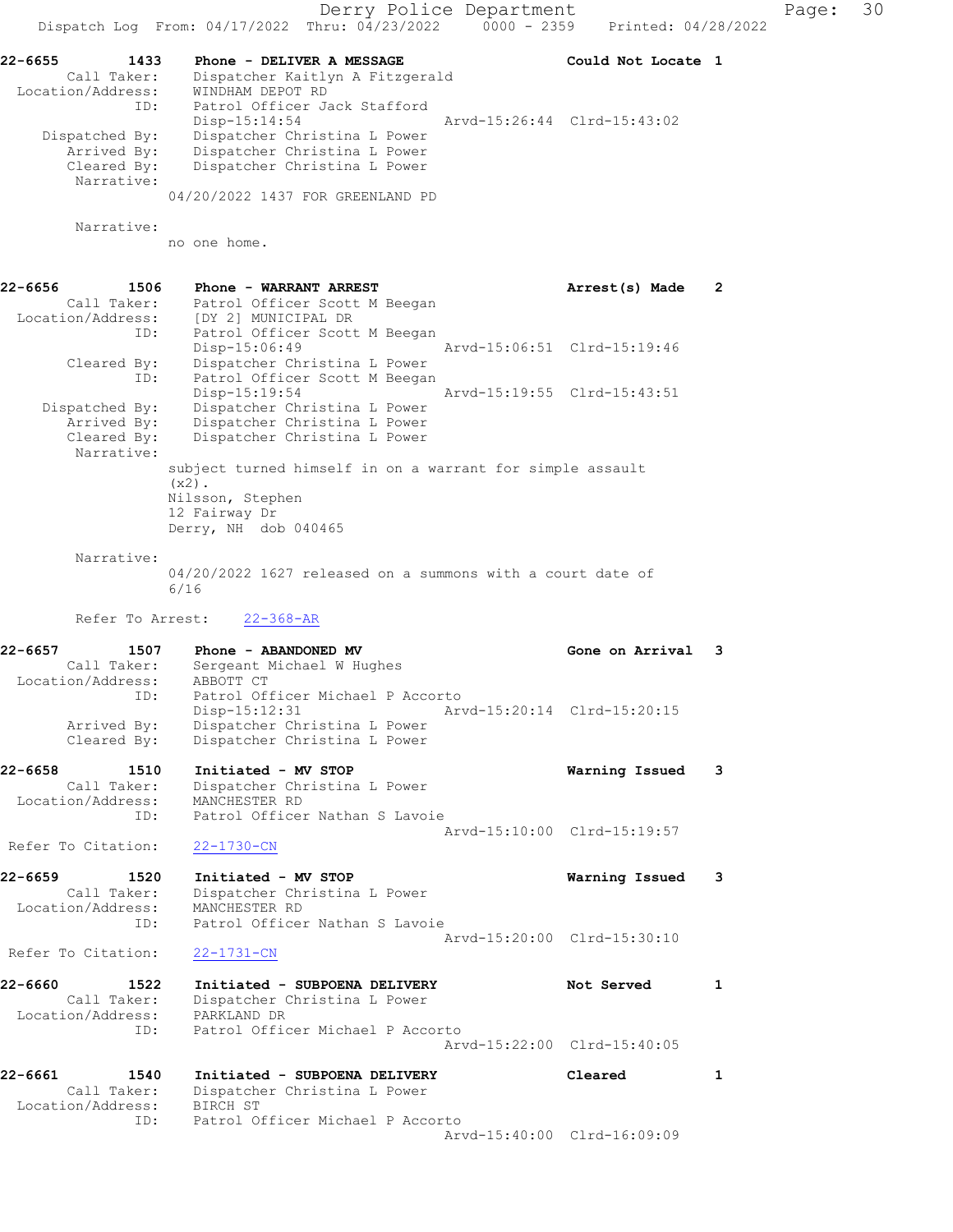```
22-6655        1433    Phone - DELIVER A MESSAGE                    Could Not Locate  1
        Call Taker:    Dispatcher Kaitlyn A Fitzgerald
  Location/Address:    WINDHAM DEPOT RD
                ID:    Patrol Officer Jack Stafford
                       Disp-15:14:54                  Arvd-15:26:44  Clrd-15:43:02
     Dispatched By:    Dispatcher Christina L Power
        Arrived By:    Dispatcher Christina L Power
        Cleared By:    Dispatcher Christina L Power
         Narrative:
                      04/20/2022 1437 FOR GREENLAND PD

         Narrative:
                      no one home.


22-6656        1506    Phone - WARRANT ARREST                       Arrest(s) Made    2
        Call Taker:    Patrol Officer Scott M Beegan
  Location/Address:    [DY 2] MUNICIPAL DR
                ID:    Patrol Officer Scott M Beegan
                       Disp-15:06:49                  Arvd-15:06:51  Clrd-15:19:46
        Cleared By:    Dispatcher Christina L Power
                ID:    Patrol Officer Scott M Beegan
                       Disp-15:19:54                  Arvd-15:19:55  Clrd-15:43:51
     Dispatched By:    Dispatcher Christina L Power
        Arrived By:    Dispatcher Christina L Power
        Cleared By:    Dispatcher Christina L Power
         Narrative:
                      subject turned himself in on a warrant for simple assault
                      (x2).
                      Nilsson, Stephen
                      12 Fairway Dr
                      Derry, NH  dob 040465

         Narrative:
                      04/20/2022 1627 released on a summons with a court date of
                      6/16

         Refer To Arrest:    22-368-AR

22-6657        1507    Phone - ABANDONED MV                         Gone on Arrival   3
        Call Taker:    Sergeant Michael W Hughes
  Location/Address:    ABBOTT CT
                ID:    Patrol Officer Michael P Accorto
                       Disp-15:12:31                  Arvd-15:20:14  Clrd-15:20:15
        Arrived By:    Dispatcher Christina L Power
        Cleared By:    Dispatcher Christina L Power

22-6658        1510    Initiated - MV STOP                          Warning Issued    3
        Call Taker:    Dispatcher Christina L Power
  Location/Address:    MANCHESTER RD
                ID:    Patrol Officer Nathan S Lavoie
                                                      Arvd-15:10:00  Clrd-15:19:57
 Refer To Citation:    22-1730-CN

22-6659        1520    Initiated - MV STOP                          Warning Issued    3
        Call Taker:    Dispatcher Christina L Power
  Location/Address:    MANCHESTER RD
                ID:    Patrol Officer Nathan S Lavoie
                                                      Arvd-15:20:00  Clrd-15:30:10
 Refer To Citation:    22-1731-CN

22-6660        1522    Initiated - SUBPOENA DELIVERY                Not Served        1
        Call Taker:    Dispatcher Christina L Power
  Location/Address:    PARKLAND DR
                ID:    Patrol Officer Michael P Accorto
                                                      Arvd-15:22:00  Clrd-15:40:05

22-6661        1540    Initiated - SUBPOENA DELIVERY                Cleared           1
        Call Taker:    Dispatcher Christina L Power
  Location/Address:    BIRCH ST
                ID:    Patrol Officer Michael P Accorto
                                                      Arvd-15:40:00  Clrd-16:09:09
```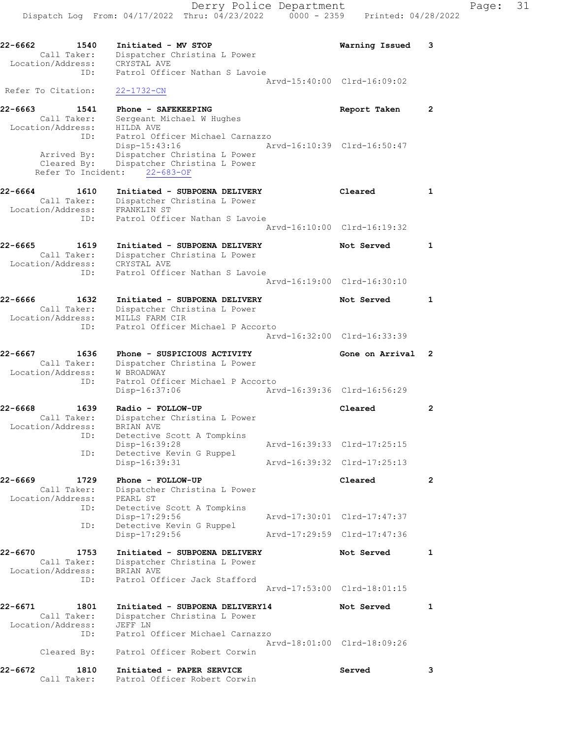22-6662 1540 Initiated - MV STOP Warning Issued 3
Call Taker: Dispatcher Christina L Power
Location/Address: CRYSTAL AVE
ID: Patrol Officer Nathan S Lavoie
Arvd-15:40:00 Clrd-16:09:02
Refer To Citation: 22-1732-CN

22-6663 1541 Phone - SAFEKEEPING Report Taken 2
Call Taker: Sergeant Michael W Hughes
Location/Address: HILDA AVE
ID: Patrol Officer Michael Carnazzo
Disp-15:43:16 Arvd-16:10:39 Clrd-16:50:47
Arrived By: Dispatcher Christina L Power
Cleared By: Dispatcher Christina L Power
Refer To Incident: 22-683-OF

22-6664 1610 Initiated - SUBPOENA DELIVERY Cleared 1
Call Taker: Dispatcher Christina L Power
Location/Address: FRANKLIN ST
ID: Patrol Officer Nathan S Lavoie
Arvd-16:10:00 Clrd-16:19:32

22-6665 1619 Initiated - SUBPOENA DELIVERY Not Served 1
Call Taker: Dispatcher Christina L Power
Location/Address: CRYSTAL AVE
ID: Patrol Officer Nathan S Lavoie
Arvd-16:19:00 Clrd-16:30:10

22-6666 1632 Initiated - SUBPOENA DELIVERY Not Served 1
Call Taker: Dispatcher Christina L Power
Location/Address: MILLS FARM CIR
ID: Patrol Officer Michael P Accorto
Arvd-16:32:00 Clrd-16:33:39

22-6667 1636 Phone - SUSPICIOUS ACTIVITY Gone on Arrival 2
Call Taker: Dispatcher Christina L Power
Location/Address: W BROADWAY
ID: Patrol Officer Michael P Accorto
Disp-16:37:06 Arvd-16:39:36 Clrd-16:56:29

22-6668 1639 Radio - FOLLOW-UP Cleared 2
Call Taker: Dispatcher Christina L Power
Location/Address: BRIAN AVE
ID: Detective Scott A Tompkins
Disp-16:39:28 Arvd-16:39:33 Clrd-17:25:15
ID: Detective Kevin G Ruppel
Disp-16:39:31 Arvd-16:39:32 Clrd-17:25:13

22-6669 1729 Phone - FOLLOW-UP Cleared 2
Call Taker: Dispatcher Christina L Power
Location/Address: PEARL ST
ID: Detective Scott A Tompkins
Disp-17:29:56 Arvd-17:30:01 Clrd-17:47:37
ID: Detective Kevin G Ruppel
Disp-17:29:56 Arvd-17:29:59 Clrd-17:47:36

22-6670 1753 Initiated - SUBPOENA DELIVERY Not Served 1
Call Taker: Dispatcher Christina L Power
Location/Address: BRIAN AVE
ID: Patrol Officer Jack Stafford
Arvd-17:53:00 Clrd-18:01:15

22-6671 1801 Initiated - SUBPOENA DELIVERY14 Not Served 1
Call Taker: Dispatcher Christina L Power
Location/Address: JEFF LN
ID: Patrol Officer Michael Carnazzo
Arvd-18:01:00 Clrd-18:09:26
Cleared By: Patrol Officer Robert Corwin

22-6672 1810 Initiated - PAPER SERVICE Served 3
Call Taker: Patrol Officer Robert Corwin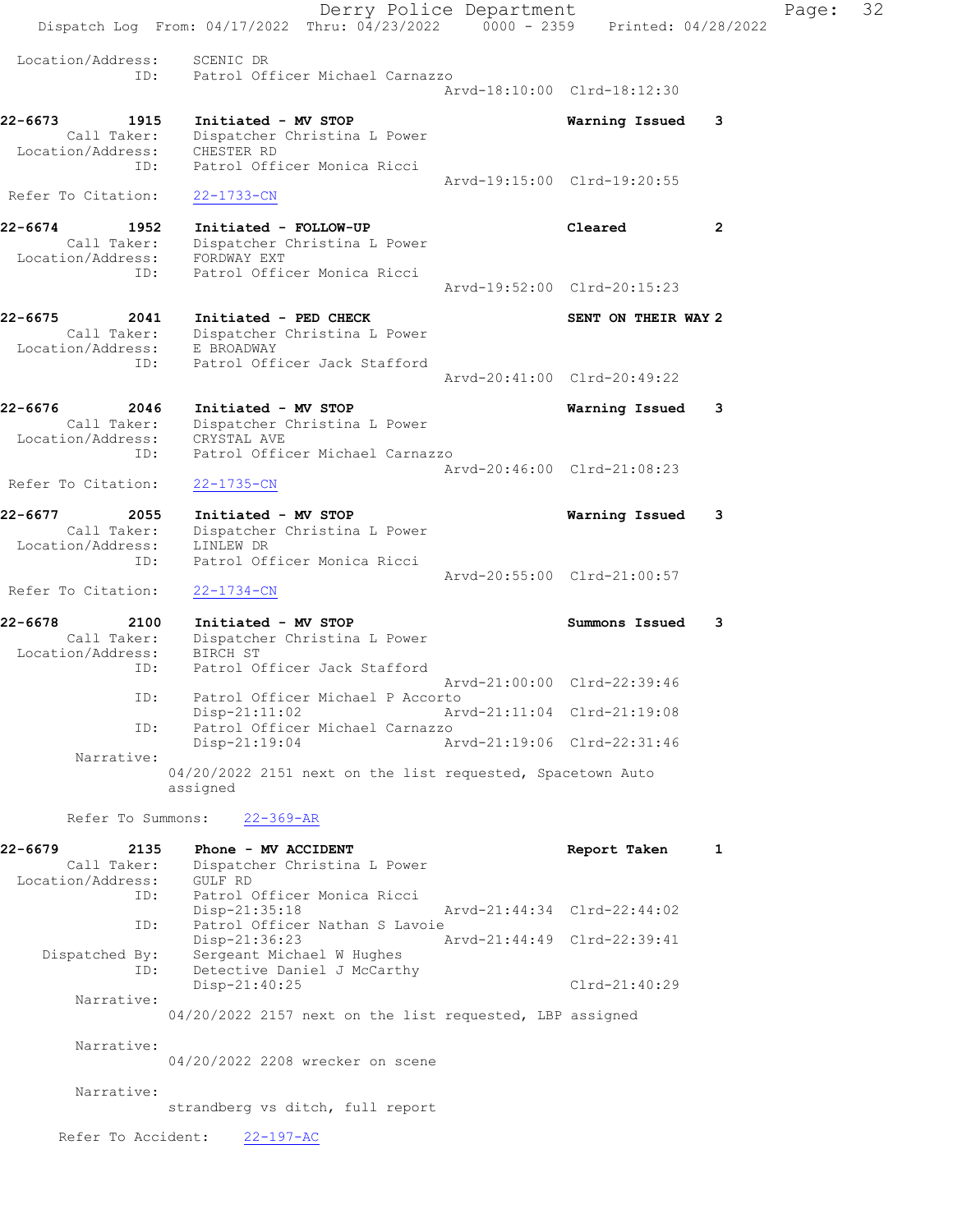Location/Address: SCENIC DR
ID: Patrol Officer Michael Carnazzo
Arvd-18:10:00 Clrd-18:12:30

**22-6673 1915 Initiated - MV STOP** Warning Issued 3
Call Taker: Dispatcher Christina L Power
Location/Address: CHESTER RD
ID: Patrol Officer Monica Ricci
Arvd-19:15:00 Clrd-19:20:55
Refer To Citation: 22-1733-CN

**22-6674 1952 Initiated - FOLLOW-UP** Cleared 2
Call Taker: Dispatcher Christina L Power
Location/Address: FORDWAY EXT
ID: Patrol Officer Monica Ricci
Arvd-19:52:00 Clrd-20:15:23

**22-6675 2041 Initiated - PED CHECK** SENT ON THEIR WAY 2
Call Taker: Dispatcher Christina L Power
Location/Address: E BROADWAY
ID: Patrol Officer Jack Stafford
Arvd-20:41:00 Clrd-20:49:22

**22-6676 2046 Initiated - MV STOP** Warning Issued 3
Call Taker: Dispatcher Christina L Power
Location/Address: CRYSTAL AVE
ID: Patrol Officer Michael Carnazzo
Arvd-20:46:00 Clrd-21:08:23
Refer To Citation: 22-1735-CN

**22-6677 2055 Initiated - MV STOP** Warning Issued 3
Call Taker: Dispatcher Christina L Power
Location/Address: LINLEW DR
ID: Patrol Officer Monica Ricci
Arvd-20:55:00 Clrd-21:00:57
Refer To Citation: 22-1734-CN

**22-6678 2100 Initiated - MV STOP** Summons Issued 3
Call Taker: Dispatcher Christina L Power
Location/Address: BIRCH ST
ID: Patrol Officer Jack Stafford
Arvd-21:00:00 Clrd-22:39:46
ID: Patrol Officer Michael P Accorto
Disp-21:11:02 Arvd-21:11:04 Clrd-21:19:08
ID: Patrol Officer Michael Carnazzo
Disp-21:19:04 Arvd-21:19:06 Clrd-22:31:46
Narrative:
04/20/2022 2151 next on the list requested, Spacetown Auto assigned

Refer To Summons: 22-369-AR

**22-6679 2135 Phone - MV ACCIDENT** Report Taken 1
Call Taker: Dispatcher Christina L Power
Location/Address: GULF RD
ID: Patrol Officer Monica Ricci
Disp-21:35:18 Arvd-21:44:34 Clrd-22:44:02
ID: Patrol Officer Nathan S Lavoie
Disp-21:36:23 Arvd-21:44:49 Clrd-22:39:41
Dispatched By: Sergeant Michael W Hughes
ID: Detective Daniel J McCarthy
Disp-21:40:25 Clrd-21:40:29
Narrative:
04/20/2022 2157 next on the list requested, LBP assigned

Narrative:
04/20/2022 2208 wrecker on scene

Narrative:
strandberg vs ditch, full report

Refer To Accident: 22-197-AC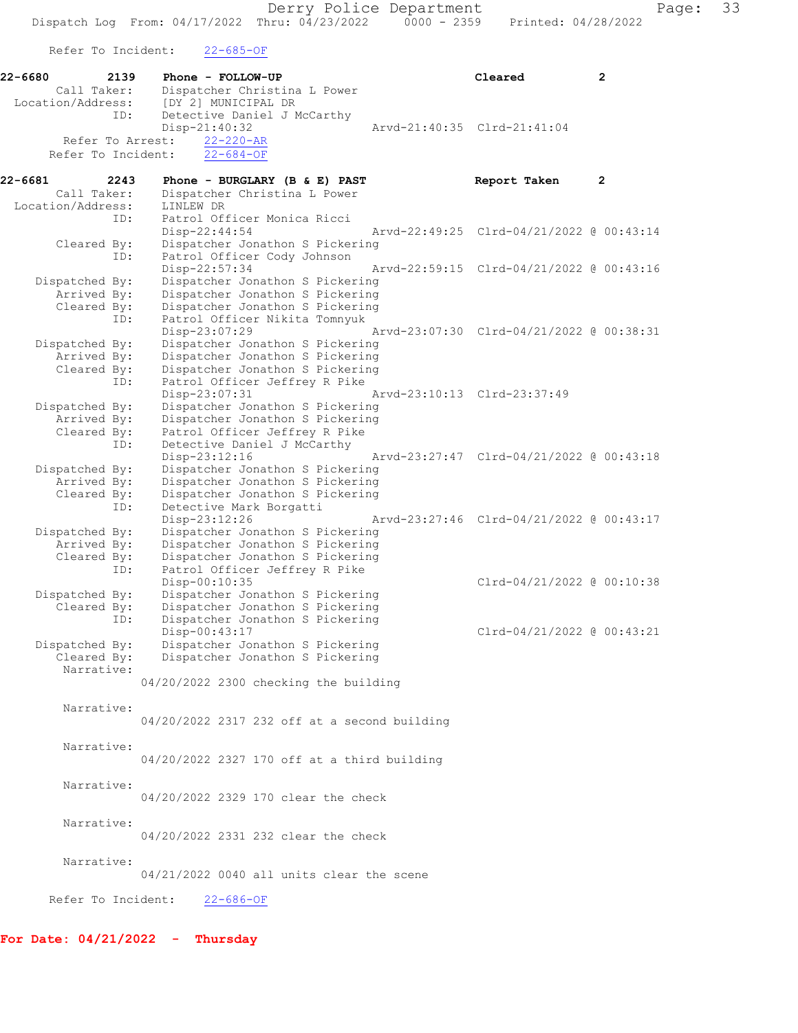Refer To Incident: 22-685-OF

**22-6680 2139 Phone - FOLLOW-UP Cleared 2**

Call Taker: Dispatcher Christina L Power
Location/Address: [DY 2] MUNICIPAL DR
ID: Detective Daniel J McCarthy
Disp-21:40:32 Arvd-21:40:35 Clrd-21:41:04
Refer To Arrest: 22-220-AR
Refer To Incident: 22-684-OF

**22-6681 2243 Phone - BURGLARY (B & E) PAST Report Taken 2**

Call Taker: Dispatcher Christina L Power
Location/Address: LINLEW DR
ID: Patrol Officer Monica Ricci
Disp-22:44:54 Arvd-22:49:25 Clrd-04/21/2022 @ 00:43:14
Cleared By: Dispatcher Jonathon S Pickering
ID: Patrol Officer Cody Johnson
Disp-22:57:34 Arvd-22:59:15 Clrd-04/21/2022 @ 00:43:16
Dispatched By: Dispatcher Jonathon S Pickering
Arrived By: Dispatcher Jonathon S Pickering
Cleared By: Dispatcher Jonathon S Pickering
ID: Patrol Officer Nikita Tomnyuk
Disp-23:07:29 Arvd-23:07:30 Clrd-04/21/2022 @ 00:38:31
Dispatched By: Dispatcher Jonathon S Pickering
Arrived By: Dispatcher Jonathon S Pickering
Cleared By: Dispatcher Jonathon S Pickering
ID: Patrol Officer Jeffrey R Pike
Disp-23:07:31 Arvd-23:10:13 Clrd-23:37:49
Dispatched By: Dispatcher Jonathon S Pickering
Arrived By: Dispatcher Jonathon S Pickering
Cleared By: Patrol Officer Jeffrey R Pike
ID: Detective Daniel J McCarthy
Disp-23:12:16 Arvd-23:27:47 Clrd-04/21/2022 @ 00:43:18
Dispatched By: Dispatcher Jonathon S Pickering
Arrived By: Dispatcher Jonathon S Pickering
Cleared By: Dispatcher Jonathon S Pickering
ID: Detective Mark Borgatti
Disp-23:12:26 Arvd-23:27:46 Clrd-04/21/2022 @ 00:43:17
Dispatched By: Dispatcher Jonathon S Pickering
Arrived By: Dispatcher Jonathon S Pickering
Cleared By: Dispatcher Jonathon S Pickering
ID: Patrol Officer Jeffrey R Pike
Disp-00:10:35 Clrd-04/21/2022 @ 00:10:38
Dispatched By: Dispatcher Jonathon S Pickering
Cleared By: Dispatcher Jonathon S Pickering
ID: Dispatcher Jonathon S Pickering
Disp-00:43:17 Clrd-04/21/2022 @ 00:43:21
Dispatched By: Dispatcher Jonathon S Pickering
Cleared By: Dispatcher Jonathon S Pickering

Narrative:
04/20/2022 2300 checking the building

Narrative:
04/20/2022 2317 232 off at a second building

Narrative:
04/20/2022 2327 170 off at a third building

Narrative:
04/20/2022 2329 170 clear the check

Narrative:
04/20/2022 2331 232 clear the check

Narrative:
04/21/2022 0040 all units clear the scene

Refer To Incident: 22-686-OF

**For Date: 04/21/2022 - Thursday**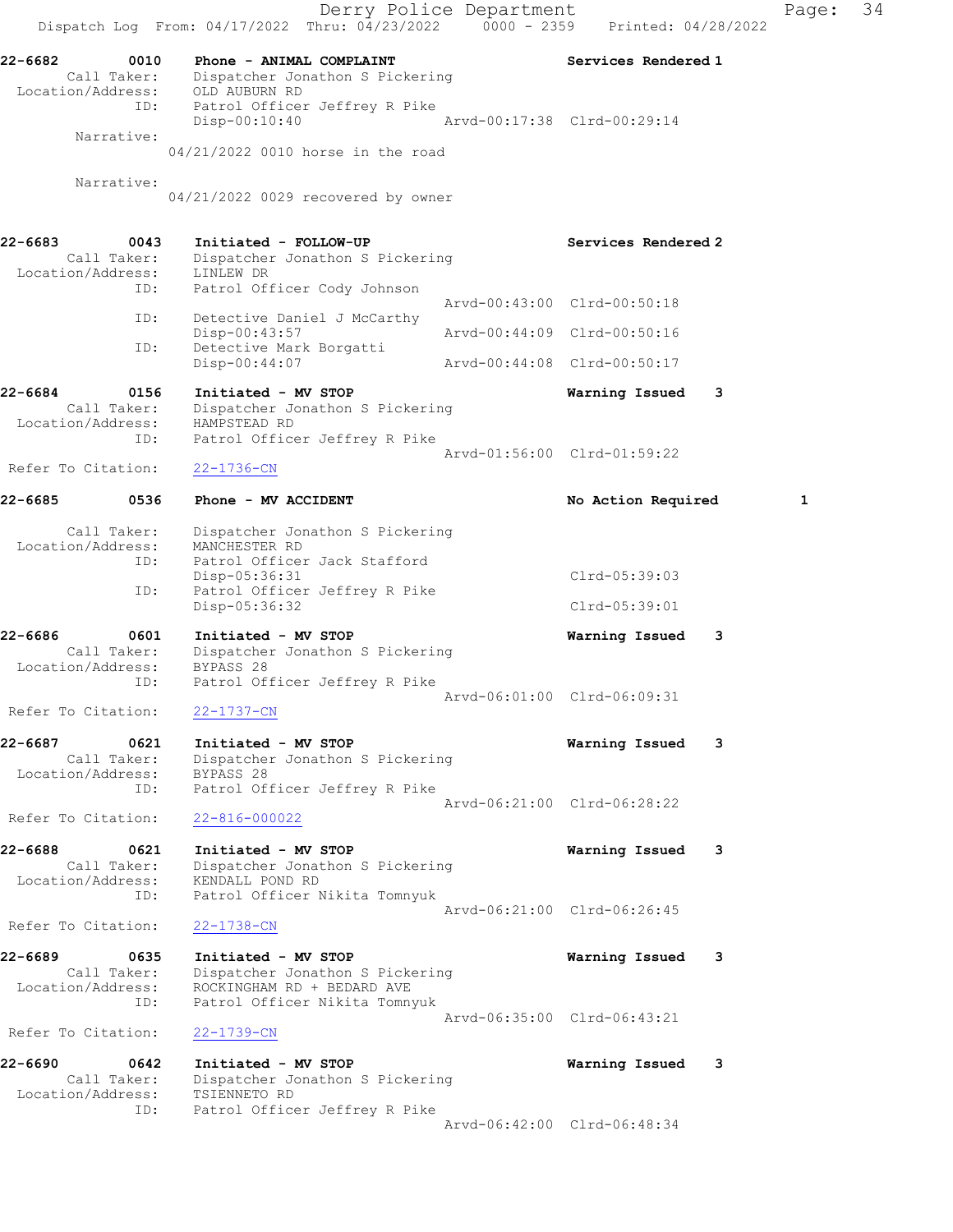Dispatch Log From: 04/17/2022 Thru: 04/23/2022 0000 - 2359 Printed: 04/28/2022

```
22-6682         0010    Phone - ANIMAL COMPLAINT                    Services Rendered 1
        Call Taker:     Dispatcher Jonathon S Pickering
  Location/Address:     OLD AUBURN RD
                ID:     Patrol Officer Jeffrey R Pike
                        Disp-00:10:40                 Arvd-00:17:38  Clrd-00:29:14
         Narrative:
                        04/21/2022 0010 horse in the road

         Narrative:
                        04/21/2022 0029 recovered by owner

22-6683         0043    Initiated - FOLLOW-UP                       Services Rendered 2
        Call Taker:     Dispatcher Jonathon S Pickering
  Location/Address:     LINLEW DR
                ID:     Patrol Officer Cody Johnson
                                                      Arvd-00:43:00  Clrd-00:50:18
                ID:     Detective Daniel J McCarthy
                        Disp-00:43:57                 Arvd-00:44:09  Clrd-00:50:16
                ID:     Detective Mark Borgatti
                        Disp-00:44:07                 Arvd-00:44:08  Clrd-00:50:17

22-6684         0156    Initiated - MV STOP                         Warning Issued   3
        Call Taker:     Dispatcher Jonathon S Pickering
  Location/Address:     HAMPSTEAD RD
                ID:     Patrol Officer Jeffrey R Pike
                                                      Arvd-01:56:00  Clrd-01:59:22
 Refer To Citation:     22-1736-CN

22-6685         0536    Phone - MV ACCIDENT                         No Action Required        1

        Call Taker:     Dispatcher Jonathon S Pickering
  Location/Address:     MANCHESTER RD
                ID:     Patrol Officer Jack Stafford
                        Disp-05:36:31                                Clrd-05:39:03
                ID:     Patrol Officer Jeffrey R Pike
                        Disp-05:36:32                                Clrd-05:39:01

22-6686         0601    Initiated - MV STOP                         Warning Issued   3
        Call Taker:     Dispatcher Jonathon S Pickering
  Location/Address:     BYPASS 28
                ID:     Patrol Officer Jeffrey R Pike
                                                      Arvd-06:01:00  Clrd-06:09:31
 Refer To Citation:     22-1737-CN

22-6687         0621    Initiated - MV STOP                         Warning Issued   3
        Call Taker:     Dispatcher Jonathon S Pickering
  Location/Address:     BYPASS 28
                ID:     Patrol Officer Jeffrey R Pike
                                                      Arvd-06:21:00  Clrd-06:28:22
 Refer To Citation:     22-816-000022

22-6688         0621    Initiated - MV STOP                         Warning Issued   3
        Call Taker:     Dispatcher Jonathon S Pickering
  Location/Address:     KENDALL POND RD
                ID:     Patrol Officer Nikita Tomnyuk
                                                      Arvd-06:21:00  Clrd-06:26:45
 Refer To Citation:     22-1738-CN

22-6689         0635    Initiated - MV STOP                         Warning Issued   3
        Call Taker:     Dispatcher Jonathon S Pickering
  Location/Address:     ROCKINGHAM RD + BEDARD AVE
                ID:     Patrol Officer Nikita Tomnyuk
                                                      Arvd-06:35:00  Clrd-06:43:21
 Refer To Citation:     22-1739-CN

22-6690         0642    Initiated - MV STOP                         Warning Issued   3
        Call Taker:     Dispatcher Jonathon S Pickering
  Location/Address:     TSIENNETO RD
                ID:     Patrol Officer Jeffrey R Pike
                                                      Arvd-06:42:00  Clrd-06:48:34
```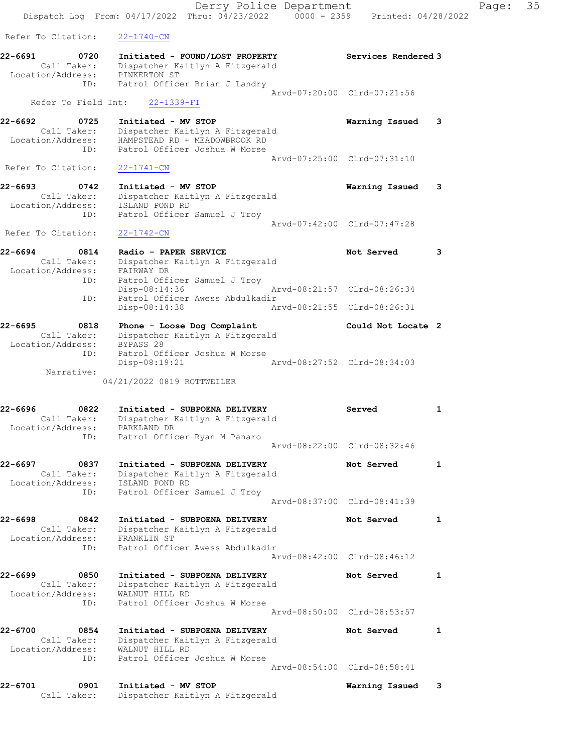Refer To Citation: 22-1740-CN

```
22-6691        0720    Initiated - FOUND/LOST PROPERTY          Services Rendered 3
       Call Taker:     Dispatcher Kaitlyn A Fitzgerald
  Location/Address:    PINKERTON ST
               ID:     Patrol Officer Brian J Landry
                                                Arvd-07:20:00  Clrd-07:21:56
      Refer To Field Int:    22-1339-FI

22-6692        0725    Initiated - MV STOP                      Warning Issued    3
       Call Taker:     Dispatcher Kaitlyn A Fitzgerald
  Location/Address:    HAMPSTEAD RD + MEADOWBROOK RD
               ID:     Patrol Officer Joshua W Morse
                                                Arvd-07:25:00  Clrd-07:31:10
 Refer To Citation:    22-1741-CN

22-6693        0742    Initiated - MV STOP                      Warning Issued    3
       Call Taker:     Dispatcher Kaitlyn A Fitzgerald
  Location/Address:    ISLAND POND RD
               ID:     Patrol Officer Samuel J Troy
                                                Arvd-07:42:00  Clrd-07:47:28
 Refer To Citation:    22-1742-CN

22-6694        0814    Radio - PAPER SERVICE                    Not Served        3
       Call Taker:     Dispatcher Kaitlyn A Fitzgerald
  Location/Address:    FAIRWAY DR
               ID:     Patrol Officer Samuel J Troy
                       Disp-08:14:36            Arvd-08:21:57  Clrd-08:26:34
               ID:     Patrol Officer Awess Abdulkadir
                       Disp-08:14:38            Arvd-08:21:55  Clrd-08:26:31

22-6695        0818    Phone - Loose Dog Complaint              Could Not Locate  2
       Call Taker:     Dispatcher Kaitlyn A Fitzgerald
  Location/Address:    BYPASS 28
               ID:     Patrol Officer Joshua W Morse
                       Disp-08:19:21            Arvd-08:27:52  Clrd-08:34:03
        Narrative:
                    04/21/2022 0819 ROTTWEILER

22-6696        0822    Initiated - SUBPOENA DELIVERY            Served            1
       Call Taker:     Dispatcher Kaitlyn A Fitzgerald
  Location/Address:    PARKLAND DR
               ID:     Patrol Officer Ryan M Panaro
                                                Arvd-08:22:00  Clrd-08:32:46

22-6697        0837    Initiated - SUBPOENA DELIVERY            Not Served        1
       Call Taker:     Dispatcher Kaitlyn A Fitzgerald
  Location/Address:    ISLAND POND RD
               ID:     Patrol Officer Samuel J Troy
                                                Arvd-08:37:00  Clrd-08:41:39

22-6698        0842    Initiated - SUBPOENA DELIVERY            Not Served        1
       Call Taker:     Dispatcher Kaitlyn A Fitzgerald
  Location/Address:    FRANKLIN ST
               ID:     Patrol Officer Awess Abdulkadir
                                                Arvd-08:42:00  Clrd-08:46:12

22-6699        0850    Initiated - SUBPOENA DELIVERY            Not Served        1
       Call Taker:     Dispatcher Kaitlyn A Fitzgerald
  Location/Address:    WALNUT HILL RD
               ID:     Patrol Officer Joshua W Morse
                                                Arvd-08:50:00  Clrd-08:53:57

22-6700        0854    Initiated - SUBPOENA DELIVERY            Not Served        1
       Call Taker:     Dispatcher Kaitlyn A Fitzgerald
  Location/Address:    WALNUT HILL RD
               ID:     Patrol Officer Joshua W Morse
                                                Arvd-08:54:00  Clrd-08:58:41

22-6701        0901    Initiated - MV STOP                      Warning Issued    3
       Call Taker:     Dispatcher Kaitlyn A Fitzgerald
```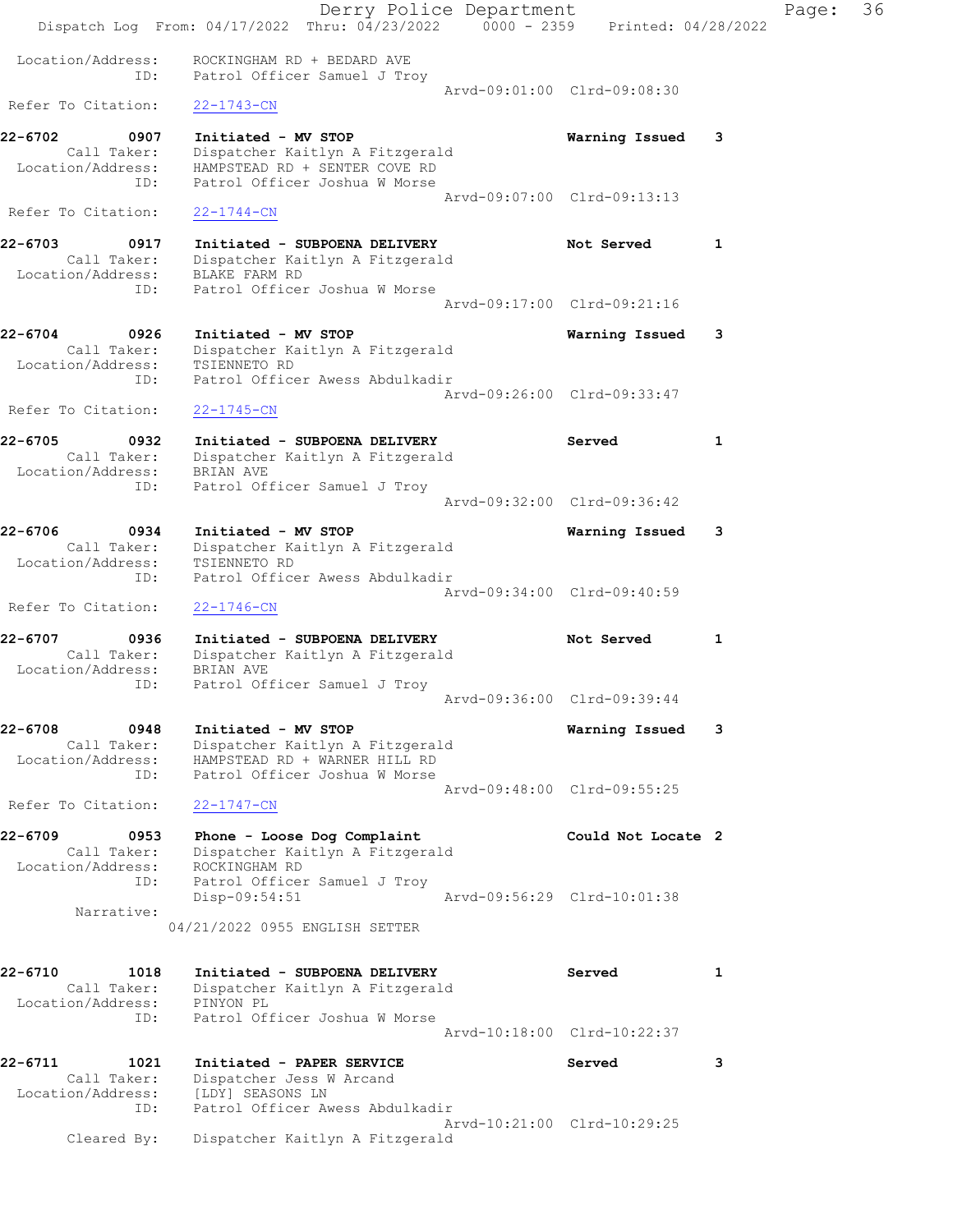```
 Location/Address:    ROCKINGHAM RD + BEDARD AVE
              ID:    Patrol Officer Samuel J Troy
                                                   Arvd-09:01:00  Clrd-09:08:30
 Refer To Citation:   22-1743-CN

22-6702       0907   Initiated - MV STOP                         Warning Issued    3
        Call Taker:   Dispatcher Kaitlyn A Fitzgerald
  Location/Address:   HAMPSTEAD RD + SENTER COVE RD
               ID:    Patrol Officer Joshua W Morse
                                                   Arvd-09:07:00  Clrd-09:13:13
 Refer To Citation:   22-1744-CN

22-6703       0917   Initiated - SUBPOENA DELIVERY               Not Served        1
        Call Taker:   Dispatcher Kaitlyn A Fitzgerald
  Location/Address:   BLAKE FARM RD
               ID:    Patrol Officer Joshua W Morse
                                                   Arvd-09:17:00  Clrd-09:21:16

22-6704       0926   Initiated - MV STOP                         Warning Issued    3
        Call Taker:   Dispatcher Kaitlyn A Fitzgerald
  Location/Address:   TSIENNETO RD
               ID:    Patrol Officer Awess Abdulkadir
                                                   Arvd-09:26:00  Clrd-09:33:47
 Refer To Citation:   22-1745-CN

22-6705       0932   Initiated - SUBPOENA DELIVERY               Served            1
        Call Taker:   Dispatcher Kaitlyn A Fitzgerald
  Location/Address:   BRIAN AVE
               ID:    Patrol Officer Samuel J Troy
                                                   Arvd-09:32:00  Clrd-09:36:42

22-6706       0934   Initiated - MV STOP                         Warning Issued    3
        Call Taker:   Dispatcher Kaitlyn A Fitzgerald
  Location/Address:   TSIENNETO RD
               ID:    Patrol Officer Awess Abdulkadir
                                                   Arvd-09:34:00  Clrd-09:40:59
 Refer To Citation:   22-1746-CN

22-6707       0936   Initiated - SUBPOENA DELIVERY               Not Served        1
        Call Taker:   Dispatcher Kaitlyn A Fitzgerald
  Location/Address:   BRIAN AVE
               ID:    Patrol Officer Samuel J Troy
                                                   Arvd-09:36:00  Clrd-09:39:44

22-6708       0948   Initiated - MV STOP                         Warning Issued    3
        Call Taker:   Dispatcher Kaitlyn A Fitzgerald
  Location/Address:   HAMPSTEAD RD + WARNER HILL RD
               ID:    Patrol Officer Joshua W Morse
                                                   Arvd-09:48:00  Clrd-09:55:25
 Refer To Citation:   22-1747-CN

22-6709       0953   Phone - Loose Dog Complaint                 Could Not Locate  2
        Call Taker:   Dispatcher Kaitlyn A Fitzgerald
  Location/Address:   ROCKINGHAM RD
               ID:    Patrol Officer Samuel J Troy
                      Disp-09:54:51                Arvd-09:56:29  Clrd-10:01:38
         Narrative:
                   04/21/2022 0955 ENGLISH SETTER

22-6710       1018   Initiated - SUBPOENA DELIVERY               Served            1
        Call Taker:   Dispatcher Kaitlyn A Fitzgerald
  Location/Address:   PINYON PL
               ID:    Patrol Officer Joshua W Morse
                                                   Arvd-10:18:00  Clrd-10:22:37

22-6711       1021   Initiated - PAPER SERVICE                   Served            3
        Call Taker:   Dispatcher Jess W Arcand
  Location/Address:   [LDY] SEASONS LN
               ID:    Patrol Officer Awess Abdulkadir
                                                   Arvd-10:21:00  Clrd-10:29:25
        Cleared By:   Dispatcher Kaitlyn A Fitzgerald
```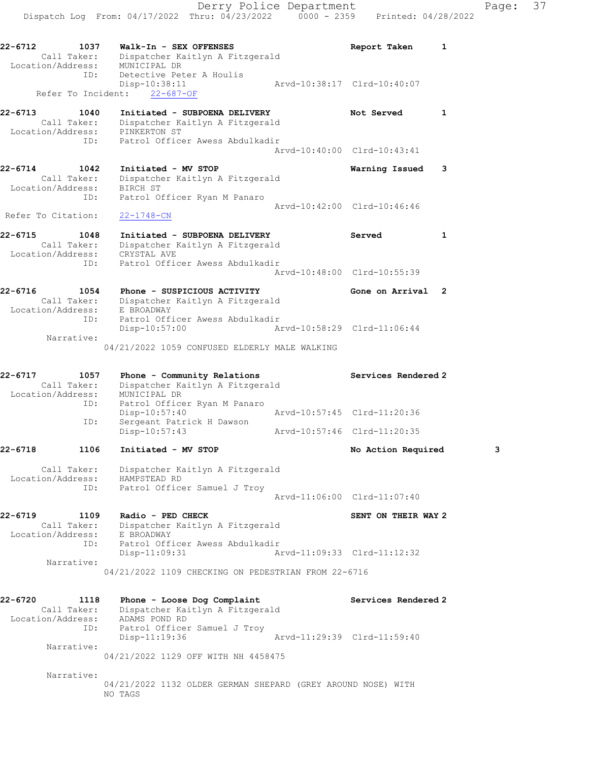**22-6712** 1037 **Walk-In - SEX OFFENSES** **Report Taken** **1**
Call Taker: Dispatcher Kaitlyn A Fitzgerald
Location/Address: MUNICIPAL DR
ID: Detective Peter A Houlis
Disp-10:38:11 Arvd-10:38:17 Clrd-10:40:07
Refer To Incident: 22-687-OF

**22-6713** 1040 **Initiated - SUBPOENA DELIVERY** **Not Served** **1**
Call Taker: Dispatcher Kaitlyn A Fitzgerald
Location/Address: PINKERTON ST
ID: Patrol Officer Awess Abdulkadir
Arvd-10:40:00 Clrd-10:43:41

**22-6714** 1042 **Initiated - MV STOP** **Warning Issued** **3**
Call Taker: Dispatcher Kaitlyn A Fitzgerald
Location/Address: BIRCH ST
ID: Patrol Officer Ryan M Panaro
Arvd-10:42:00 Clrd-10:46:46
Refer To Citation: 22-1748-CN

**22-6715** 1048 **Initiated - SUBPOENA DELIVERY** **Served** **1**
Call Taker: Dispatcher Kaitlyn A Fitzgerald
Location/Address: CRYSTAL AVE
ID: Patrol Officer Awess Abdulkadir
Arvd-10:48:00 Clrd-10:55:39

**22-6716** 1054 **Phone - SUSPICIOUS ACTIVITY** **Gone on Arrival** **2**
Call Taker: Dispatcher Kaitlyn A Fitzgerald
Location/Address: E BROADWAY
ID: Patrol Officer Awess Abdulkadir
Disp-10:57:00 Arvd-10:58:29 Clrd-11:06:44
Narrative:
04/21/2022 1059 CONFUSED ELDERLY MALE WALKING

**22-6717** 1057 **Phone - Community Relations** **Services Rendered** **2**
Call Taker: Dispatcher Kaitlyn A Fitzgerald
Location/Address: MUNICIPAL DR
ID: Patrol Officer Ryan M Panaro
Disp-10:57:40 Arvd-10:57:45 Clrd-11:20:36
ID: Sergeant Patrick H Dawson
Disp-10:57:43 Arvd-10:57:46 Clrd-11:20:35

**22-6718** 1106 **Initiated - MV STOP** **No Action Required** **3**
Call Taker: Dispatcher Kaitlyn A Fitzgerald
Location/Address: HAMPSTEAD RD
ID: Patrol Officer Samuel J Troy
Arvd-11:06:00 Clrd-11:07:40

**22-6719** 1109 **Radio - PED CHECK** **SENT ON THEIR WAY** **2**
Call Taker: Dispatcher Kaitlyn A Fitzgerald
Location/Address: E BROADWAY
ID: Patrol Officer Awess Abdulkadir
Disp-11:09:31 Arvd-11:09:33 Clrd-11:12:32
Narrative:
04/21/2022 1109 CHECKING ON PEDESTRIAN FROM 22-6716

**22-6720** 1118 **Phone - Loose Dog Complaint** **Services Rendered** **2**
Call Taker: Dispatcher Kaitlyn A Fitzgerald
Location/Address: ADAMS POND RD
ID: Patrol Officer Samuel J Troy
Disp-11:19:36 Arvd-11:29:39 Clrd-11:59:40
Narrative:
04/21/2022 1129 OFF WITH NH 4458475
Narrative:
04/21/2022 1132 OLDER GERMAN SHEPARD (GREY AROUND NOSE) WITH NO TAGS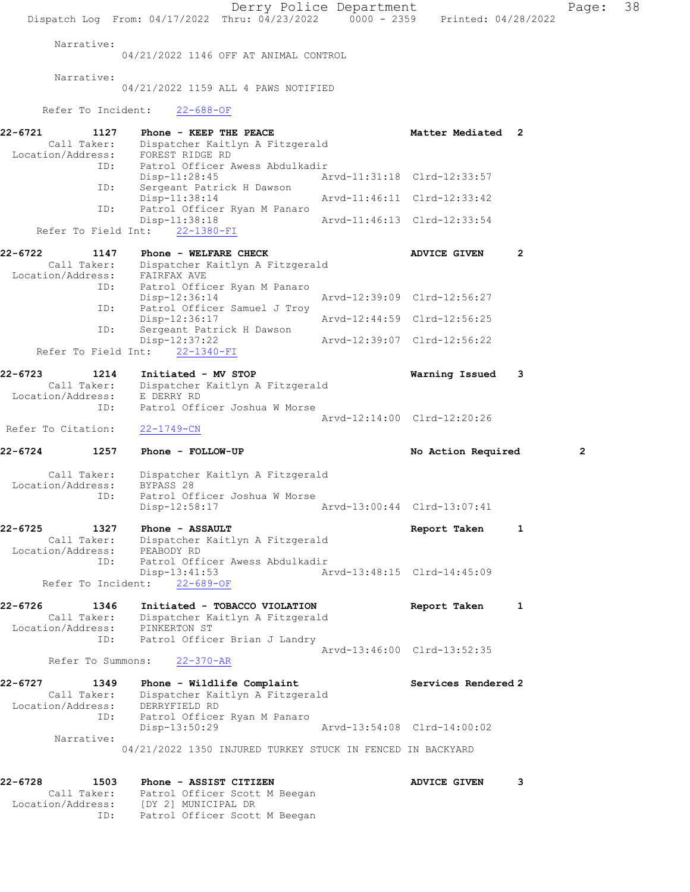Narrative:
04/21/2022 1146 OFF AT ANIMAL CONTROL

Narrative:
04/21/2022 1159 ALL 4 PAWS NOTIFIED

Refer To Incident: 22-688-OF

**22-6721 1127 Phone - KEEP THE PEACE — Matter Mediated 2**
Call Taker: Dispatcher Kaitlyn A Fitzgerald
Location/Address: FOREST RIDGE RD
ID: Patrol Officer Awess Abdulkadir
Disp-11:28:45 Arvd-11:31:18 Clrd-12:33:57
ID: Sergeant Patrick H Dawson
Disp-11:38:14 Arvd-11:46:11 Clrd-12:33:42
ID: Patrol Officer Ryan M Panaro
Disp-11:38:18 Arvd-11:46:13 Clrd-12:33:54
Refer To Field Int: 22-1380-FI

**22-6722 1147 Phone - WELFARE CHECK — ADVICE GIVEN 2**
Call Taker: Dispatcher Kaitlyn A Fitzgerald
Location/Address: FAIRFAX AVE
ID: Patrol Officer Ryan M Panaro
Disp-12:36:14 Arvd-12:39:09 Clrd-12:56:27
ID: Patrol Officer Samuel J Troy
Disp-12:36:17 Arvd-12:44:59 Clrd-12:56:25
ID: Sergeant Patrick H Dawson
Disp-12:37:22 Arvd-12:39:07 Clrd-12:56:22
Refer To Field Int: 22-1340-FI

**22-6723 1214 Initiated - MV STOP — Warning Issued 3**
Call Taker: Dispatcher Kaitlyn A Fitzgerald
Location/Address: E DERRY RD
ID: Patrol Officer Joshua W Morse
Arvd-12:14:00 Clrd-12:20:26
Refer To Citation: 22-1749-CN

**22-6724 1257 Phone - FOLLOW-UP — No Action Required 2**
Call Taker: Dispatcher Kaitlyn A Fitzgerald
Location/Address: BYPASS 28
ID: Patrol Officer Joshua W Morse
Disp-12:58:17 Arvd-13:00:44 Clrd-13:07:41

**22-6725 1327 Phone - ASSAULT — Report Taken 1**
Call Taker: Dispatcher Kaitlyn A Fitzgerald
Location/Address: PEABODY RD
ID: Patrol Officer Awess Abdulkadir
Disp-13:41:53 Arvd-13:48:15 Clrd-14:45:09
Refer To Incident: 22-689-OF

**22-6726 1346 Initiated - TOBACCO VIOLATION — Report Taken 1**
Call Taker: Dispatcher Kaitlyn A Fitzgerald
Location/Address: PINKERTON ST
ID: Patrol Officer Brian J Landry
Arvd-13:46:00 Clrd-13:52:35
Refer To Summons: 22-370-AR

**22-6727 1349 Phone - Wildlife Complaint — Services Rendered 2**
Call Taker: Dispatcher Kaitlyn A Fitzgerald
Location/Address: DERRYFIELD RD
ID: Patrol Officer Ryan M Panaro
Disp-13:50:29 Arvd-13:54:08 Clrd-14:00:02
Narrative:
04/21/2022 1350 INJURED TURKEY STUCK IN FENCED IN BACKYARD

**22-6728 1503 Phone - ASSIST CITIZEN — ADVICE GIVEN 3**
Call Taker: Patrol Officer Scott M Beegan
Location/Address: [DY 2] MUNICIPAL DR
ID: Patrol Officer Scott M Beegan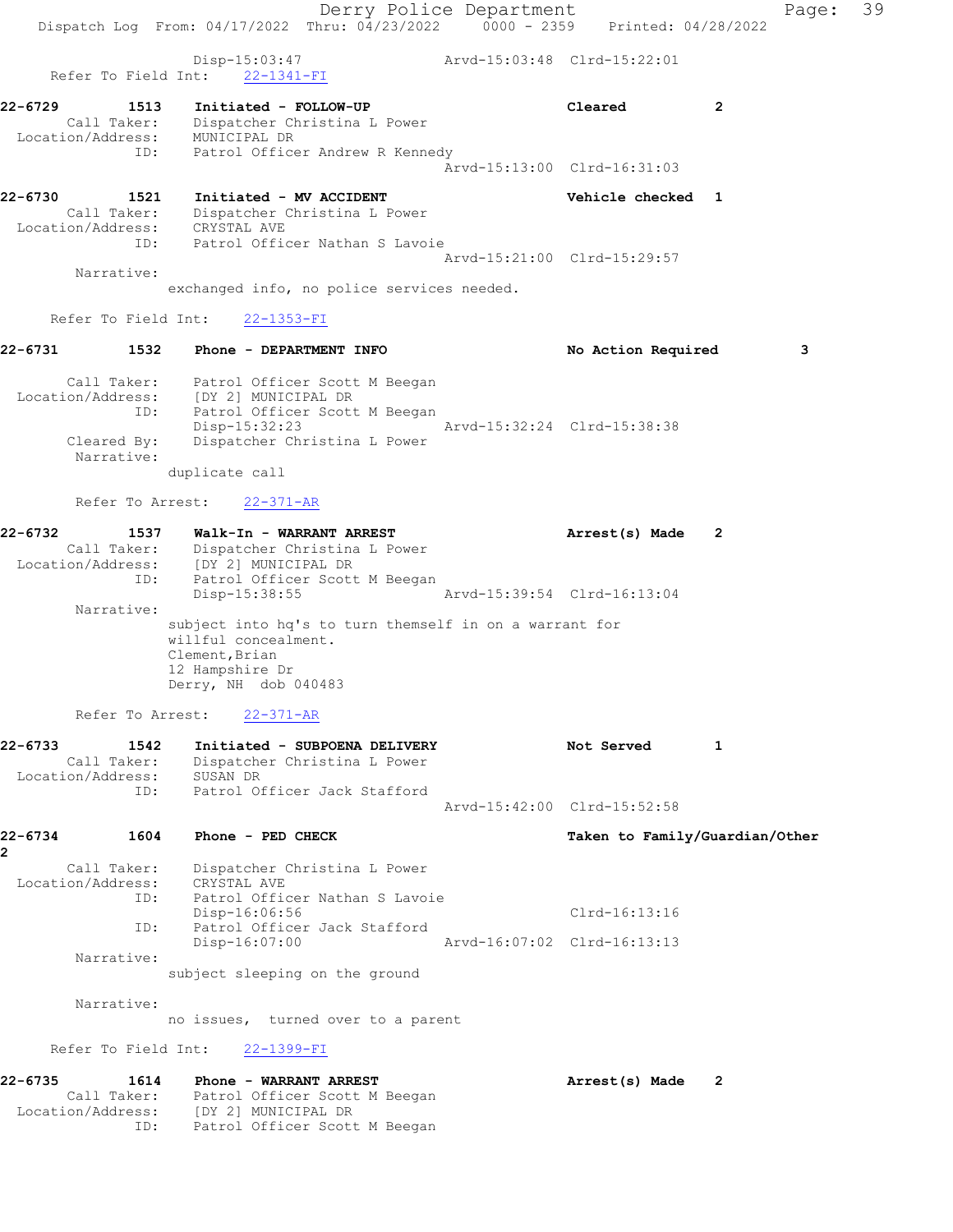Disp-15:03:47 Arvd-15:03:48 Clrd-15:22:01
Refer To Field Int: 22-1341-FI

**22-6729 1513 Initiated - FOLLOW-UP Cleared 2**
Call Taker: Dispatcher Christina L Power
Location/Address: MUNICIPAL DR
ID: Patrol Officer Andrew R Kennedy
Arvd-15:13:00 Clrd-16:31:03

**22-6730 1521 Initiated - MV ACCIDENT Vehicle checked 1**
Call Taker: Dispatcher Christina L Power
Location/Address: CRYSTAL AVE
ID: Patrol Officer Nathan S Lavoie
Arvd-15:21:00 Clrd-15:29:57
Narrative:
exchanged info, no police services needed.

Refer To Field Int: 22-1353-FI

**22-6731 1532 Phone - DEPARTMENT INFO No Action Required 3**
Call Taker: Patrol Officer Scott M Beegan
Location/Address: [DY 2] MUNICIPAL DR
ID: Patrol Officer Scott M Beegan
Disp-15:32:23 Arvd-15:32:24 Clrd-15:38:38
Cleared By: Dispatcher Christina L Power
Narrative:
duplicate call

Refer To Arrest: 22-371-AR

**22-6732 1537 Walk-In - WARRANT ARREST Arrest(s) Made 2**
Call Taker: Dispatcher Christina L Power
Location/Address: [DY 2] MUNICIPAL DR
ID: Patrol Officer Scott M Beegan
Disp-15:38:55 Arvd-15:39:54 Clrd-16:13:04
Narrative:
subject into hq's to turn themself in on a warrant for willful concealment.
Clement,Brian
12 Hampshire Dr
Derry, NH dob 040483

Refer To Arrest: 22-371-AR

**22-6733 1542 Initiated - SUBPOENA DELIVERY Not Served 1**
Call Taker: Dispatcher Christina L Power
Location/Address: SUSAN DR
ID: Patrol Officer Jack Stafford
Arvd-15:42:00 Clrd-15:52:58

**22-6734 1604 Phone - PED CHECK Taken to Family/Guardian/Other 2**
Call Taker: Dispatcher Christina L Power
Location/Address: CRYSTAL AVE
ID: Patrol Officer Nathan S Lavoie
Disp-16:06:56 Clrd-16:13:16
ID: Patrol Officer Jack Stafford
Disp-16:07:00 Arvd-16:07:02 Clrd-16:13:13
Narrative:
subject sleeping on the ground

Narrative:
no issues, turned over to a parent

Refer To Field Int: 22-1399-FI

**22-6735 1614 Phone - WARRANT ARREST Arrest(s) Made 2**
Call Taker: Patrol Officer Scott M Beegan
Location/Address: [DY 2] MUNICIPAL DR
ID: Patrol Officer Scott M Beegan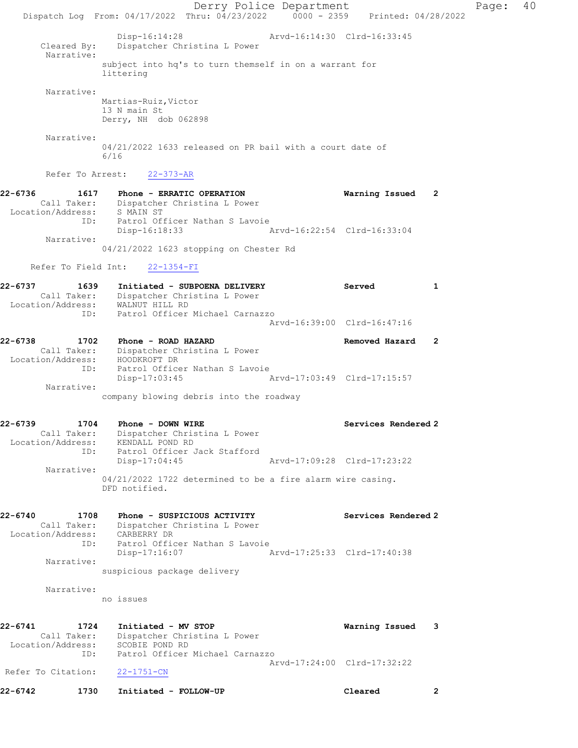Disp-16:14:28 Arvd-16:14:30 Clrd-16:33:45
Cleared By: Dispatcher Christina L Power
Narrative:
subject into hq's to turn themself in on a warrant for littering

Narrative:
Martias-Ruiz,Victor
13 N main St
Derry, NH dob 062898

Narrative:
04/21/2022 1633 released on PR bail with a court date of 6/16

Refer To Arrest: 22-373-AR

**22-6736 1617 Phone - ERRATIC OPERATION** Warning Issued 2
Call Taker: Dispatcher Christina L Power
Location/Address: S MAIN ST
ID: Patrol Officer Nathan S Lavoie
Disp-16:18:33 Arvd-16:22:54 Clrd-16:33:04
Narrative:
04/21/2022 1623 stopping on Chester Rd

Refer To Field Int: 22-1354-FI

**22-6737 1639 Initiated - SUBPOENA DELIVERY** Served 1
Call Taker: Dispatcher Christina L Power
Location/Address: WALNUT HILL RD
ID: Patrol Officer Michael Carnazzo
Arvd-16:39:00 Clrd-16:47:16

**22-6738 1702 Phone - ROAD HAZARD** Removed Hazard 2
Call Taker: Dispatcher Christina L Power
Location/Address: HOODKROFT DR
ID: Patrol Officer Nathan S Lavoie
Disp-17:03:45 Arvd-17:03:49 Clrd-17:15:57
Narrative:
company blowing debris into the roadway

**22-6739 1704 Phone - DOWN WIRE** Services Rendered 2
Call Taker: Dispatcher Christina L Power
Location/Address: KENDALL POND RD
ID: Patrol Officer Jack Stafford
Disp-17:04:45 Arvd-17:09:28 Clrd-17:23:22
Narrative:
04/21/2022 1722 determined to be a fire alarm wire casing. DFD notified.

**22-6740 1708 Phone - SUSPICIOUS ACTIVITY** Services Rendered 2
Call Taker: Dispatcher Christina L Power
Location/Address: CARBERRY DR
ID: Patrol Officer Nathan S Lavoie
Disp-17:16:07 Arvd-17:25:33 Clrd-17:40:38
Narrative:
suspicious package delivery

Narrative:
no issues

**22-6741 1724 Initiated - MV STOP** Warning Issued 3
Call Taker: Dispatcher Christina L Power
Location/Address: SCOBIE POND RD
ID: Patrol Officer Michael Carnazzo
Arvd-17:24:00 Clrd-17:32:22
Refer To Citation: 22-1751-CN

**22-6742 1730 Initiated - FOLLOW-UP** Cleared 2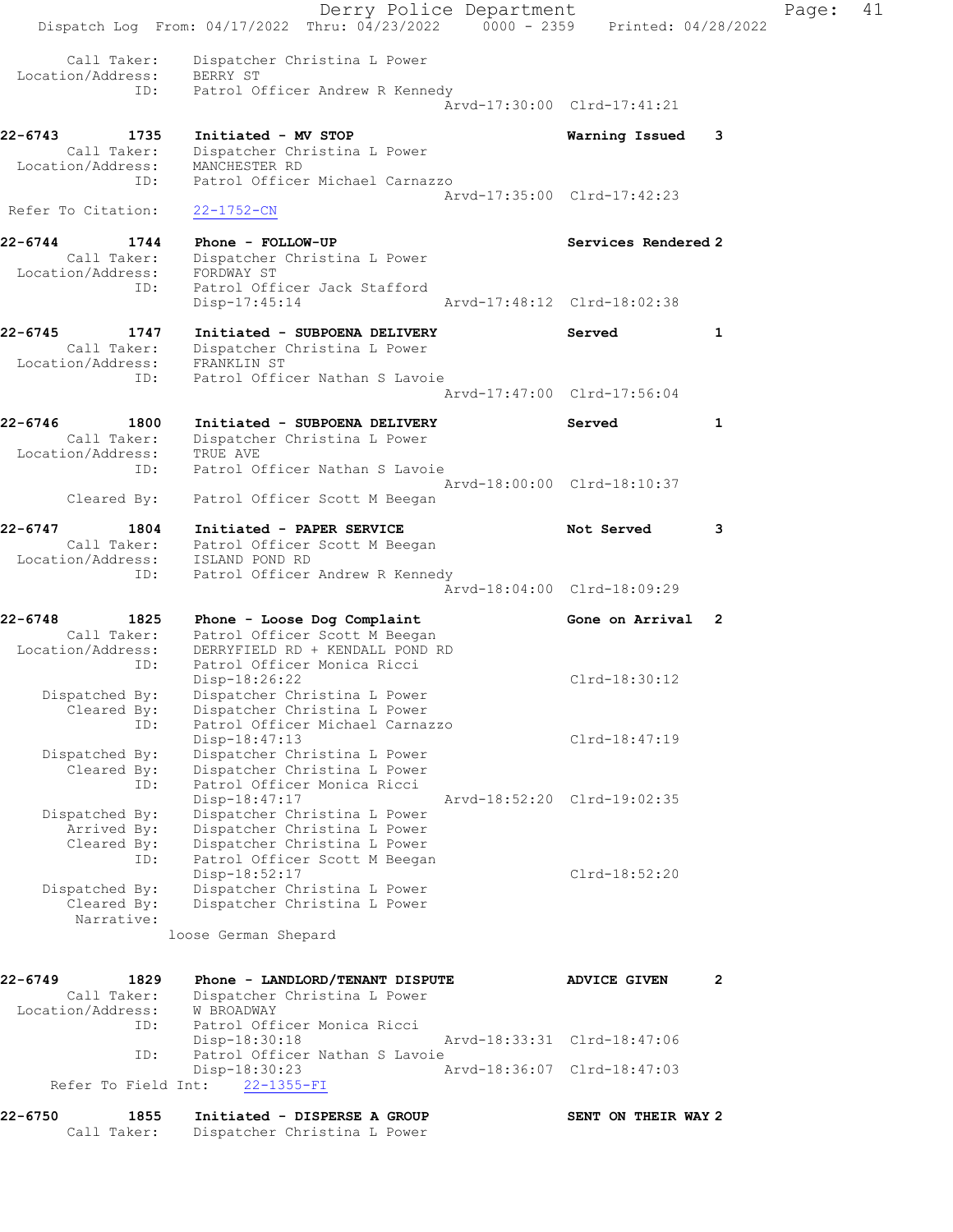```
Call Taker:         Dispatcher Christina L Power
Location/Address:   BERRY ST
             ID:    Patrol Officer Andrew R Kennedy
                                                   Arvd-17:30:00  Clrd-17:41:21

22-6743        1735   Initiated - MV STOP                        Warning Issued    3
     Call Taker:    Dispatcher Christina L Power
Location/Address:   MANCHESTER RD
             ID:    Patrol Officer Michael Carnazzo
                                                   Arvd-17:35:00  Clrd-17:42:23
Refer To Citation:  22-1752-CN

22-6744        1744   Phone - FOLLOW-UP                          Services Rendered 2
     Call Taker:    Dispatcher Christina L Power
Location/Address:   FORDWAY ST
             ID:    Patrol Officer Jack Stafford
                    Disp-17:45:14                  Arvd-17:48:12  Clrd-18:02:38

22-6745        1747   Initiated - SUBPOENA DELIVERY              Served            1
     Call Taker:    Dispatcher Christina L Power
Location/Address:   FRANKLIN ST
             ID:    Patrol Officer Nathan S Lavoie
                                                   Arvd-17:47:00  Clrd-17:56:04

22-6746        1800   Initiated - SUBPOENA DELIVERY              Served            1
     Call Taker:    Dispatcher Christina L Power
Location/Address:   TRUE AVE
             ID:    Patrol Officer Nathan S Lavoie
                                                   Arvd-18:00:00  Clrd-18:10:37
     Cleared By:    Patrol Officer Scott M Beegan

22-6747        1804   Initiated - PAPER SERVICE                  Not Served        3
     Call Taker:    Patrol Officer Scott M Beegan
Location/Address:   ISLAND POND RD
             ID:    Patrol Officer Andrew R Kennedy
                                                   Arvd-18:04:00  Clrd-18:09:29

22-6748        1825   Phone - Loose Dog Complaint                Gone on Arrival   2
     Call Taker:    Patrol Officer Scott M Beegan
Location/Address:   DERRYFIELD RD + KENDALL POND RD
             ID:    Patrol Officer Monica Ricci
                    Disp-18:26:22                                 Clrd-18:30:12
  Dispatched By:    Dispatcher Christina L Power
     Cleared By:    Dispatcher Christina L Power
             ID:    Patrol Officer Michael Carnazzo
                    Disp-18:47:13                                 Clrd-18:47:19
  Dispatched By:    Dispatcher Christina L Power
     Cleared By:    Dispatcher Christina L Power
             ID:    Patrol Officer Monica Ricci
                    Disp-18:47:17                  Arvd-18:52:20  Clrd-19:02:35
  Dispatched By:    Dispatcher Christina L Power
     Arrived By:    Dispatcher Christina L Power
     Cleared By:    Dispatcher Christina L Power
             ID:    Patrol Officer Scott M Beegan
                    Disp-18:52:17                                 Clrd-18:52:20
  Dispatched By:    Dispatcher Christina L Power
     Cleared By:    Dispatcher Christina L Power
      Narrative:
                  loose German Shepard

22-6749        1829   Phone - LANDLORD/TENANT DISPUTE            ADVICE GIVEN      2
     Call Taker:    Dispatcher Christina L Power
Location/Address:   W BROADWAY
             ID:    Patrol Officer Monica Ricci
                    Disp-18:30:18                  Arvd-18:33:31  Clrd-18:47:06
             ID:    Patrol Officer Nathan S Lavoie
                    Disp-18:30:23                  Arvd-18:36:07  Clrd-18:47:03
  Refer To Field Int:    22-1355-FI

22-6750        1855   Initiated - DISPERSE A GROUP               SENT ON THEIR WAY 2
     Call Taker:    Dispatcher Christina L Power
```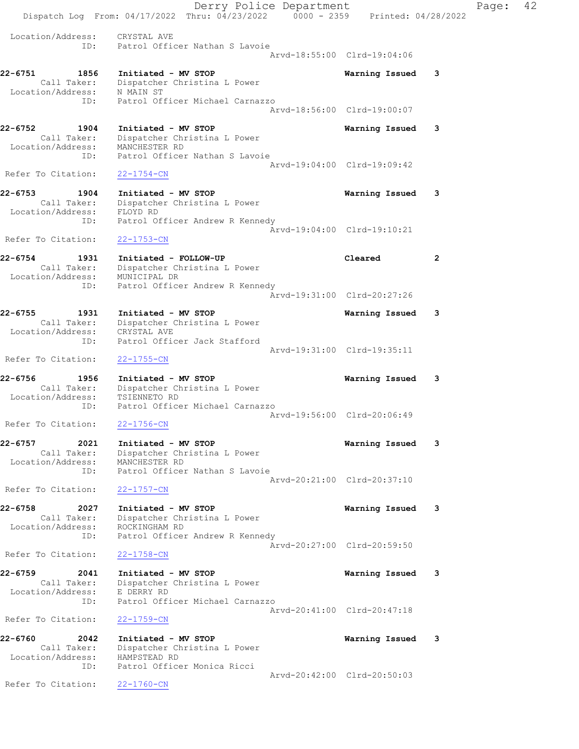Location/Address: CRYSTAL AVE
ID: Patrol Officer Nathan S Lavoie
Arvd-18:55:00 Clrd-19:04:06

**22-6751** 1856 **Initiated - MV STOP** **Warning Issued** 3
Call Taker: Dispatcher Christina L Power
Location/Address: N MAIN ST
ID: Patrol Officer Michael Carnazzo
Arvd-18:56:00 Clrd-19:00:07

**22-6752** 1904 **Initiated - MV STOP** **Warning Issued** 3
Call Taker: Dispatcher Christina L Power
Location/Address: MANCHESTER RD
ID: Patrol Officer Nathan S Lavoie
Arvd-19:04:00 Clrd-19:09:42
Refer To Citation: 22-1754-CN

**22-6753** 1904 **Initiated - MV STOP** **Warning Issued** 3
Call Taker: Dispatcher Christina L Power
Location/Address: FLOYD RD
ID: Patrol Officer Andrew R Kennedy
Arvd-19:04:00 Clrd-19:10:21
Refer To Citation: 22-1753-CN

**22-6754** 1931 **Initiated - FOLLOW-UP** **Cleared** 2
Call Taker: Dispatcher Christina L Power
Location/Address: MUNICIPAL DR
ID: Patrol Officer Andrew R Kennedy
Arvd-19:31:00 Clrd-20:27:26

**22-6755** 1931 **Initiated - MV STOP** **Warning Issued** 3
Call Taker: Dispatcher Christina L Power
Location/Address: CRYSTAL AVE
ID: Patrol Officer Jack Stafford
Arvd-19:31:00 Clrd-19:35:11
Refer To Citation: 22-1755-CN

**22-6756** 1956 **Initiated - MV STOP** **Warning Issued** 3
Call Taker: Dispatcher Christina L Power
Location/Address: TSIENNETO RD
ID: Patrol Officer Michael Carnazzo
Arvd-19:56:00 Clrd-20:06:49
Refer To Citation: 22-1756-CN

**22-6757** 2021 **Initiated - MV STOP** **Warning Issued** 3
Call Taker: Dispatcher Christina L Power
Location/Address: MANCHESTER RD
ID: Patrol Officer Nathan S Lavoie
Arvd-20:21:00 Clrd-20:37:10
Refer To Citation: 22-1757-CN

**22-6758** 2027 **Initiated - MV STOP** **Warning Issued** 3
Call Taker: Dispatcher Christina L Power
Location/Address: ROCKINGHAM RD
ID: Patrol Officer Andrew R Kennedy
Arvd-20:27:00 Clrd-20:59:50
Refer To Citation: 22-1758-CN

**22-6759** 2041 **Initiated - MV STOP** **Warning Issued** 3
Call Taker: Dispatcher Christina L Power
Location/Address: E DERRY RD
ID: Patrol Officer Michael Carnazzo
Arvd-20:41:00 Clrd-20:47:18
Refer To Citation: 22-1759-CN

**22-6760** 2042 **Initiated - MV STOP** **Warning Issued** 3
Call Taker: Dispatcher Christina L Power
Location/Address: HAMPSTEAD RD
ID: Patrol Officer Monica Ricci
Arvd-20:42:00 Clrd-20:50:03
Refer To Citation: 22-1760-CN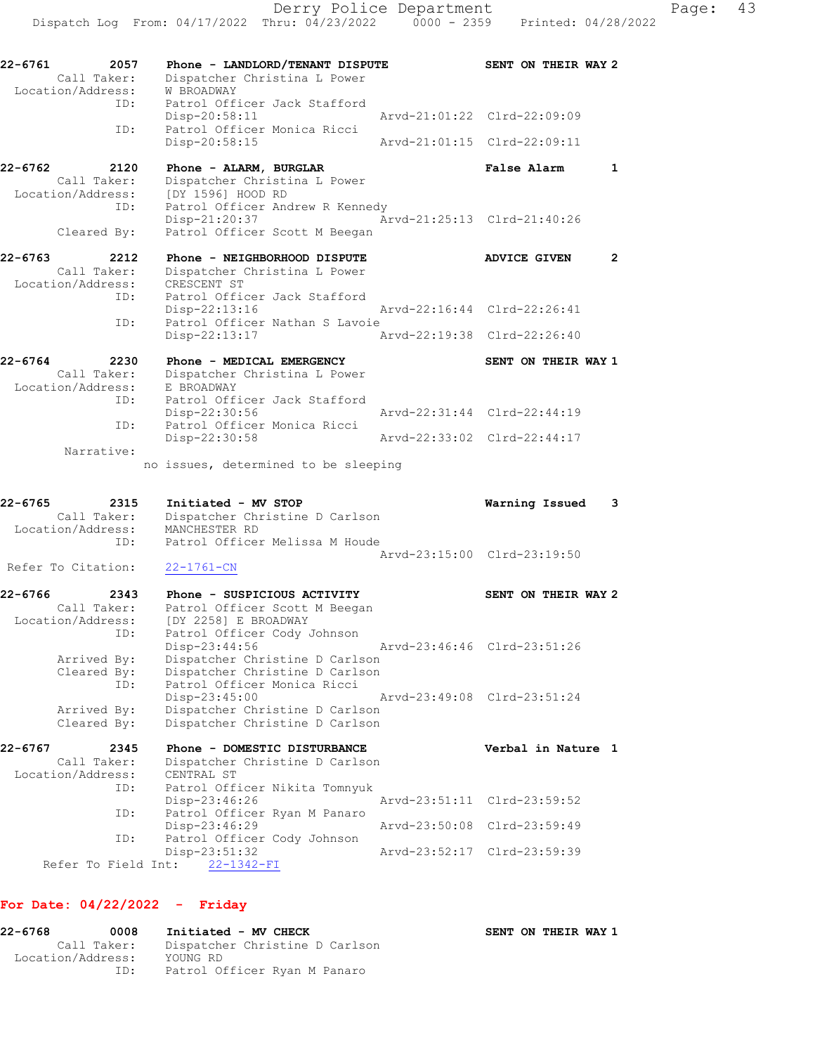```
22-6761        2057    Phone - LANDLORD/TENANT DISPUTE          SENT ON THEIR WAY 2
        Call Taker:    Dispatcher Christina L Power
  Location/Address:    W BROADWAY
                ID:    Patrol Officer Jack Stafford
                       Disp-20:58:11                 Arvd-21:01:22  Clrd-22:09:09
                ID:    Patrol Officer Monica Ricci
                       Disp-20:58:15                 Arvd-21:01:15  Clrd-22:09:11

22-6762        2120    Phone - ALARM, BURGLAR                   False Alarm        1
        Call Taker:    Dispatcher Christina L Power
  Location/Address:    [DY 1596] HOOD RD
                ID:    Patrol Officer Andrew R Kennedy
                       Disp-21:20:37                 Arvd-21:25:13  Clrd-21:40:26
        Cleared By:    Patrol Officer Scott M Beegan

22-6763        2212    Phone - NEIGHBORHOOD DISPUTE             ADVICE GIVEN       2
        Call Taker:    Dispatcher Christina L Power
  Location/Address:    CRESCENT ST
                ID:    Patrol Officer Jack Stafford
                       Disp-22:13:16                 Arvd-22:16:44  Clrd-22:26:41
                ID:    Patrol Officer Nathan S Lavoie
                       Disp-22:13:17                 Arvd-22:19:38  Clrd-22:26:40

22-6764        2230    Phone - MEDICAL EMERGENCY                SENT ON THEIR WAY 1
        Call Taker:    Dispatcher Christina L Power
  Location/Address:    E BROADWAY
                ID:    Patrol Officer Jack Stafford
                       Disp-22:30:56                 Arvd-22:31:44  Clrd-22:44:19
                ID:    Patrol Officer Monica Ricci
                       Disp-22:30:58                 Arvd-22:33:02  Clrd-22:44:17
         Narrative:
                    no issues, determined to be sleeping

22-6765        2315    Initiated - MV STOP                      Warning Issued     3
        Call Taker:    Dispatcher Christine D Carlson
  Location/Address:    MANCHESTER RD
                ID:    Patrol Officer Melissa M Houde
                                                     Arvd-23:15:00  Clrd-23:19:50
 Refer To Citation:    22-1761-CN

22-6766        2343    Phone - SUSPICIOUS ACTIVITY              SENT ON THEIR WAY 2
        Call Taker:    Patrol Officer Scott M Beegan
  Location/Address:    [DY 2258] E BROADWAY
                ID:    Patrol Officer Cody Johnson
                       Disp-23:44:56                 Arvd-23:46:46  Clrd-23:51:26
        Arrived By:    Dispatcher Christine D Carlson
        Cleared By:    Dispatcher Christine D Carlson
                ID:    Patrol Officer Monica Ricci
                       Disp-23:45:00                 Arvd-23:49:08  Clrd-23:51:24
        Arrived By:    Dispatcher Christine D Carlson
        Cleared By:    Dispatcher Christine D Carlson

22-6767        2345    Phone - DOMESTIC DISTURBANCE             Verbal in Nature  1
        Call Taker:    Dispatcher Christine D Carlson
  Location/Address:    CENTRAL ST
                ID:    Patrol Officer Nikita Tomnyuk
                       Disp-23:46:26                 Arvd-23:51:11  Clrd-23:59:52
                ID:    Patrol Officer Ryan M Panaro
                       Disp-23:46:29                 Arvd-23:50:08  Clrd-23:59:49
                ID:    Patrol Officer Cody Johnson
                       Disp-23:51:32                 Arvd-23:52:17  Clrd-23:59:39
    Refer To Field Int:    22-1342-FI
```

**For Date: 04/22/2022 - Friday**

```
22-6768        0008    Initiated - MV CHECK                     SENT ON THEIR WAY 1
        Call Taker:    Dispatcher Christine D Carlson
  Location/Address:    YOUNG RD
                ID:    Patrol Officer Ryan M Panaro
```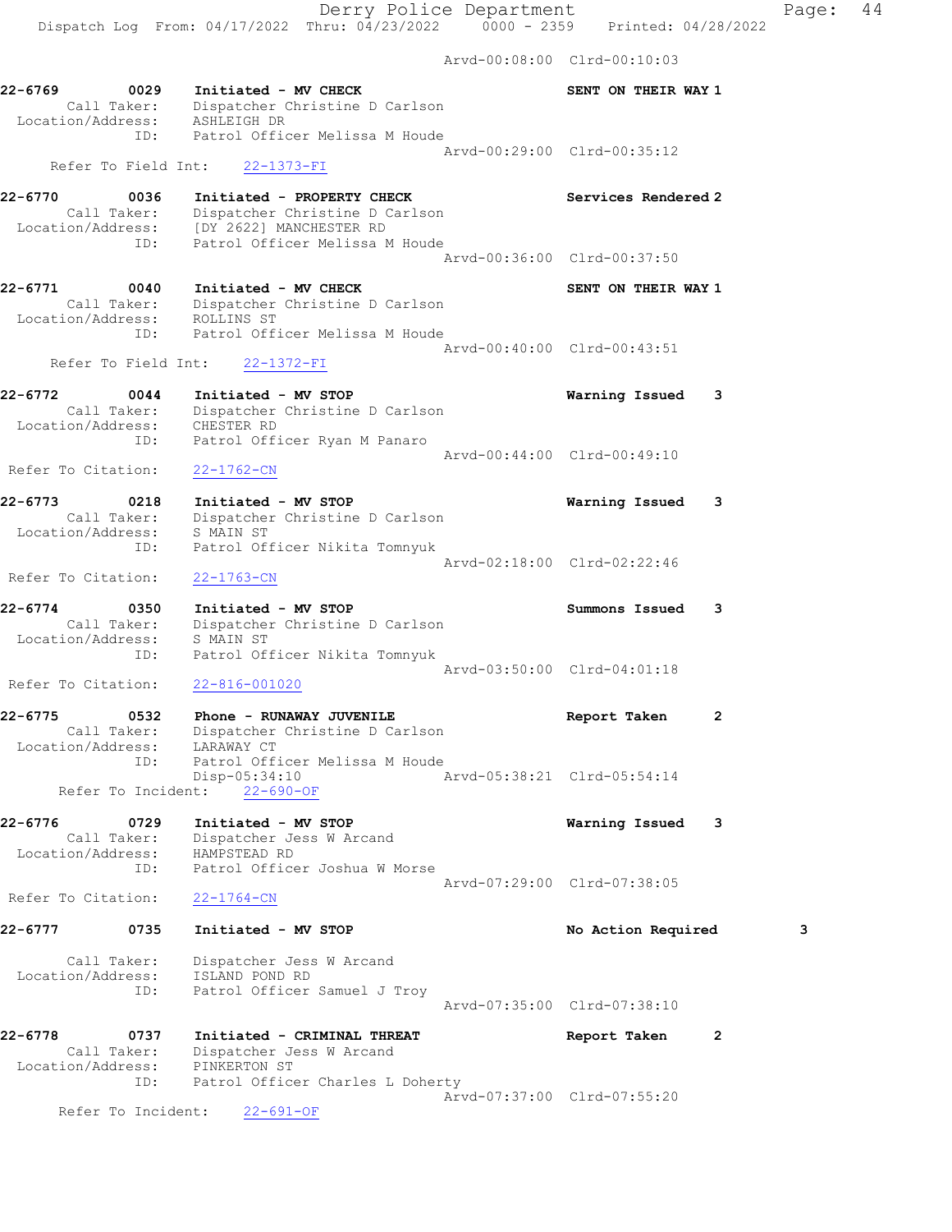Arvd-00:08:00 Clrd-00:10:03

**22-6769** 0029 **Initiated - MV CHECK** **SENT ON THEIR WAY 1**
Call Taker: Dispatcher Christine D Carlson
Location/Address: ASHLEIGH DR
ID: Patrol Officer Melissa M Houde
Arvd-00:29:00 Clrd-00:35:12
Refer To Field Int: 22-1373-FI

**22-6770** 0036 **Initiated - PROPERTY CHECK** **Services Rendered 2**
Call Taker: Dispatcher Christine D Carlson
Location/Address: [DY 2622] MANCHESTER RD
ID: Patrol Officer Melissa M Houde
Arvd-00:36:00 Clrd-00:37:50

**22-6771** 0040 **Initiated - MV CHECK** **SENT ON THEIR WAY 1**
Call Taker: Dispatcher Christine D Carlson
Location/Address: ROLLINS ST
ID: Patrol Officer Melissa M Houde
Arvd-00:40:00 Clrd-00:43:51
Refer To Field Int: 22-1372-FI

**22-6772** 0044 **Initiated - MV STOP** **Warning Issued 3**
Call Taker: Dispatcher Christine D Carlson
Location/Address: CHESTER RD
ID: Patrol Officer Ryan M Panaro
Arvd-00:44:00 Clrd-00:49:10
Refer To Citation: 22-1762-CN

**22-6773** 0218 **Initiated - MV STOP** **Warning Issued 3**
Call Taker: Dispatcher Christine D Carlson
Location/Address: S MAIN ST
ID: Patrol Officer Nikita Tomnyuk
Arvd-02:18:00 Clrd-02:22:46
Refer To Citation: 22-1763-CN

**22-6774** 0350 **Initiated - MV STOP** **Summons Issued 3**
Call Taker: Dispatcher Christine D Carlson
Location/Address: S MAIN ST
ID: Patrol Officer Nikita Tomnyuk
Arvd-03:50:00 Clrd-04:01:18
Refer To Citation: 22-816-001020

**22-6775** 0532 **Phone - RUNAWAY JUVENILE** **Report Taken 2**
Call Taker: Dispatcher Christine D Carlson
Location/Address: LARAWAY CT
ID: Patrol Officer Melissa M Houde
Disp-05:34:10 Arvd-05:38:21 Clrd-05:54:14
Refer To Incident: 22-690-OF

**22-6776** 0729 **Initiated - MV STOP** **Warning Issued 3**
Call Taker: Dispatcher Jess W Arcand
Location/Address: HAMPSTEAD RD
ID: Patrol Officer Joshua W Morse
Arvd-07:29:00 Clrd-07:38:05
Refer To Citation: 22-1764-CN

**22-6777** 0735 **Initiated - MV STOP** **No Action Required 3**
Call Taker: Dispatcher Jess W Arcand
Location/Address: ISLAND POND RD
ID: Patrol Officer Samuel J Troy
Arvd-07:35:00 Clrd-07:38:10

**22-6778** 0737 **Initiated - CRIMINAL THREAT** **Report Taken 2**
Call Taker: Dispatcher Jess W Arcand
Location/Address: PINKERTON ST
ID: Patrol Officer Charles L Doherty
Arvd-07:37:00 Clrd-07:55:20
Refer To Incident: 22-691-OF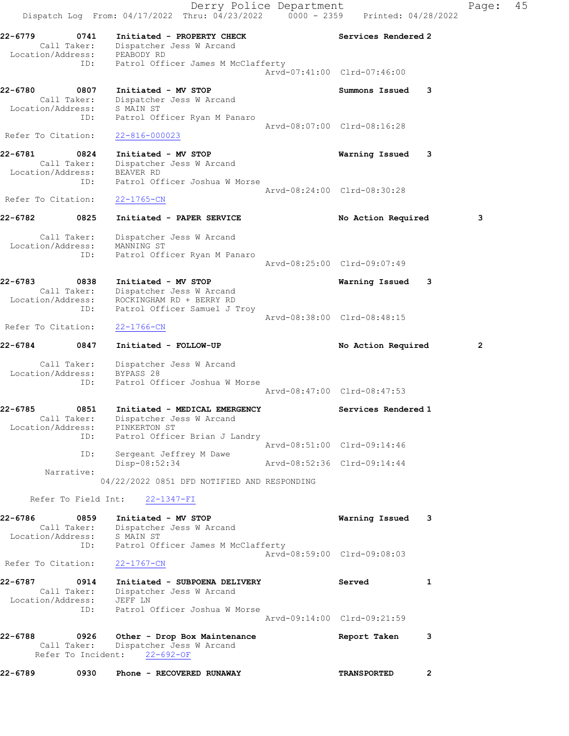22-6779 0741 Initiated - PROPERTY CHECK Services Rendered 2
Call Taker: Dispatcher Jess W Arcand
Location/Address: PEABODY RD
ID: Patrol Officer James M McClafferty
Arvd-07:41:00 Clrd-07:46:00

22-6780 0807 Initiated - MV STOP Summons Issued 3
Call Taker: Dispatcher Jess W Arcand
Location/Address: S MAIN ST
ID: Patrol Officer Ryan M Panaro
Arvd-08:07:00 Clrd-08:16:28
Refer To Citation: 22-816-000023

22-6781 0824 Initiated - MV STOP Warning Issued 3
Call Taker: Dispatcher Jess W Arcand
Location/Address: BEAVER RD
ID: Patrol Officer Joshua W Morse
Arvd-08:24:00 Clrd-08:30:28
Refer To Citation: 22-1765-CN

22-6782 0825 Initiated - PAPER SERVICE No Action Required 3
Call Taker: Dispatcher Jess W Arcand
Location/Address: MANNING ST
ID: Patrol Officer Ryan M Panaro
Arvd-08:25:00 Clrd-09:07:49

22-6783 0838 Initiated - MV STOP Warning Issued 3
Call Taker: Dispatcher Jess W Arcand
Location/Address: ROCKINGHAM RD + BERRY RD
ID: Patrol Officer Samuel J Troy
Arvd-08:38:00 Clrd-08:48:15
Refer To Citation: 22-1766-CN

22-6784 0847 Initiated - FOLLOW-UP No Action Required 2
Call Taker: Dispatcher Jess W Arcand
Location/Address: BYPASS 28
ID: Patrol Officer Joshua W Morse
Arvd-08:47:00 Clrd-08:47:53

22-6785 0851 Initiated - MEDICAL EMERGENCY Services Rendered 1
Call Taker: Dispatcher Jess W Arcand
Location/Address: PINKERTON ST
ID: Patrol Officer Brian J Landry
Arvd-08:51:00 Clrd-09:14:46
ID: Sergeant Jeffrey M Dawe
Disp-08:52:34 Arvd-08:52:36 Clrd-09:14:44
Narrative:
04/22/2022 0851 DFD NOTIFIED AND RESPONDING
Refer To Field Int: 22-1347-FI

22-6786 0859 Initiated - MV STOP Warning Issued 3
Call Taker: Dispatcher Jess W Arcand
Location/Address: S MAIN ST
ID: Patrol Officer James M McClafferty
Arvd-08:59:00 Clrd-09:08:03
Refer To Citation: 22-1767-CN

22-6787 0914 Initiated - SUBPOENA DELIVERY Served 1
Call Taker: Dispatcher Jess W Arcand
Location/Address: JEFF LN
ID: Patrol Officer Joshua W Morse
Arvd-09:14:00 Clrd-09:21:59

22-6788 0926 Other - Drop Box Maintenance Report Taken 3
Call Taker: Dispatcher Jess W Arcand
Refer To Incident: 22-692-OF

22-6789 0930 Phone - RECOVERED RUNAWAY TRANSPORTED 2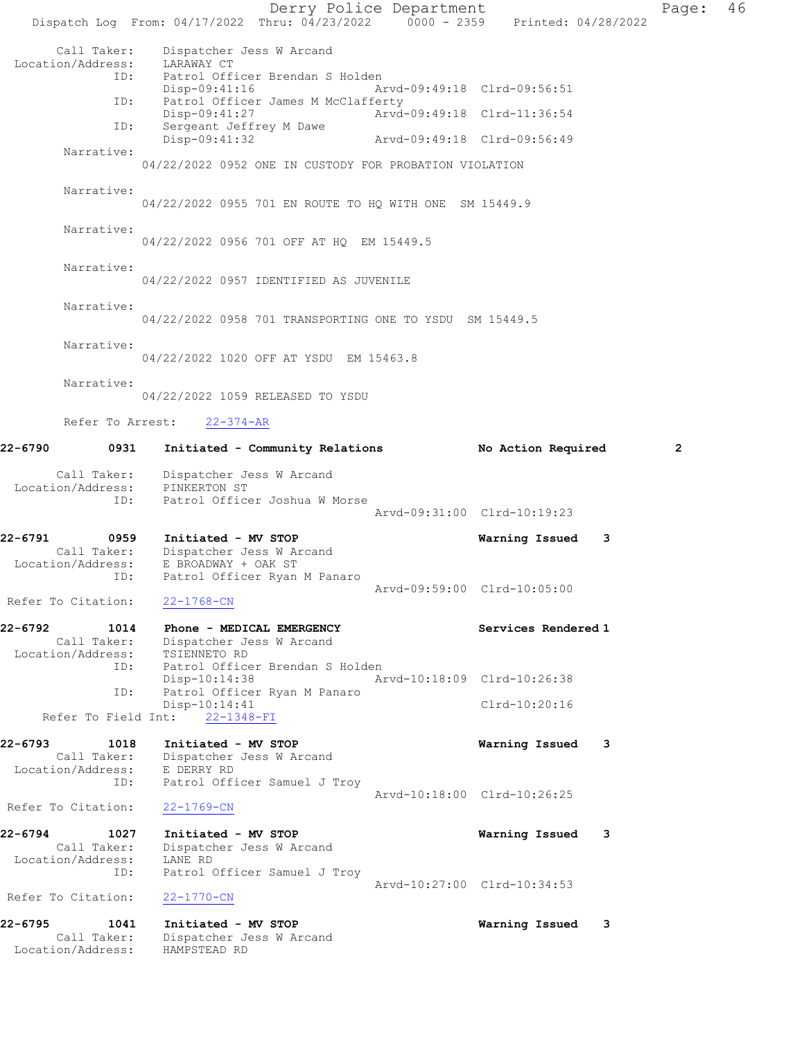```
      Call Taker:    Dispatcher Jess W Arcand
 Location/Address:    LARAWAY CT
              ID:    Patrol Officer Brendan S Holden
                     Disp-09:41:16              Arvd-09:49:18  Clrd-09:56:51
              ID:    Patrol Officer James M McClafferty
                     Disp-09:41:27              Arvd-09:49:18  Clrd-11:36:54
              ID:    Sergeant Jeffrey M Dawe
                     Disp-09:41:32              Arvd-09:49:18  Clrd-09:56:49
       Narrative:
               04/22/2022 0952 ONE IN CUSTODY FOR PROBATION VIOLATION

       Narrative:
               04/22/2022 0955 701 EN ROUTE TO HQ WITH ONE  SM 15449.9

       Narrative:
               04/22/2022 0956 701 OFF AT HQ  EM 15449.5

       Narrative:
               04/22/2022 0957 IDENTIFIED AS JUVENILE

       Narrative:
               04/22/2022 0958 701 TRANSPORTING ONE TO YSDU  SM 15449.5

       Narrative:
               04/22/2022 1020 OFF AT YSDU  EM 15463.8

       Narrative:
               04/22/2022 1059 RELEASED TO YSDU

       Refer To Arrest:    22-374-AR

22-6790        0931    Initiated - Community Relations          No Action Required         2

      Call Taker:    Dispatcher Jess W Arcand
 Location/Address:    PINKERTON ST
              ID:    Patrol Officer Joshua W Morse
                                                Arvd-09:31:00  Clrd-10:19:23

22-6791        0959    Initiated - MV STOP                      Warning Issued    3
      Call Taker:    Dispatcher Jess W Arcand
 Location/Address:    E BROADWAY + OAK ST
              ID:    Patrol Officer Ryan M Panaro
                                                Arvd-09:59:00  Clrd-10:05:00
 Refer To Citation:    22-1768-CN

22-6792        1014    Phone - MEDICAL EMERGENCY                Services Rendered 1
      Call Taker:    Dispatcher Jess W Arcand
 Location/Address:    TSIENNETO RD
              ID:    Patrol Officer Brendan S Holden
                     Disp-10:14:38              Arvd-10:18:09  Clrd-10:26:38
              ID:    Patrol Officer Ryan M Panaro
                     Disp-10:14:41                             Clrd-10:20:16
    Refer To Field Int:    22-1348-FI

22-6793        1018    Initiated - MV STOP                      Warning Issued    3
      Call Taker:    Dispatcher Jess W Arcand
 Location/Address:    E DERRY RD
              ID:    Patrol Officer Samuel J Troy
                                                Arvd-10:18:00  Clrd-10:26:25
 Refer To Citation:    22-1769-CN

22-6794        1027    Initiated - MV STOP                      Warning Issued    3
      Call Taker:    Dispatcher Jess W Arcand
 Location/Address:    LANE RD
              ID:    Patrol Officer Samuel J Troy
                                                Arvd-10:27:00  Clrd-10:34:53
 Refer To Citation:    22-1770-CN

22-6795        1041    Initiated - MV STOP                      Warning Issued    3
      Call Taker:    Dispatcher Jess W Arcand
 Location/Address:    HAMPSTEAD RD
```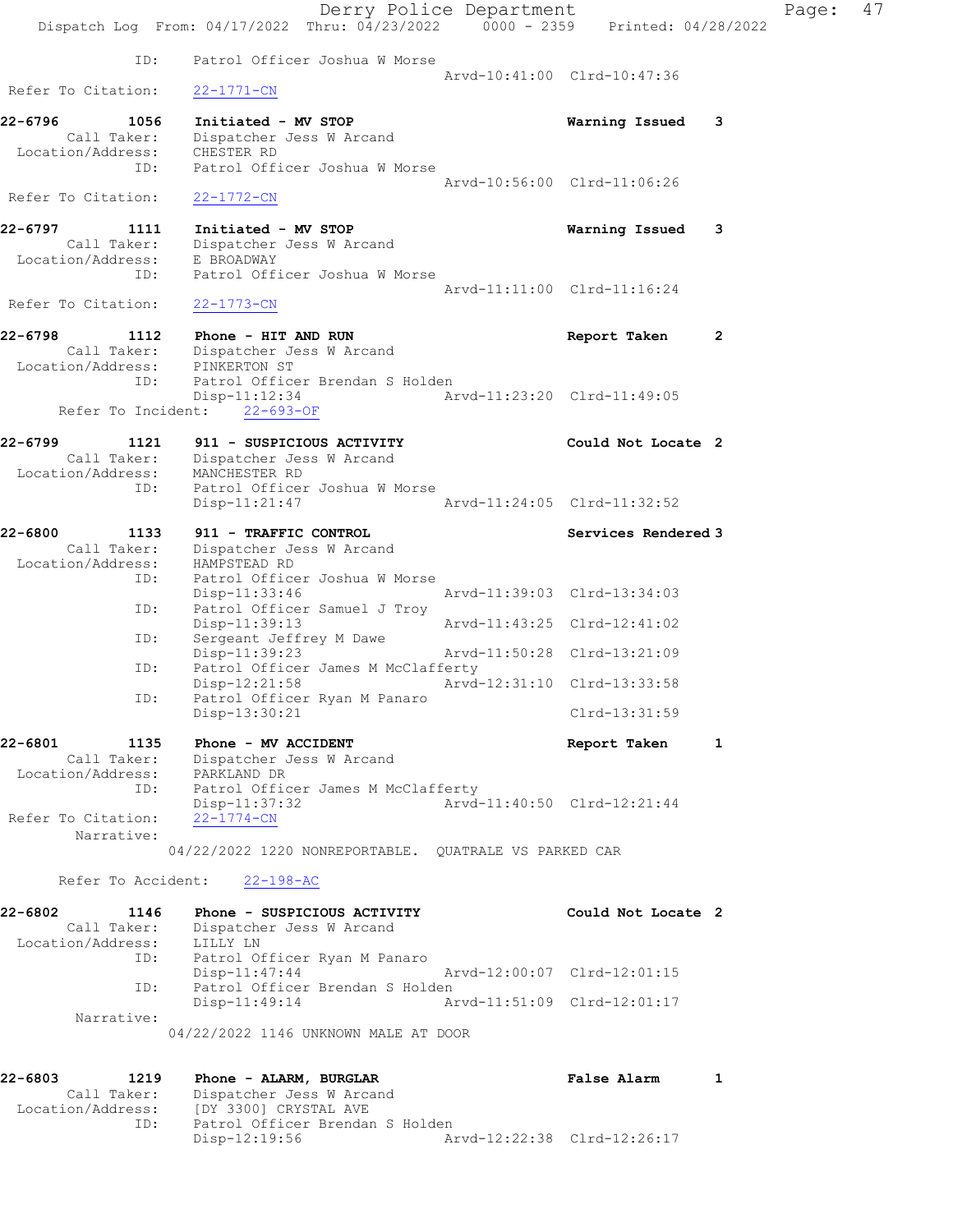```
            ID:     Patrol Officer Joshua W Morse
                                               Arvd-10:41:00  Clrd-10:47:36
 Refer To Citation:    22-1771-CN

22-6796        1056    Initiated - MV STOP                          Warning Issued    3
         Call Taker:    Dispatcher Jess W Arcand
   Location/Address:    CHESTER RD
                 ID:    Patrol Officer Joshua W Morse
                                               Arvd-10:56:00  Clrd-11:06:26
 Refer To Citation:    22-1772-CN

22-6797        1111    Initiated - MV STOP                          Warning Issued    3
         Call Taker:    Dispatcher Jess W Arcand
   Location/Address:    E BROADWAY
                 ID:    Patrol Officer Joshua W Morse
                                               Arvd-11:11:00  Clrd-11:16:24
 Refer To Citation:    22-1773-CN

22-6798        1112    Phone - HIT AND RUN                          Report Taken      2
         Call Taker:    Dispatcher Jess W Arcand
   Location/Address:    PINKERTON ST
                 ID:    Patrol Officer Brendan S Holden
                        Disp-11:12:34          Arvd-11:23:20  Clrd-11:49:05
       Refer To Incident:    22-693-OF

22-6799        1121    911 - SUSPICIOUS ACTIVITY                    Could Not Locate  2
         Call Taker:    Dispatcher Jess W Arcand
   Location/Address:    MANCHESTER RD
                 ID:    Patrol Officer Joshua W Morse
                        Disp-11:21:47          Arvd-11:24:05  Clrd-11:32:52

22-6800        1133    911 - TRAFFIC CONTROL                        Services Rendered 3
         Call Taker:    Dispatcher Jess W Arcand
   Location/Address:    HAMPSTEAD RD
                 ID:    Patrol Officer Joshua W Morse
                        Disp-11:33:46          Arvd-11:39:03  Clrd-13:34:03
                 ID:    Patrol Officer Samuel J Troy
                        Disp-11:39:13          Arvd-11:43:25  Clrd-12:41:02
                 ID:    Sergeant Jeffrey M Dawe
                        Disp-11:39:23          Arvd-11:50:28  Clrd-13:21:09
                 ID:    Patrol Officer James M McClafferty
                        Disp-12:21:58          Arvd-12:31:10  Clrd-13:33:58
                 ID:    Patrol Officer Ryan M Panaro
                        Disp-13:30:21                         Clrd-13:31:59

22-6801        1135    Phone - MV ACCIDENT                          Report Taken      1
         Call Taker:    Dispatcher Jess W Arcand
   Location/Address:    PARKLAND DR
                 ID:    Patrol Officer James M McClafferty
                        Disp-11:37:32          Arvd-11:40:50  Clrd-12:21:44
 Refer To Citation:    22-1774-CN
          Narrative:
                     04/22/2022 1220 NONREPORTABLE.  QUATRALE VS PARKED CAR

       Refer To Accident:    22-198-AC

22-6802        1146    Phone - SUSPICIOUS ACTIVITY                  Could Not Locate  2
         Call Taker:    Dispatcher Jess W Arcand
   Location/Address:    LILLY LN
                 ID:    Patrol Officer Ryan M Panaro
                        Disp-11:47:44          Arvd-12:00:07  Clrd-12:01:15
                 ID:    Patrol Officer Brendan S Holden
                        Disp-11:49:14          Arvd-11:51:09  Clrd-12:01:17
          Narrative:
                     04/22/2022 1146 UNKNOWN MALE AT DOOR

22-6803        1219    Phone - ALARM, BURGLAR                       False Alarm       1
         Call Taker:    Dispatcher Jess W Arcand
   Location/Address:    [DY 3300] CRYSTAL AVE
                 ID:    Patrol Officer Brendan S Holden
                        Disp-12:19:56          Arvd-12:22:38  Clrd-12:26:17
```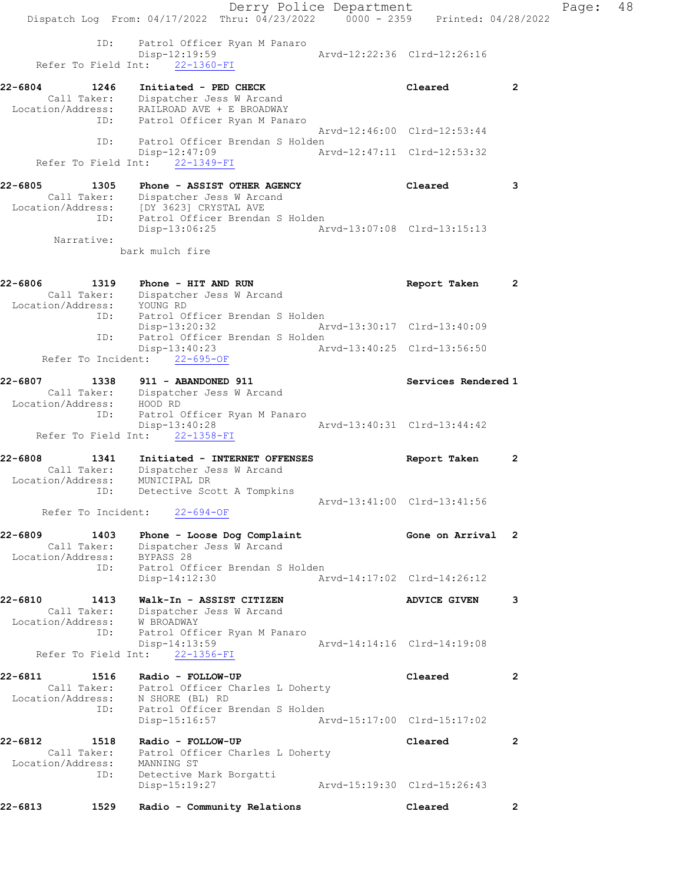```
            ID:     Patrol Officer Ryan M Panaro
                    Disp-12:19:59                 Arvd-12:22:36  Clrd-12:26:16
   Refer To Field Int:     22-1360-FI

22-6804        1246   Initiated - PED CHECK                      Cleared            2
       Call Taker:    Dispatcher Jess W Arcand
  Location/Address:    RAILROAD AVE + E BROADWAY
               ID:    Patrol Officer Ryan M Panaro
                                                   Arvd-12:46:00  Clrd-12:53:44
               ID:    Patrol Officer Brendan S Holden
                      Disp-12:47:09                 Arvd-12:47:11  Clrd-12:53:32
   Refer To Field Int:     22-1349-FI

22-6805        1305   Phone - ASSIST OTHER AGENCY                Cleared            3
       Call Taker:    Dispatcher Jess W Arcand
  Location/Address:    [DY 3623] CRYSTAL AVE
               ID:    Patrol Officer Brendan S Holden
                      Disp-13:06:25                 Arvd-13:07:08  Clrd-13:15:13
        Narrative:
                  bark mulch fire

22-6806        1319   Phone - HIT AND RUN                        Report Taken       2
       Call Taker:    Dispatcher Jess W Arcand
  Location/Address:    YOUNG RD
               ID:    Patrol Officer Brendan S Holden
                      Disp-13:20:32                 Arvd-13:30:17  Clrd-13:40:09
               ID:    Patrol Officer Brendan S Holden
                      Disp-13:40:23                 Arvd-13:40:25  Clrd-13:56:50
   Refer To Incident:     22-695-OF

22-6807        1338   911 - ABANDONED 911                        Services Rendered 1
       Call Taker:    Dispatcher Jess W Arcand
  Location/Address:    HOOD RD
               ID:    Patrol Officer Ryan M Panaro
                      Disp-13:40:28                 Arvd-13:40:31  Clrd-13:44:42
   Refer To Field Int:     22-1358-FI

22-6808        1341   Initiated - INTERNET OFFENSES              Report Taken       2
       Call Taker:    Dispatcher Jess W Arcand
  Location/Address:    MUNICIPAL DR
               ID:    Detective Scott A Tompkins
                                                   Arvd-13:41:00  Clrd-13:41:56
   Refer To Incident:     22-694-OF

22-6809        1403   Phone - Loose Dog Complaint                Gone on Arrival   2
       Call Taker:    Dispatcher Jess W Arcand
  Location/Address:    BYPASS 28
               ID:    Patrol Officer Brendan S Holden
                      Disp-14:12:30                 Arvd-14:17:02  Clrd-14:26:12

22-6810        1413   Walk-In - ASSIST CITIZEN                   ADVICE GIVEN       3
       Call Taker:    Dispatcher Jess W Arcand
  Location/Address:    W BROADWAY
               ID:    Patrol Officer Ryan M Panaro
                      Disp-14:13:59                 Arvd-14:14:16  Clrd-14:19:08
   Refer To Field Int:     22-1356-FI

22-6811        1516   Radio - FOLLOW-UP                          Cleared            2
       Call Taker:    Patrol Officer Charles L Doherty
  Location/Address:    N SHORE (BL) RD
               ID:    Patrol Officer Brendan S Holden
                      Disp-15:16:57                 Arvd-15:17:00  Clrd-15:17:02

22-6812        1518   Radio - FOLLOW-UP                          Cleared            2
       Call Taker:    Patrol Officer Charles L Doherty
  Location/Address:    MANNING ST
               ID:    Detective Mark Borgatti
                      Disp-15:19:27                 Arvd-15:19:30  Clrd-15:26:43

22-6813        1529   Radio - Community Relations                Cleared            2
```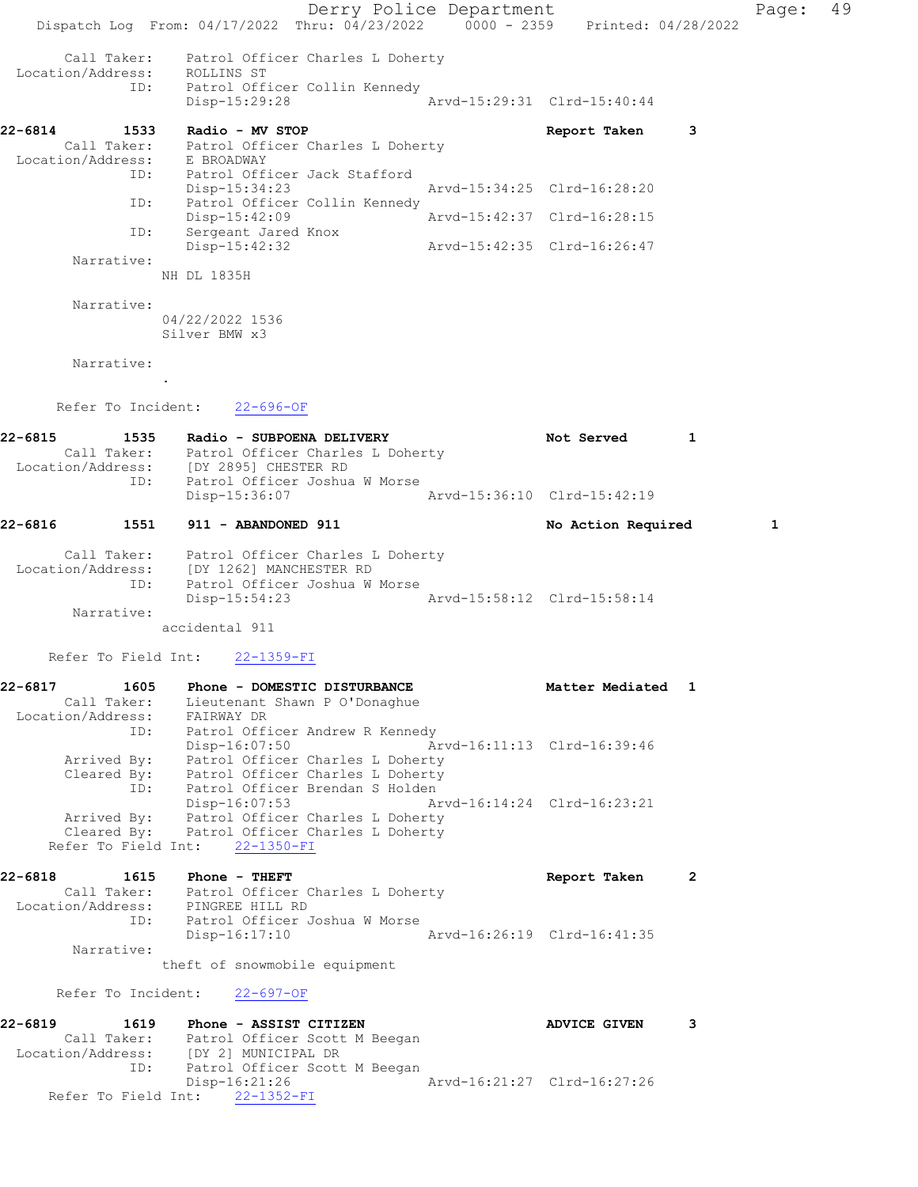Call Taker: Patrol Officer Charles L Doherty
Location/Address: ROLLINS ST
ID: Patrol Officer Collin Kennedy
Disp-15:29:28 Arvd-15:29:31 Clrd-15:40:44

**22-6814 1533 Radio - MV STOP Report Taken 3**
Call Taker: Patrol Officer Charles L Doherty
Location/Address: E BROADWAY
ID: Patrol Officer Jack Stafford
Disp-15:34:23 Arvd-15:34:25 Clrd-16:28:20
ID: Patrol Officer Collin Kennedy
Disp-15:42:09 Arvd-15:42:37 Clrd-16:28:15
ID: Sergeant Jared Knox
Disp-15:42:32 Arvd-15:42:35 Clrd-16:26:47
Narrative:
NH DL 1835H

Narrative:
04/22/2022 1536
Silver BMW x3

Narrative:
.

Refer To Incident: 22-696-OF

**22-6815 1535 Radio - SUBPOENA DELIVERY Not Served 1**
Call Taker: Patrol Officer Charles L Doherty
Location/Address: [DY 2895] CHESTER RD
ID: Patrol Officer Joshua W Morse
Disp-15:36:07 Arvd-15:36:10 Clrd-15:42:19

**22-6816 1551 911 - ABANDONED 911 No Action Required 1**
Call Taker: Patrol Officer Charles L Doherty
Location/Address: [DY 1262] MANCHESTER RD
ID: Patrol Officer Joshua W Morse
Disp-15:54:23 Arvd-15:58:12 Clrd-15:58:14
Narrative:
accidental 911

Refer To Field Int: 22-1359-FI

**22-6817 1605 Phone - DOMESTIC DISTURBANCE Matter Mediated 1**
Call Taker: Lieutenant Shawn P O'Donaghue
Location/Address: FAIRWAY DR
ID: Patrol Officer Andrew R Kennedy
Disp-16:07:50 Arvd-16:11:13 Clrd-16:39:46
Arrived By: Patrol Officer Charles L Doherty
Cleared By: Patrol Officer Charles L Doherty
ID: Patrol Officer Brendan S Holden
Disp-16:07:53 Arvd-16:14:24 Clrd-16:23:21
Arrived By: Patrol Officer Charles L Doherty
Cleared By: Patrol Officer Charles L Doherty
Refer To Field Int: 22-1350-FI

**22-6818 1615 Phone - THEFT Report Taken 2**
Call Taker: Patrol Officer Charles L Doherty
Location/Address: PINGREE HILL RD
ID: Patrol Officer Joshua W Morse
Disp-16:17:10 Arvd-16:26:19 Clrd-16:41:35
Narrative:
theft of snowmobile equipment

Refer To Incident: 22-697-OF

**22-6819 1619 Phone - ASSIST CITIZEN ADVICE GIVEN 3**
Call Taker: Patrol Officer Scott M Beegan
Location/Address: [DY 2] MUNICIPAL DR
ID: Patrol Officer Scott M Beegan
Disp-16:21:26 Arvd-16:21:27 Clrd-16:27:26
Refer To Field Int: 22-1352-FI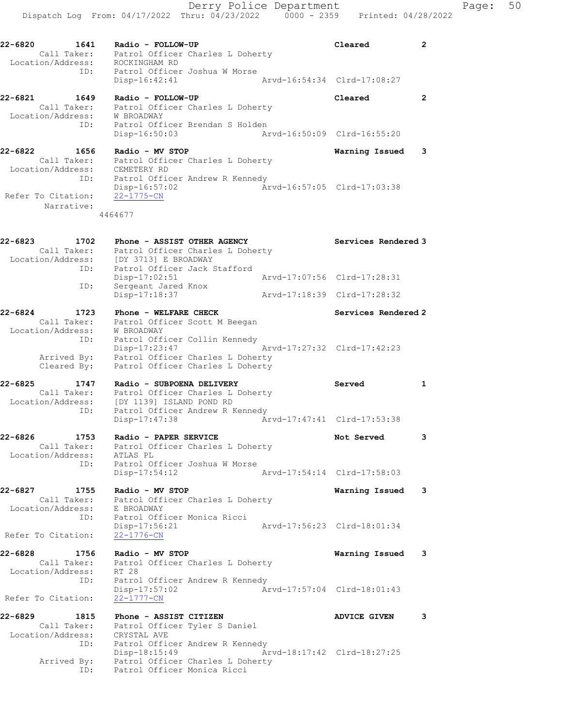```
22-6820        1641    Radio - FOLLOW-UP                                   Cleared            2
       Call Taker:     Patrol Officer Charles L Doherty
  Location/Address:    ROCKINGHAM RD
                ID:    Patrol Officer Joshua W Morse
                       Disp-16:42:41                Arvd-16:54:34  Clrd-17:08:27

22-6821        1649    Radio - FOLLOW-UP                                   Cleared            2
       Call Taker:     Patrol Officer Charles L Doherty
  Location/Address:    W BROADWAY
                ID:    Patrol Officer Brendan S Holden
                       Disp-16:50:03                Arvd-16:50:09  Clrd-16:55:20

22-6822        1656    Radio - MV STOP                                     Warning Issued     3
       Call Taker:     Patrol Officer Charles L Doherty
  Location/Address:    CEMETERY RD
                ID:    Patrol Officer Andrew R Kennedy
                       Disp-16:57:02                Arvd-16:57:05  Clrd-17:03:38
 Refer To Citation:    22-1775-CN
         Narrative:
                   4464677

22-6823        1702    Phone - ASSIST OTHER AGENCY                         Services Rendered 3
       Call Taker:     Patrol Officer Charles L Doherty
  Location/Address:    [DY 3713] E BROADWAY
                ID:    Patrol Officer Jack Stafford
                       Disp-17:02:51                Arvd-17:07:56  Clrd-17:28:31
                ID:    Sergeant Jared Knox
                       Disp-17:18:37                Arvd-17:18:39  Clrd-17:28:32

22-6824        1723    Phone - WELFARE CHECK                               Services Rendered 2
       Call Taker:     Patrol Officer Scott M Beegan
  Location/Address:    W BROADWAY
                ID:    Patrol Officer Collin Kennedy
                       Disp-17:23:47                Arvd-17:27:32  Clrd-17:42:23
        Arrived By:    Patrol Officer Charles L Doherty
        Cleared By:    Patrol Officer Charles L Doherty

22-6825        1747    Radio - SUBPOENA DELIVERY                           Served             1
       Call Taker:     Patrol Officer Charles L Doherty
  Location/Address:    [DY 1139] ISLAND POND RD
                ID:    Patrol Officer Andrew R Kennedy
                       Disp-17:47:38                Arvd-17:47:41  Clrd-17:53:38

22-6826        1753    Radio - PAPER SERVICE                               Not Served         3
       Call Taker:     Patrol Officer Charles L Doherty
  Location/Address:    ATLAS PL
                ID:    Patrol Officer Joshua W Morse
                       Disp-17:54:12                Arvd-17:54:14  Clrd-17:58:03

22-6827        1755    Radio - MV STOP                                     Warning Issued     3
       Call Taker:     Patrol Officer Charles L Doherty
  Location/Address:    E BROADWAY
                ID:    Patrol Officer Monica Ricci
                       Disp-17:56:21                Arvd-17:56:23  Clrd-18:01:34
 Refer To Citation:    22-1776-CN

22-6828        1756    Radio - MV STOP                                     Warning Issued     3
       Call Taker:     Patrol Officer Charles L Doherty
  Location/Address:    RT 28
                ID:    Patrol Officer Andrew R Kennedy
                       Disp-17:57:02                Arvd-17:57:04  Clrd-18:01:43
 Refer To Citation:    22-1777-CN

22-6829        1815    Phone - ASSIST CITIZEN                              ADVICE GIVEN       3
       Call Taker:     Patrol Officer Tyler S Daniel
  Location/Address:    CRYSTAL AVE
                ID:    Patrol Officer Andrew R Kennedy
                       Disp-18:15:49                Arvd-18:17:42  Clrd-18:27:25
        Arrived By:    Patrol Officer Charles L Doherty
                ID:    Patrol Officer Monica Ricci
```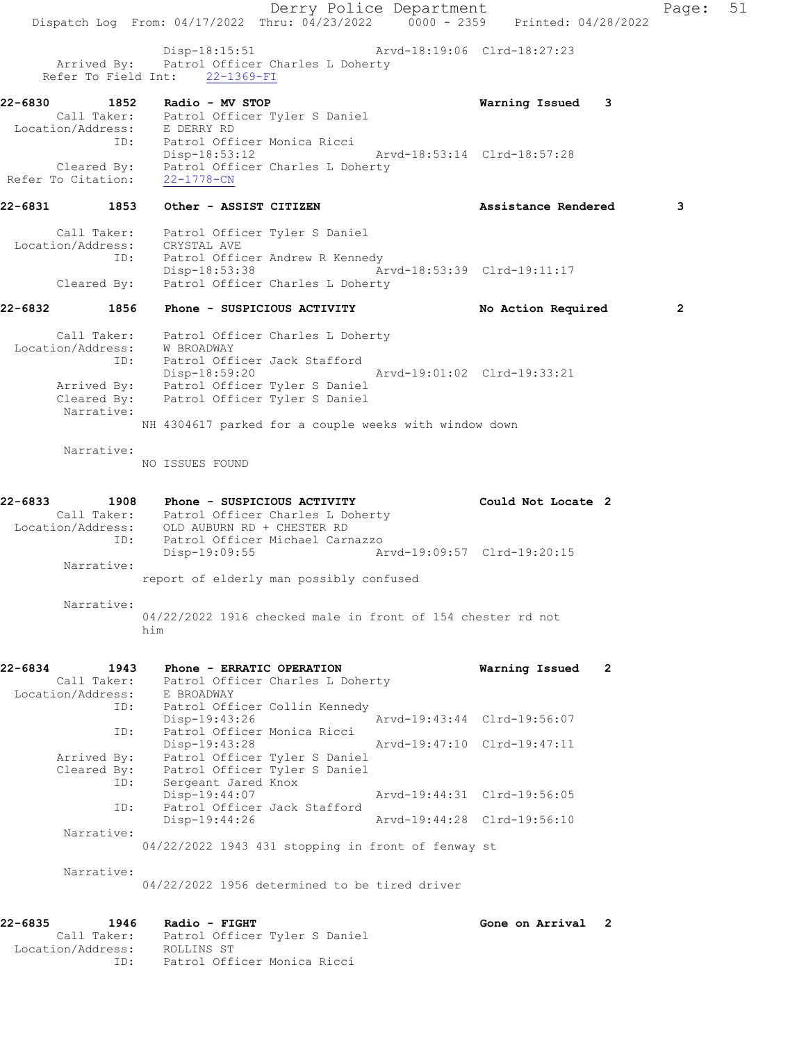```
            Disp-18:15:51                 Arvd-18:19:06  Clrd-18:27:23
     Arrived By:   Patrol Officer Charles L Doherty
   Refer To Field Int:    22-1369-FI

22-6830       1852    Radio - MV STOP                          Warning Issued    3
     Call Taker:    Patrol Officer Tyler S Daniel
 Location/Address:   E DERRY RD
              ID:    Patrol Officer Monica Ricci
                     Disp-18:53:12                 Arvd-18:53:14  Clrd-18:57:28
     Cleared By:    Patrol Officer Charles L Doherty
 Refer To Citation:   22-1778-CN

22-6831       1853    Other - ASSIST CITIZEN                   Assistance Rendered        3

     Call Taker:    Patrol Officer Tyler S Daniel
 Location/Address:   CRYSTAL AVE
              ID:    Patrol Officer Andrew R Kennedy
                     Disp-18:53:38                 Arvd-18:53:39  Clrd-19:11:17
     Cleared By:    Patrol Officer Charles L Doherty

22-6832       1856    Phone - SUSPICIOUS ACTIVITY              No Action Required         2

     Call Taker:    Patrol Officer Charles L Doherty
 Location/Address:   W BROADWAY
              ID:    Patrol Officer Jack Stafford
                     Disp-18:59:20                 Arvd-19:01:02  Clrd-19:33:21
     Arrived By:    Patrol Officer Tyler S Daniel
     Cleared By:    Patrol Officer Tyler S Daniel
      Narrative:
               NH 4304617 parked for a couple weeks with window down

      Narrative:
               NO ISSUES FOUND


22-6833       1908    Phone - SUSPICIOUS ACTIVITY              Could Not Locate  2
     Call Taker:    Patrol Officer Charles L Doherty
 Location/Address:   OLD AUBURN RD + CHESTER RD
              ID:    Patrol Officer Michael Carnazzo
                     Disp-19:09:55                 Arvd-19:09:57  Clrd-19:20:15
      Narrative:
               report of elderly man possibly confused

      Narrative:
               04/22/2022 1916 checked male in front of 154 chester rd not
               him


22-6834       1943    Phone - ERRATIC OPERATION                Warning Issued    2
     Call Taker:    Patrol Officer Charles L Doherty
 Location/Address:   E BROADWAY
              ID:    Patrol Officer Collin Kennedy
                     Disp-19:43:26                 Arvd-19:43:44  Clrd-19:56:07
              ID:    Patrol Officer Monica Ricci
                     Disp-19:43:28                 Arvd-19:47:10  Clrd-19:47:11
     Arrived By:    Patrol Officer Tyler S Daniel
     Cleared By:    Patrol Officer Tyler S Daniel
              ID:    Sergeant Jared Knox
                     Disp-19:44:07                 Arvd-19:44:31  Clrd-19:56:05
              ID:    Patrol Officer Jack Stafford
                     Disp-19:44:26                 Arvd-19:44:28  Clrd-19:56:10
      Narrative:
               04/22/2022 1943 431 stopping in front of fenway st

      Narrative:
               04/22/2022 1956 determined to be tired driver


22-6835       1946    Radio - FIGHT                            Gone on Arrival   2
     Call Taker:    Patrol Officer Tyler S Daniel
 Location/Address:   ROLLINS ST
              ID:    Patrol Officer Monica Ricci
```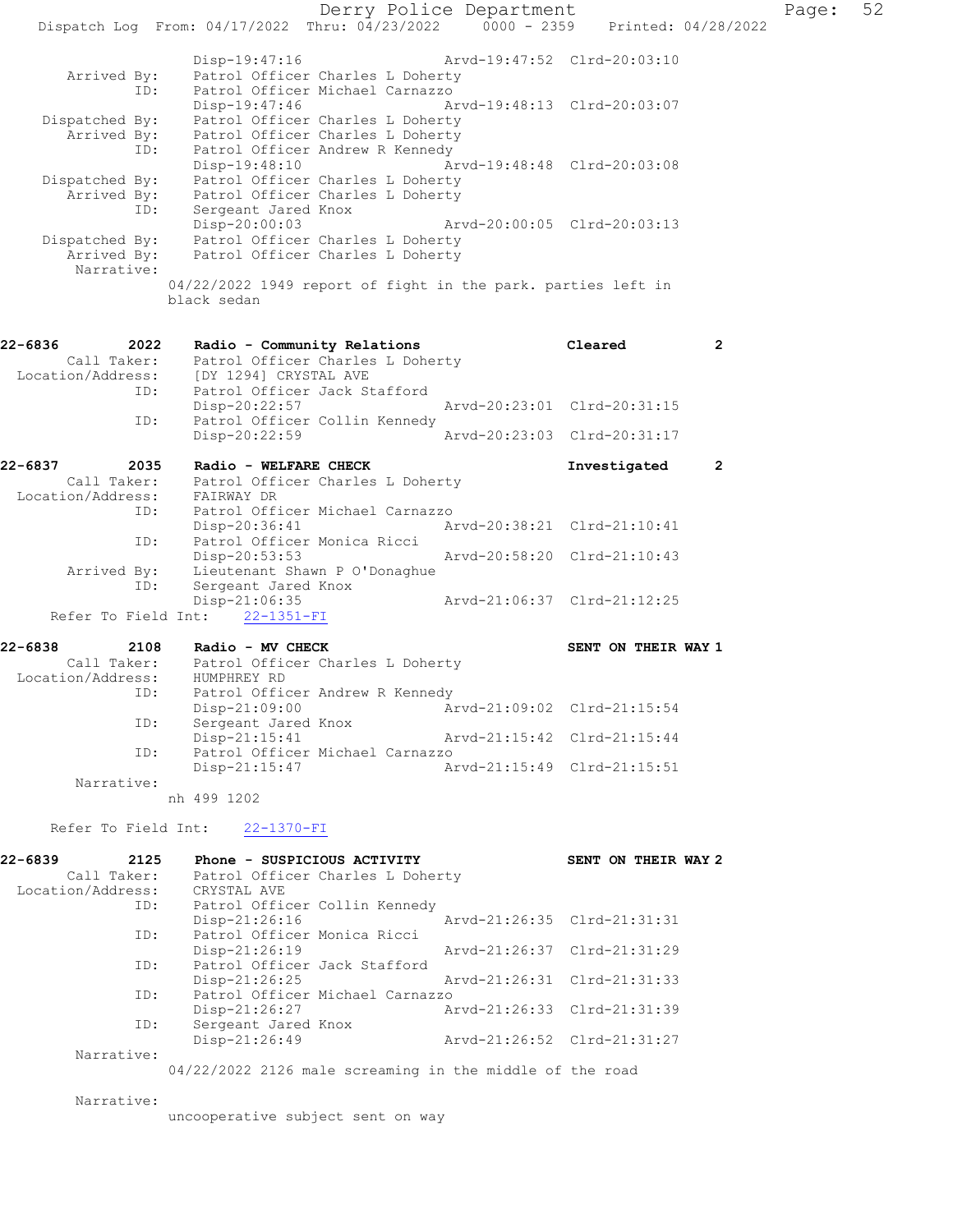```
            Disp-19:47:16                   Arvd-19:47:52  Clrd-20:03:10
   Arrived By:  Patrol Officer Charles L Doherty
           ID:  Patrol Officer Michael Carnazzo
                Disp-19:47:46               Arvd-19:48:13  Clrd-20:03:07
Dispatched By:  Patrol Officer Charles L Doherty
   Arrived By:  Patrol Officer Charles L Doherty
           ID:  Patrol Officer Andrew R Kennedy
                Disp-19:48:10               Arvd-19:48:48  Clrd-20:03:08
Dispatched By:  Patrol Officer Charles L Doherty
   Arrived By:  Patrol Officer Charles L Doherty
           ID:  Sergeant Jared Knox
                Disp-20:00:03               Arvd-20:00:05  Clrd-20:03:13
Dispatched By:  Patrol Officer Charles L Doherty
   Arrived By:  Patrol Officer Charles L Doherty
    Narrative:
              04/22/2022 1949 report of fight in the park. parties left in
              black sedan


22-6836        2022    Radio - Community Relations               Cleared          2
      Call Taker:   Patrol Officer Charles L Doherty
Location/Address:   [DY 1294] CRYSTAL AVE
              ID:   Patrol Officer Jack Stafford
                    Disp-20:22:57              Arvd-20:23:01  Clrd-20:31:15
              ID:   Patrol Officer Collin Kennedy
                    Disp-20:22:59              Arvd-20:23:03  Clrd-20:31:17

22-6837        2035    Radio - WELFARE CHECK                     Investigated     2
      Call Taker:   Patrol Officer Charles L Doherty
Location/Address:   FAIRWAY DR
              ID:   Patrol Officer Michael Carnazzo
                    Disp-20:36:41              Arvd-20:38:21  Clrd-21:10:41
              ID:   Patrol Officer Monica Ricci
                    Disp-20:53:53              Arvd-20:58:20  Clrd-21:10:43
      Arrived By:   Lieutenant Shawn P O'Donaghue
              ID:   Sergeant Jared Knox
                    Disp-21:06:35              Arvd-21:06:37  Clrd-21:12:25
  Refer To Field Int:    22-1351-FI

22-6838        2108    Radio - MV CHECK                          SENT ON THEIR WAY 1
      Call Taker:   Patrol Officer Charles L Doherty
Location/Address:   HUMPHREY RD
              ID:   Patrol Officer Andrew R Kennedy
                    Disp-21:09:00              Arvd-21:09:02  Clrd-21:15:54
              ID:   Sergeant Jared Knox
                    Disp-21:15:41              Arvd-21:15:42  Clrd-21:15:44
              ID:   Patrol Officer Michael Carnazzo
                    Disp-21:15:47              Arvd-21:15:49  Clrd-21:15:51
       Narrative:
                 nh 499 1202

  Refer To Field Int:    22-1370-FI

22-6839        2125    Phone - SUSPICIOUS ACTIVITY               SENT ON THEIR WAY 2
      Call Taker:   Patrol Officer Charles L Doherty
Location/Address:   CRYSTAL AVE
              ID:   Patrol Officer Collin Kennedy
                    Disp-21:26:16              Arvd-21:26:35  Clrd-21:31:31
              ID:   Patrol Officer Monica Ricci
                    Disp-21:26:19              Arvd-21:26:37  Clrd-21:31:29
              ID:   Patrol Officer Jack Stafford
                    Disp-21:26:25              Arvd-21:26:31  Clrd-21:31:33
              ID:   Patrol Officer Michael Carnazzo
                    Disp-21:26:27              Arvd-21:26:33  Clrd-21:31:39
              ID:   Sergeant Jared Knox
                    Disp-21:26:49              Arvd-21:26:52  Clrd-21:31:27
       Narrative:
                 04/22/2022 2126 male screaming in the middle of the road

       Narrative:
                 uncooperative subject sent on way
```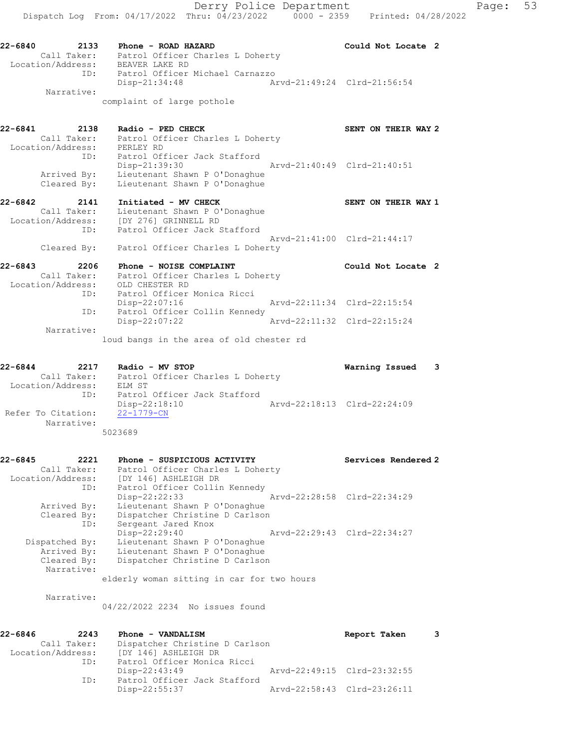22-6840 2133 Phone - ROAD HAZARD Could Not Locate 2
 Call Taker: Patrol Officer Charles L Doherty
 Location/Address: BEAVER LAKE RD
 ID: Patrol Officer Michael Carnazzo
 Disp-21:34:48 Arvd-21:49:24 Clrd-21:56:54
 Narrative:
 complaint of large pothole

22-6841 2138 Radio - PED CHECK SENT ON THEIR WAY 2
 Call Taker: Patrol Officer Charles L Doherty
 Location/Address: PERLEY RD
 ID: Patrol Officer Jack Stafford
 Disp-21:39:30 Arvd-21:40:49 Clrd-21:40:51
 Arrived By: Lieutenant Shawn P O'Donaghue
 Cleared By: Lieutenant Shawn P O'Donaghue

22-6842 2141 Initiated - MV CHECK SENT ON THEIR WAY 1
 Call Taker: Lieutenant Shawn P O'Donaghue
 Location/Address: [DY 276] GRINNELL RD
 ID: Patrol Officer Jack Stafford
 Arvd-21:41:00 Clrd-21:44:17
 Cleared By: Patrol Officer Charles L Doherty

22-6843 2206 Phone - NOISE COMPLAINT Could Not Locate 2
 Call Taker: Patrol Officer Charles L Doherty
 Location/Address: OLD CHESTER RD
 ID: Patrol Officer Monica Ricci
 Disp-22:07:16 Arvd-22:11:34 Clrd-22:15:54
 ID: Patrol Officer Collin Kennedy
 Disp-22:07:22 Arvd-22:11:32 Clrd-22:15:24
 Narrative:
 loud bangs in the area of old chester rd

22-6844 2217 Radio - MV STOP Warning Issued 3
 Call Taker: Patrol Officer Charles L Doherty
 Location/Address: ELM ST
 ID: Patrol Officer Jack Stafford
 Disp-22:18:10 Arvd-22:18:13 Clrd-22:24:09
 Refer To Citation: 22-1779-CN
 Narrative:
 5023689

22-6845 2221 Phone - SUSPICIOUS ACTIVITY Services Rendered 2
 Call Taker: Patrol Officer Charles L Doherty
 Location/Address: [DY 146] ASHLEIGH DR
 ID: Patrol Officer Collin Kennedy
 Disp-22:22:33 Arvd-22:28:58 Clrd-22:34:29
 Arrived By: Lieutenant Shawn P O'Donaghue
 Cleared By: Dispatcher Christine D Carlson
 ID: Sergeant Jared Knox
 Disp-22:29:40 Arvd-22:29:43 Clrd-22:34:27
 Dispatched By: Lieutenant Shawn P O'Donaghue
 Arrived By: Lieutenant Shawn P O'Donaghue
 Cleared By: Dispatcher Christine D Carlson
 Narrative:
 elderly woman sitting in car for two hours

 Narrative:
 04/22/2022 2234 No issues found

22-6846 2243 Phone - VANDALISM Report Taken 3
 Call Taker: Dispatcher Christine D Carlson
 Location/Address: [DY 146] ASHLEIGH DR
 ID: Patrol Officer Monica Ricci
 Disp-22:43:49 Arvd-22:49:15 Clrd-23:32:55
 ID: Patrol Officer Jack Stafford
 Disp-22:55:37 Arvd-22:58:43 Clrd-23:26:11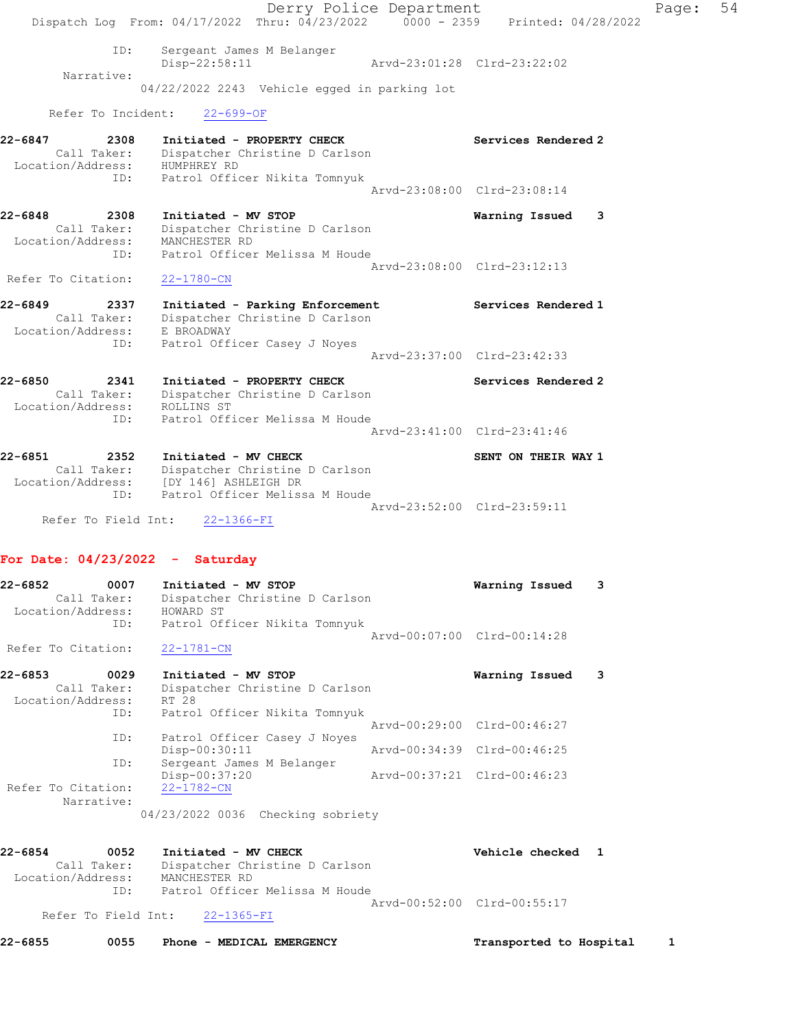```
            ID:     Sergeant James M Belanger
                    Disp-22:58:11                 Arvd-23:01:28  Clrd-23:22:02
      Narrative:
                  04/22/2022 2243  Vehicle egged in parking lot

     Refer To Incident:    22-699-OF

22-6847        2308    Initiated - PROPERTY CHECK                  Services Rendered 2
        Call Taker:    Dispatcher Christine D Carlson
  Location/Address:    HUMPHREY RD
               ID:     Patrol Officer Nikita Tomnyuk
                                                      Arvd-23:08:00  Clrd-23:08:14

22-6848        2308    Initiated - MV STOP                         Warning Issued    3
        Call Taker:    Dispatcher Christine D Carlson
  Location/Address:    MANCHESTER RD
               ID:     Patrol Officer Melissa M Houde
                                                      Arvd-23:08:00  Clrd-23:12:13
 Refer To Citation:    22-1780-CN

22-6849        2337    Initiated - Parking Enforcement             Services Rendered 1
        Call Taker:    Dispatcher Christine D Carlson
  Location/Address:    E BROADWAY
               ID:     Patrol Officer Casey J Noyes
                                                      Arvd-23:37:00  Clrd-23:42:33

22-6850        2341    Initiated - PROPERTY CHECK                  Services Rendered 2
        Call Taker:    Dispatcher Christine D Carlson
  Location/Address:    ROLLINS ST
               ID:     Patrol Officer Melissa M Houde
                                                      Arvd-23:41:00  Clrd-23:41:46

22-6851        2352    Initiated - MV CHECK                        SENT ON THEIR WAY 1
        Call Taker:    Dispatcher Christine D Carlson
  Location/Address:    [DY 146] ASHLEIGH DR
               ID:     Patrol Officer Melissa M Houde
                                                      Arvd-23:52:00  Clrd-23:59:11
     Refer To Field Int:    22-1366-FI
```

**For Date: 04/23/2022 - Saturday**

```
22-6852        0007    Initiated - MV STOP                         Warning Issued    3
        Call Taker:    Dispatcher Christine D Carlson
  Location/Address:    HOWARD ST
               ID:     Patrol Officer Nikita Tomnyuk
                                                      Arvd-00:07:00  Clrd-00:14:28
 Refer To Citation:    22-1781-CN

22-6853        0029    Initiated - MV STOP                         Warning Issued    3
        Call Taker:    Dispatcher Christine D Carlson
  Location/Address:    RT 28
               ID:     Patrol Officer Nikita Tomnyuk
                                                      Arvd-00:29:00  Clrd-00:46:27
               ID:     Patrol Officer Casey J Noyes
                       Disp-00:30:11                  Arvd-00:34:39  Clrd-00:46:25
               ID:     Sergeant James M Belanger
                       Disp-00:37:20                  Arvd-00:37:21  Clrd-00:46:23
 Refer To Citation:    22-1782-CN
         Narrative:
                  04/23/2022 0036  Checking sobriety

22-6854        0052    Initiated - MV CHECK                        Vehicle checked  1
        Call Taker:    Dispatcher Christine D Carlson
  Location/Address:    MANCHESTER RD
               ID:     Patrol Officer Melissa M Houde
                                                      Arvd-00:52:00  Clrd-00:55:17
     Refer To Field Int:    22-1365-FI

22-6855        0055    Phone - MEDICAL EMERGENCY                   Transported to Hospital    1
```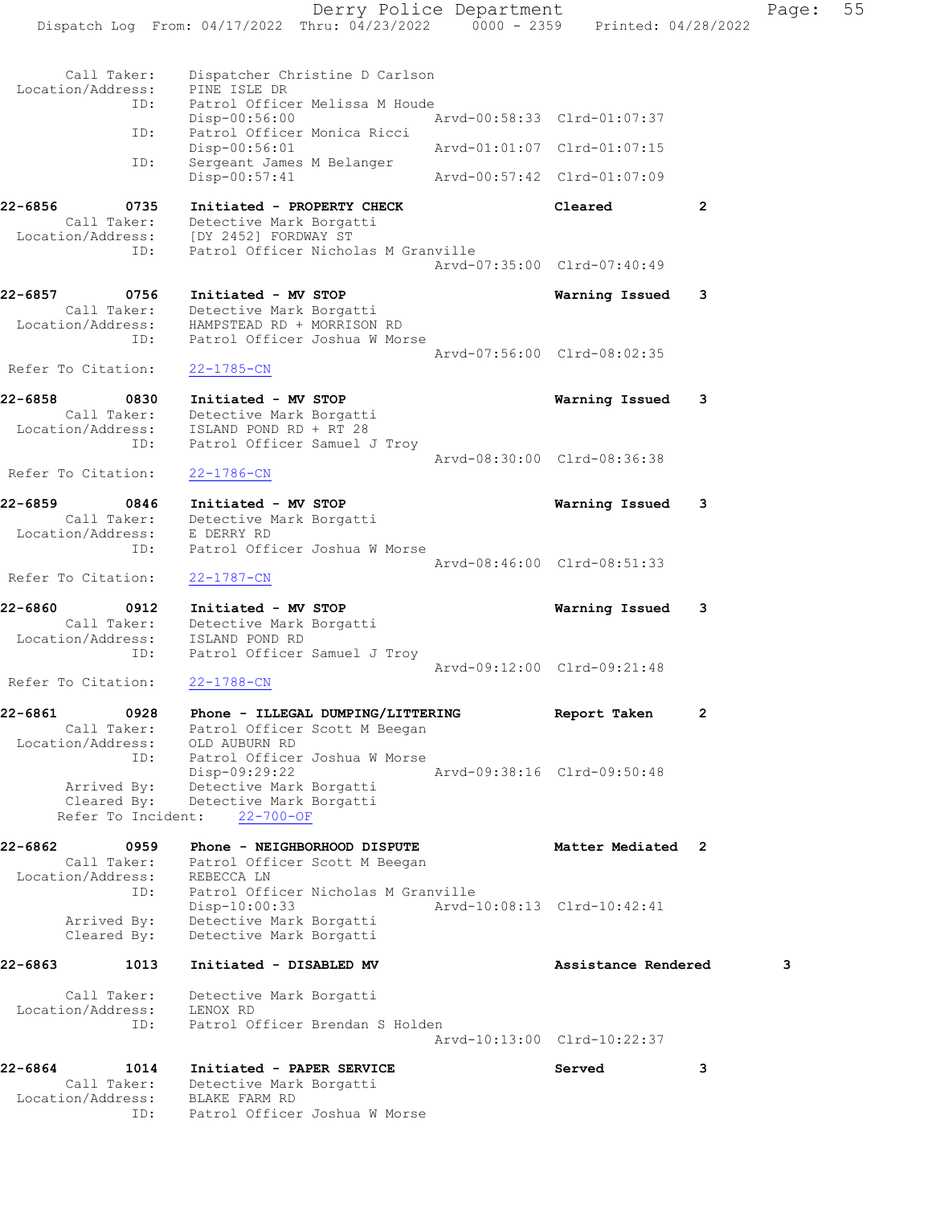```
Call Taker:         Dispatcher Christine D Carlson
Location/Address:   PINE ISLE DR
ID:                 Patrol Officer Melissa M Houde
                    Disp-00:56:00                    Arvd-00:58:33  Clrd-01:07:37
ID:                 Patrol Officer Monica Ricci
                    Disp-00:56:01                    Arvd-01:01:07  Clrd-01:07:15
ID:                 Sergeant James M Belanger
                    Disp-00:57:41                    Arvd-00:57:42  Clrd-01:07:09

22-6856      0735   Initiated - PROPERTY CHECK                      Cleared          2
Call Taker:         Detective Mark Borgatti
Location/Address:   [DY 2452] FORDWAY ST
ID:                 Patrol Officer Nicholas M Granville
                                                     Arvd-07:35:00  Clrd-07:40:49

22-6857      0756   Initiated - MV STOP                             Warning Issued   3
Call Taker:         Detective Mark Borgatti
Location/Address:   HAMPSTEAD RD + MORRISON RD
ID:                 Patrol Officer Joshua W Morse
                                                     Arvd-07:56:00  Clrd-08:02:35
Refer To Citation:  22-1785-CN

22-6858      0830   Initiated - MV STOP                             Warning Issued   3
Call Taker:         Detective Mark Borgatti
Location/Address:   ISLAND POND RD + RT 28
ID:                 Patrol Officer Samuel J Troy
                                                     Arvd-08:30:00  Clrd-08:36:38
Refer To Citation:  22-1786-CN

22-6859      0846   Initiated - MV STOP                             Warning Issued   3
Call Taker:         Detective Mark Borgatti
Location/Address:   E DERRY RD
ID:                 Patrol Officer Joshua W Morse
                                                     Arvd-08:46:00  Clrd-08:51:33
Refer To Citation:  22-1787-CN

22-6860      0912   Initiated - MV STOP                             Warning Issued   3
Call Taker:         Detective Mark Borgatti
Location/Address:   ISLAND POND RD
ID:                 Patrol Officer Samuel J Troy
                                                     Arvd-09:12:00  Clrd-09:21:48
Refer To Citation:  22-1788-CN

22-6861      0928   Phone - ILLEGAL DUMPING/LITTERING               Report Taken     2
Call Taker:         Patrol Officer Scott M Beegan
Location/Address:   OLD AUBURN RD
ID:                 Patrol Officer Joshua W Morse
                    Disp-09:29:22                    Arvd-09:38:16  Clrd-09:50:48
Arrived By:         Detective Mark Borgatti
Cleared By:         Detective Mark Borgatti
Refer To Incident:  22-700-OF

22-6862      0959   Phone - NEIGHBORHOOD DISPUTE                    Matter Mediated  2
Call Taker:         Patrol Officer Scott M Beegan
Location/Address:   REBECCA LN
ID:                 Patrol Officer Nicholas M Granville
                    Disp-10:00:33                    Arvd-10:08:13  Clrd-10:42:41
Arrived By:         Detective Mark Borgatti
Cleared By:         Detective Mark Borgatti

22-6863      1013   Initiated - DISABLED MV                         Assistance Rendered   3
Call Taker:         Detective Mark Borgatti
Location/Address:   LENOX RD
ID:                 Patrol Officer Brendan S Holden
                                                     Arvd-10:13:00  Clrd-10:22:37

22-6864      1014   Initiated - PAPER SERVICE                       Served           3
Call Taker:         Detective Mark Borgatti
Location/Address:   BLAKE FARM RD
ID:                 Patrol Officer Joshua W Morse
```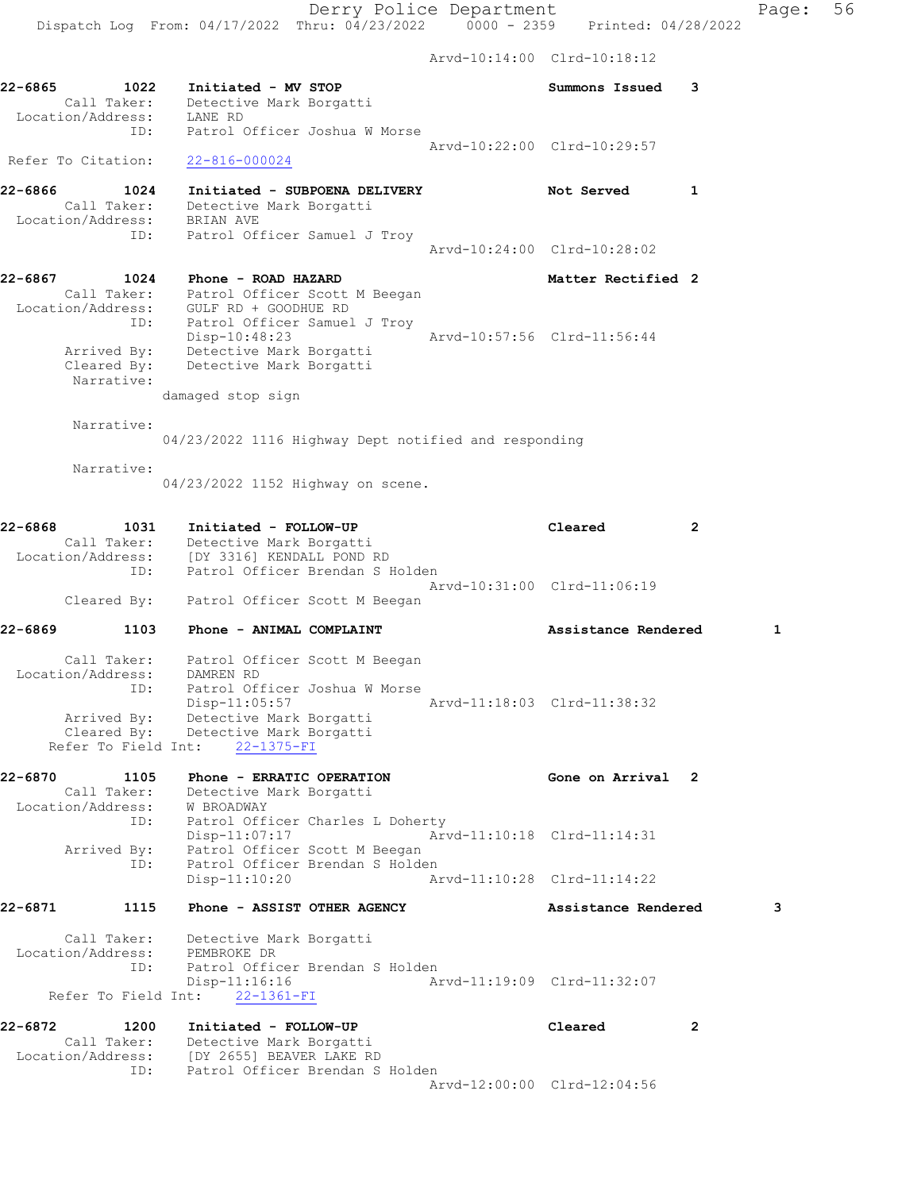```
                                              Arvd-10:14:00  Clrd-10:18:12

22-6865        1022    Initiated - MV STOP                       Summons Issued    3
        Call Taker:    Detective Mark Borgatti
  Location/Address:    LANE RD
                ID:    Patrol Officer Joshua W Morse
                                              Arvd-10:22:00  Clrd-10:29:57
 Refer To Citation:    22-816-000024

22-6866        1024    Initiated - SUBPOENA DELIVERY             Not Served        1
        Call Taker:    Detective Mark Borgatti
  Location/Address:    BRIAN AVE
                ID:    Patrol Officer Samuel J Troy
                                              Arvd-10:24:00  Clrd-10:28:02

22-6867        1024    Phone - ROAD HAZARD                       Matter Rectified  2
        Call Taker:    Patrol Officer Scott M Beegan
  Location/Address:    GULF RD + GOODHUE RD
                ID:    Patrol Officer Samuel J Troy
                       Disp-10:48:23                  Arvd-10:57:56  Clrd-11:56:44
        Arrived By:    Detective Mark Borgatti
        Cleared By:    Detective Mark Borgatti
         Narrative:
                     damaged stop sign

         Narrative:
                     04/23/2022 1116 Highway Dept notified and responding

         Narrative:
                     04/23/2022 1152 Highway on scene.

22-6868        1031    Initiated - FOLLOW-UP                     Cleared           2
        Call Taker:    Detective Mark Borgatti
  Location/Address:    [DY 3316] KENDALL POND RD
                ID:    Patrol Officer Brendan S Holden
                                              Arvd-10:31:00  Clrd-11:06:19
        Cleared By:    Patrol Officer Scott M Beegan

22-6869        1103    Phone - ANIMAL COMPLAINT                  Assistance Rendered        1

        Call Taker:    Patrol Officer Scott M Beegan
  Location/Address:    DAMREN RD
                ID:    Patrol Officer Joshua W Morse
                       Disp-11:05:57                  Arvd-11:18:03  Clrd-11:38:32
        Arrived By:    Detective Mark Borgatti
        Cleared By:    Detective Mark Borgatti
    Refer To Field Int:    22-1375-FI

22-6870        1105    Phone - ERRATIC OPERATION                 Gone on Arrival   2
        Call Taker:    Detective Mark Borgatti
  Location/Address:    W BROADWAY
                ID:    Patrol Officer Charles L Doherty
                       Disp-11:07:17                  Arvd-11:10:18  Clrd-11:14:31
        Arrived By:    Patrol Officer Scott M Beegan
                ID:    Patrol Officer Brendan S Holden
                       Disp-11:10:20                  Arvd-11:10:28  Clrd-11:14:22

22-6871        1115    Phone - ASSIST OTHER AGENCY               Assistance Rendered        3

        Call Taker:    Detective Mark Borgatti
  Location/Address:    PEMBROKE DR
                ID:    Patrol Officer Brendan S Holden
                       Disp-11:16:16                  Arvd-11:19:09  Clrd-11:32:07
    Refer To Field Int:    22-1361-FI

22-6872        1200    Initiated - FOLLOW-UP                     Cleared           2
        Call Taker:    Detective Mark Borgatti
  Location/Address:    [DY 2655] BEAVER LAKE RD
                ID:    Patrol Officer Brendan S Holden
                                              Arvd-12:00:00  Clrd-12:04:56
```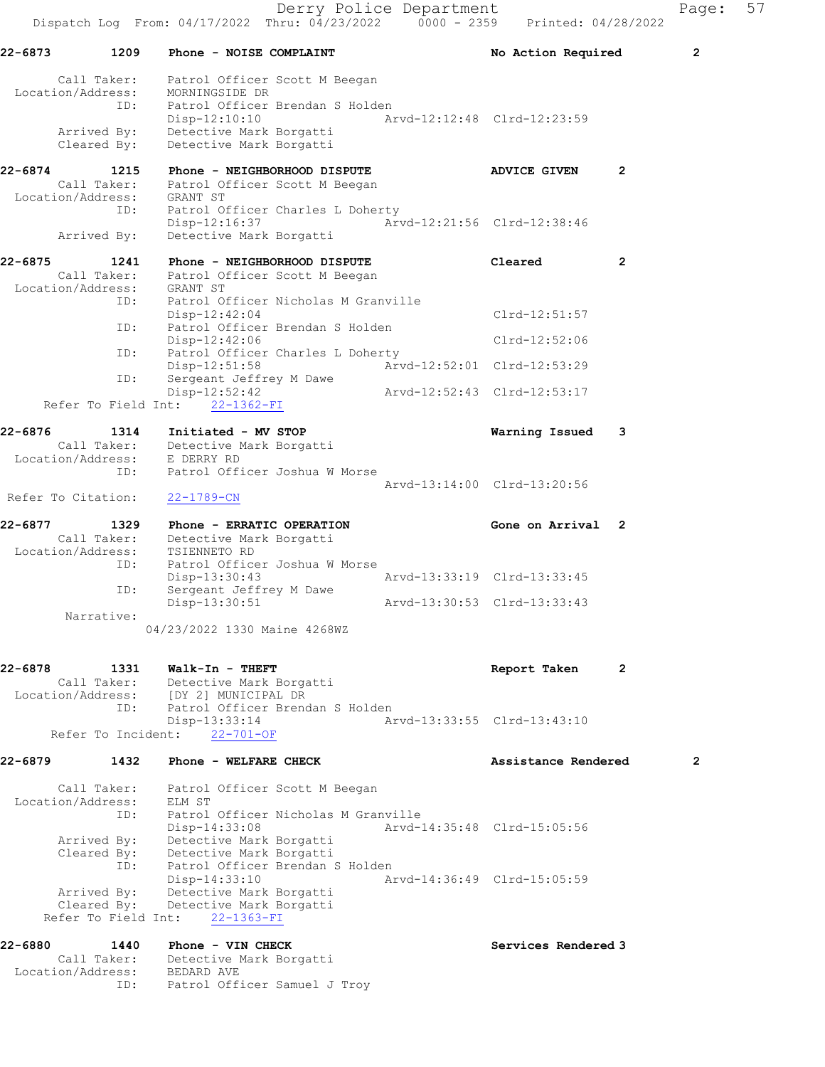22-6873 1209 Phone - NOISE COMPLAINT No Action Required 2

Call Taker: Patrol Officer Scott M Beegan
Location/Address: MORNINGSIDE DR
ID: Patrol Officer Brendan S Holden
Disp-12:10:10 Arvd-12:12:48 Clrd-12:23:59
Arrived By: Detective Mark Borgatti
Cleared By: Detective Mark Borgatti

22-6874 1215 Phone - NEIGHBORHOOD DISPUTE ADVICE GIVEN 2
Call Taker: Patrol Officer Scott M Beegan
Location/Address: GRANT ST
ID: Patrol Officer Charles L Doherty
Disp-12:16:37 Arvd-12:21:56 Clrd-12:38:46
Arrived By: Detective Mark Borgatti

22-6875 1241 Phone - NEIGHBORHOOD DISPUTE Cleared 2
Call Taker: Patrol Officer Scott M Beegan
Location/Address: GRANT ST
ID: Patrol Officer Nicholas M Granville
Disp-12:42:04 Clrd-12:51:57
ID: Patrol Officer Brendan S Holden
Disp-12:42:06 Clrd-12:52:06
ID: Patrol Officer Charles L Doherty
Disp-12:51:58 Arvd-12:52:01 Clrd-12:53:29
ID: Sergeant Jeffrey M Dawe
Disp-12:52:42 Arvd-12:52:43 Clrd-12:53:17
Refer To Field Int: 22-1362-FI

22-6876 1314 Initiated - MV STOP Warning Issued 3
Call Taker: Detective Mark Borgatti
Location/Address: E DERRY RD
ID: Patrol Officer Joshua W Morse
Arvd-13:14:00 Clrd-13:20:56
Refer To Citation: 22-1789-CN

22-6877 1329 Phone - ERRATIC OPERATION Gone on Arrival 2
Call Taker: Detective Mark Borgatti
Location/Address: TSIENNETO RD
ID: Patrol Officer Joshua W Morse
Disp-13:30:43 Arvd-13:33:19 Clrd-13:33:45
ID: Sergeant Jeffrey M Dawe
Disp-13:30:51 Arvd-13:30:53 Clrd-13:33:43
Narrative:
04/23/2022 1330 Maine 4268WZ

22-6878 1331 Walk-In - THEFT Report Taken 2
Call Taker: Detective Mark Borgatti
Location/Address: [DY 2] MUNICIPAL DR
ID: Patrol Officer Brendan S Holden
Disp-13:33:14 Arvd-13:33:55 Clrd-13:43:10
Refer To Incident: 22-701-OF

22-6879 1432 Phone - WELFARE CHECK Assistance Rendered 2

Call Taker: Patrol Officer Scott M Beegan
Location/Address: ELM ST
ID: Patrol Officer Nicholas M Granville
Disp-14:33:08 Arvd-14:35:48 Clrd-15:05:56
Arrived By: Detective Mark Borgatti
Cleared By: Detective Mark Borgatti
ID: Patrol Officer Brendan S Holden
Disp-14:33:10 Arvd-14:36:49 Clrd-15:05:59
Arrived By: Detective Mark Borgatti
Cleared By: Detective Mark Borgatti
Refer To Field Int: 22-1363-FI

22-6880 1440 Phone - VIN CHECK Services Rendered 3
Call Taker: Detective Mark Borgatti
Location/Address: BEDARD AVE
ID: Patrol Officer Samuel J Troy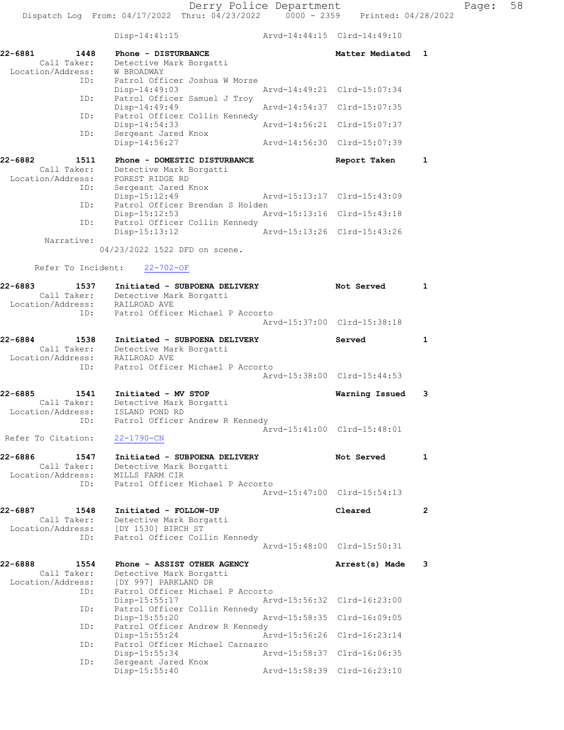```
                Disp-14:41:15               Arvd-14:44:15  Clrd-14:49:10

22-6881        1448    Phone - DISTURBANCE                    Matter Mediated  1
        Call Taker:    Detective Mark Borgatti
  Location/Address:    W BROADWAY
                ID:    Patrol Officer Joshua W Morse
                       Disp-14:49:03               Arvd-14:49:21  Clrd-15:07:34
                ID:    Patrol Officer Samuel J Troy
                       Disp-14:49:49               Arvd-14:54:37  Clrd-15:07:35
                ID:    Patrol Officer Collin Kennedy
                       Disp-14:54:33               Arvd-14:56:21  Clrd-15:07:37
                ID:    Sergeant Jared Knox
                       Disp-14:56:27               Arvd-14:56:30  Clrd-15:07:39

22-6882        1511    Phone - DOMESTIC DISTURBANCE           Report Taken     1
        Call Taker:    Detective Mark Borgatti
  Location/Address:    FOREST RIDGE RD
                ID:    Sergeant Jared Knox
                       Disp-15:12:49               Arvd-15:13:17  Clrd-15:43:09
                ID:    Patrol Officer Brendan S Holden
                       Disp-15:12:53               Arvd-15:13:16  Clrd-15:43:18
                ID:    Patrol Officer Collin Kennedy
                       Disp-15:13:12               Arvd-15:13:26  Clrd-15:43:26
         Narrative:
                     04/23/2022 1522 DFD on scene.

      Refer To Incident:   22-702-OF

22-6883        1537    Initiated - SUBPOENA DELIVERY          Not Served       1
        Call Taker:    Detective Mark Borgatti
  Location/Address:    RAILROAD AVE
                ID:    Patrol Officer Michael P Accorto
                                                   Arvd-15:37:00  Clrd-15:38:18

22-6884        1538    Initiated - SUBPOENA DELIVERY          Served           1
        Call Taker:    Detective Mark Borgatti
  Location/Address:    RAILROAD AVE
                ID:    Patrol Officer Michael P Accorto
                                                   Arvd-15:38:00  Clrd-15:44:53

22-6885        1541    Initiated - MV STOP                    Warning Issued   3
        Call Taker:    Detective Mark Borgatti
  Location/Address:    ISLAND POND RD
                ID:    Patrol Officer Andrew R Kennedy
                                                   Arvd-15:41:00  Clrd-15:48:01
 Refer To Citation:    22-1790-CN

22-6886        1547    Initiated - SUBPOENA DELIVERY          Not Served       1
        Call Taker:    Detective Mark Borgatti
  Location/Address:    MILLS FARM CIR
                ID:    Patrol Officer Michael P Accorto
                                                   Arvd-15:47:00  Clrd-15:54:13

22-6887        1548    Initiated - FOLLOW-UP                  Cleared          2
        Call Taker:    Detective Mark Borgatti
  Location/Address:    [DY 1530] BIRCH ST
                ID:    Patrol Officer Collin Kennedy
                                                   Arvd-15:48:00  Clrd-15:50:31

22-6888        1554    Phone - ASSIST OTHER AGENCY            Arrest(s) Made   3
        Call Taker:    Detective Mark Borgatti
  Location/Address:    [DY 997] PARKLAND DR
                ID:    Patrol Officer Michael P Accorto
                       Disp-15:55:17               Arvd-15:56:32  Clrd-16:23:00
                ID:    Patrol Officer Collin Kennedy
                       Disp-15:55:20               Arvd-15:58:35  Clrd-16:09:05
                ID:    Patrol Officer Andrew R Kennedy
                       Disp-15:55:24               Arvd-15:56:26  Clrd-16:23:14
                ID:    Patrol Officer Michael Carnazzo
                       Disp-15:55:34               Arvd-15:58:37  Clrd-16:06:35
                ID:    Sergeant Jared Knox
                       Disp-15:55:40               Arvd-15:58:39  Clrd-16:23:10
```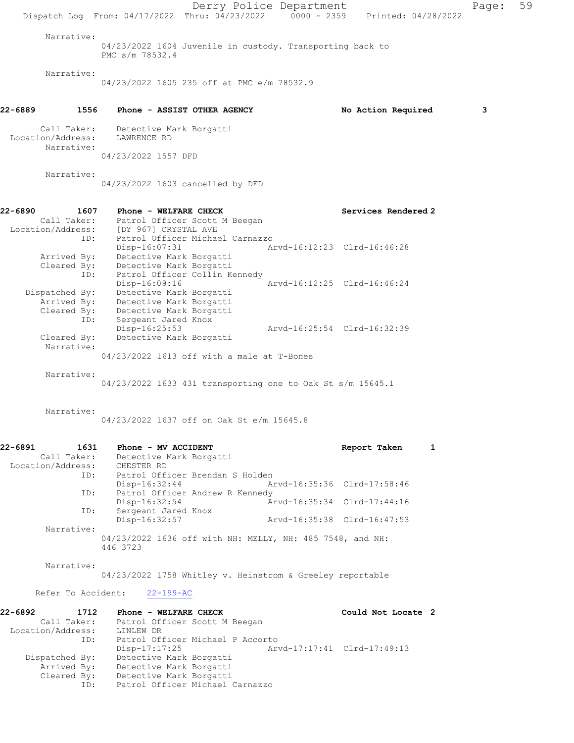Narrative:
04/23/2022 1604 Juvenile in custody. Transporting back to PMC s/m 78532.4

Narrative:
04/23/2022 1605 235 off at PMC e/m 78532.9

**22-6889 1556 Phone - ASSIST OTHER AGENCY — No Action Required 3**

Call Taker: Detective Mark Borgatti
Location/Address: LAWRENCE RD
Narrative:
04/23/2022 1557 DFD

Narrative:
04/23/2022 1603 cancelled by DFD

**22-6890 1607 Phone - WELFARE CHECK — Services Rendered 2**

Call Taker: Patrol Officer Scott M Beegan
Location/Address: [DY 967] CRYSTAL AVE
ID: Patrol Officer Michael Carnazzo
Disp-16:07:31 Arvd-16:12:23 Clrd-16:46:28
Arrived By: Detective Mark Borgatti
Cleared By: Detective Mark Borgatti
ID: Patrol Officer Collin Kennedy
Disp-16:09:16 Arvd-16:12:25 Clrd-16:46:24
Dispatched By: Detective Mark Borgatti
Arrived By: Detective Mark Borgatti
Cleared By: Detective Mark Borgatti
ID: Sergeant Jared Knox
Disp-16:25:53 Arvd-16:25:54 Clrd-16:32:39
Cleared By: Detective Mark Borgatti
Narrative:
04/23/2022 1613 off with a male at T-Bones

Narrative:
04/23/2022 1633 431 transporting one to Oak St s/m 15645.1

Narrative:
04/23/2022 1637 off on Oak St e/m 15645.8

**22-6891 1631 Phone - MV ACCIDENT — Report Taken 1**

Call Taker: Detective Mark Borgatti
Location/Address: CHESTER RD
ID: Patrol Officer Brendan S Holden
Disp-16:32:44 Arvd-16:35:36 Clrd-17:58:46
ID: Patrol Officer Andrew R Kennedy
Disp-16:32:54 Arvd-16:35:34 Clrd-17:44:16
ID: Sergeant Jared Knox
Disp-16:32:57 Arvd-16:35:38 Clrd-16:47:53
Narrative:
04/23/2022 1636 off with NH: MELLY, NH: 485 7548, and NH: 446 3723

Narrative:
04/23/2022 1758 Whitley v. Heinstrom & Greeley reportable

Refer To Accident: 22-199-AC

**22-6892 1712 Phone - WELFARE CHECK — Could Not Locate 2**

Call Taker: Patrol Officer Scott M Beegan
Location/Address: LINLEW DR
ID: Patrol Officer Michael P Accorto
Disp-17:17:25 Arvd-17:17:41 Clrd-17:49:13
Dispatched By: Detective Mark Borgatti
Arrived By: Detective Mark Borgatti
Cleared By: Detective Mark Borgatti
ID: Patrol Officer Michael Carnazzo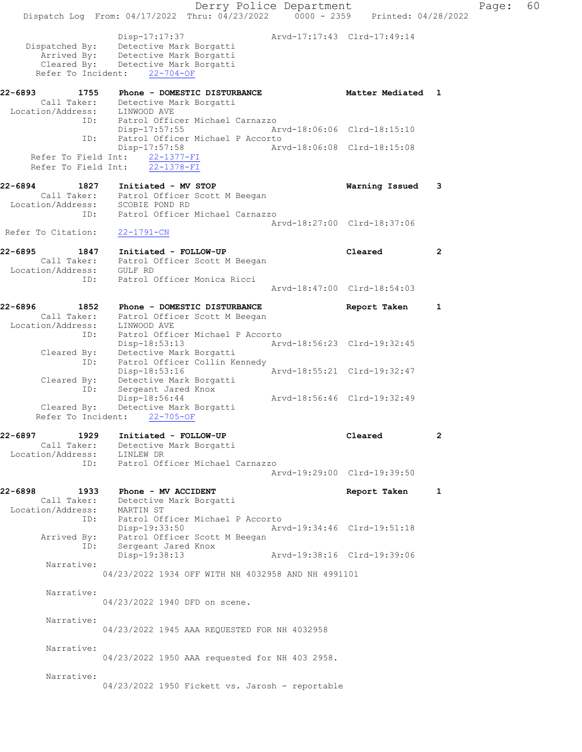```
                Disp-17:17:37                  Arvd-17:17:43  Clrd-17:49:14
   Dispatched By:   Detective Mark Borgatti
      Arrived By:   Detective Mark Borgatti
      Cleared By:   Detective Mark Borgatti
   Refer To Incident:    22-704-OF

22-6893        1755    Phone - DOMESTIC DISTURBANCE           Matter Mediated  1
       Call Taker:   Detective Mark Borgatti
 Location/Address:   LINWOOD AVE
               ID:   Patrol Officer Michael Carnazzo
                     Disp-17:57:55                  Arvd-18:06:06  Clrd-18:15:10
               ID:   Patrol Officer Michael P Accorto
                     Disp-17:57:58                  Arvd-18:06:08  Clrd-18:15:08
   Refer To Field Int:    22-1377-FI
   Refer To Field Int:    22-1378-FI

22-6894        1827    Initiated - MV STOP                    Warning Issued   3
       Call Taker:   Patrol Officer Scott M Beegan
 Location/Address:   SCOBIE POND RD
               ID:   Patrol Officer Michael Carnazzo
                                                    Arvd-18:27:00  Clrd-18:37:06
 Refer To Citation:   22-1791-CN

22-6895        1847    Initiated - FOLLOW-UP                  Cleared          2
       Call Taker:   Patrol Officer Scott M Beegan
 Location/Address:   GULF RD
               ID:   Patrol Officer Monica Ricci
                                                    Arvd-18:47:00  Clrd-18:54:03

22-6896        1852    Phone - DOMESTIC DISTURBANCE           Report Taken     1
       Call Taker:   Patrol Officer Scott M Beegan
 Location/Address:   LINWOOD AVE
               ID:   Patrol Officer Michael P Accorto
                     Disp-18:53:13                  Arvd-18:56:23  Clrd-19:32:45
       Cleared By:   Detective Mark Borgatti
               ID:   Patrol Officer Collin Kennedy
                     Disp-18:53:16                  Arvd-18:55:21  Clrd-19:32:47
       Cleared By:   Detective Mark Borgatti
               ID:   Sergeant Jared Knox
                     Disp-18:56:44                  Arvd-18:56:46  Clrd-19:32:49
       Cleared By:   Detective Mark Borgatti
   Refer To Incident:    22-705-OF

22-6897        1929    Initiated - FOLLOW-UP                  Cleared          2
       Call Taker:   Detective Mark Borgatti
 Location/Address:   LINLEW DR
               ID:   Patrol Officer Michael Carnazzo
                                                    Arvd-19:29:00  Clrd-19:39:50

22-6898        1933    Phone - MV ACCIDENT                    Report Taken     1
       Call Taker:   Detective Mark Borgatti
 Location/Address:   MARTIN ST
               ID:   Patrol Officer Michael P Accorto
                     Disp-19:33:50                  Arvd-19:34:46  Clrd-19:51:18
       Arrived By:   Patrol Officer Scott M Beegan
               ID:   Sergeant Jared Knox
                     Disp-19:38:13                  Arvd-19:38:16  Clrd-19:39:06
        Narrative:
                 04/23/2022 1934 OFF WITH NH 4032958 AND NH 4991101

        Narrative:
                 04/23/2022 1940 DFD on scene.

        Narrative:
                 04/23/2022 1945 AAA REQUESTED FOR NH 4032958

        Narrative:
                 04/23/2022 1950 AAA requested for NH 403 2958.

        Narrative:
                 04/23/2022 1950 Fickett vs. Jarosh - reportable
```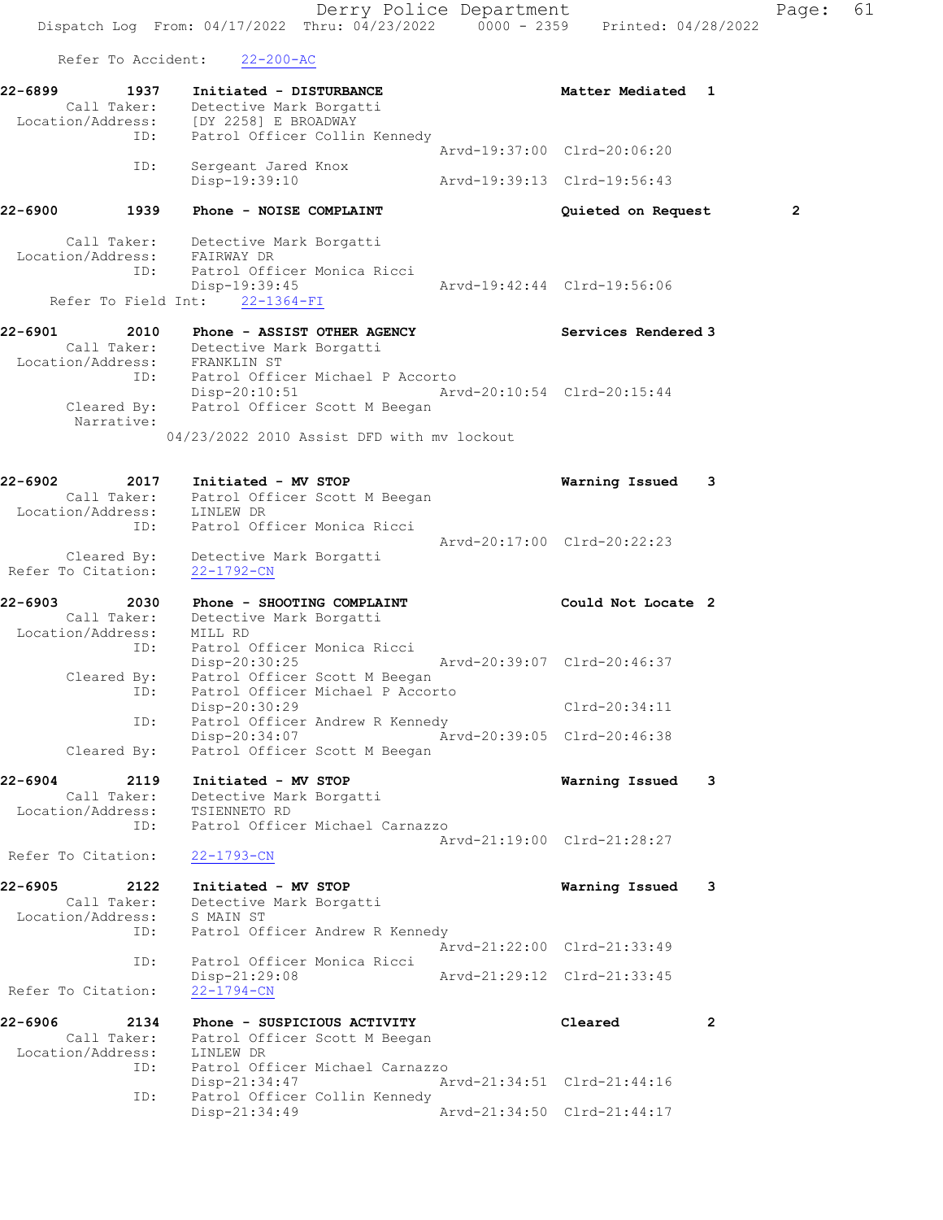Refer To Accident: 22-200-AC

```
22-6899        1937    Initiated - DISTURBANCE                  Matter Mediated  1
      Call Taker:      Detective Mark Borgatti
  Location/Address:    [DY 2258] E BROADWAY
               ID:     Patrol Officer Collin Kennedy
                                              Arvd-19:37:00  Clrd-20:06:20
               ID:     Sergeant Jared Knox
                       Disp-19:39:10          Arvd-19:39:13  Clrd-19:56:43

22-6900        1939    Phone - NOISE COMPLAINT                  Quieted on Request        2

      Call Taker:      Detective Mark Borgatti
  Location/Address:    FAIRWAY DR
               ID:     Patrol Officer Monica Ricci
                       Disp-19:39:45          Arvd-19:42:44  Clrd-19:56:06
     Refer To Field Int:    22-1364-FI

22-6901        2010    Phone - ASSIST OTHER AGENCY              Services Rendered 3
      Call Taker:      Detective Mark Borgatti
  Location/Address:    FRANKLIN ST
               ID:     Patrol Officer Michael P Accorto
                       Disp-20:10:51          Arvd-20:10:54  Clrd-20:15:44
       Cleared By:     Patrol Officer Scott M Beegan
        Narrative:
                    04/23/2022 2010 Assist DFD with mv lockout


22-6902        2017    Initiated - MV STOP                      Warning Issued   3
      Call Taker:      Patrol Officer Scott M Beegan
  Location/Address:    LINLEW DR
               ID:     Patrol Officer Monica Ricci
                                              Arvd-20:17:00  Clrd-20:22:23
       Cleared By:     Detective Mark Borgatti
 Refer To Citation:    22-1792-CN

22-6903        2030    Phone - SHOOTING COMPLAINT               Could Not Locate 2
      Call Taker:      Detective Mark Borgatti
  Location/Address:    MILL RD
               ID:     Patrol Officer Monica Ricci
                       Disp-20:30:25          Arvd-20:39:07  Clrd-20:46:37
       Cleared By:     Patrol Officer Scott M Beegan
               ID:     Patrol Officer Michael P Accorto
                       Disp-20:30:29                         Clrd-20:34:11
               ID:     Patrol Officer Andrew R Kennedy
                       Disp-20:34:07          Arvd-20:39:05  Clrd-20:46:38
       Cleared By:     Patrol Officer Scott M Beegan

22-6904        2119    Initiated - MV STOP                      Warning Issued   3
      Call Taker:      Detective Mark Borgatti
  Location/Address:    TSIENNETO RD
               ID:     Patrol Officer Michael Carnazzo
                                              Arvd-21:19:00  Clrd-21:28:27
 Refer To Citation:    22-1793-CN

22-6905        2122    Initiated - MV STOP                      Warning Issued   3
      Call Taker:      Detective Mark Borgatti
  Location/Address:    S MAIN ST
               ID:     Patrol Officer Andrew R Kennedy
                                              Arvd-21:22:00  Clrd-21:33:49
               ID:     Patrol Officer Monica Ricci
                       Disp-21:29:08          Arvd-21:29:12  Clrd-21:33:45
 Refer To Citation:    22-1794-CN

22-6906        2134    Phone - SUSPICIOUS ACTIVITY              Cleared          2
      Call Taker:      Patrol Officer Scott M Beegan
  Location/Address:    LINLEW DR
               ID:     Patrol Officer Michael Carnazzo
                       Disp-21:34:47          Arvd-21:34:51  Clrd-21:44:16
               ID:     Patrol Officer Collin Kennedy
                       Disp-21:34:49          Arvd-21:34:50  Clrd-21:44:17
```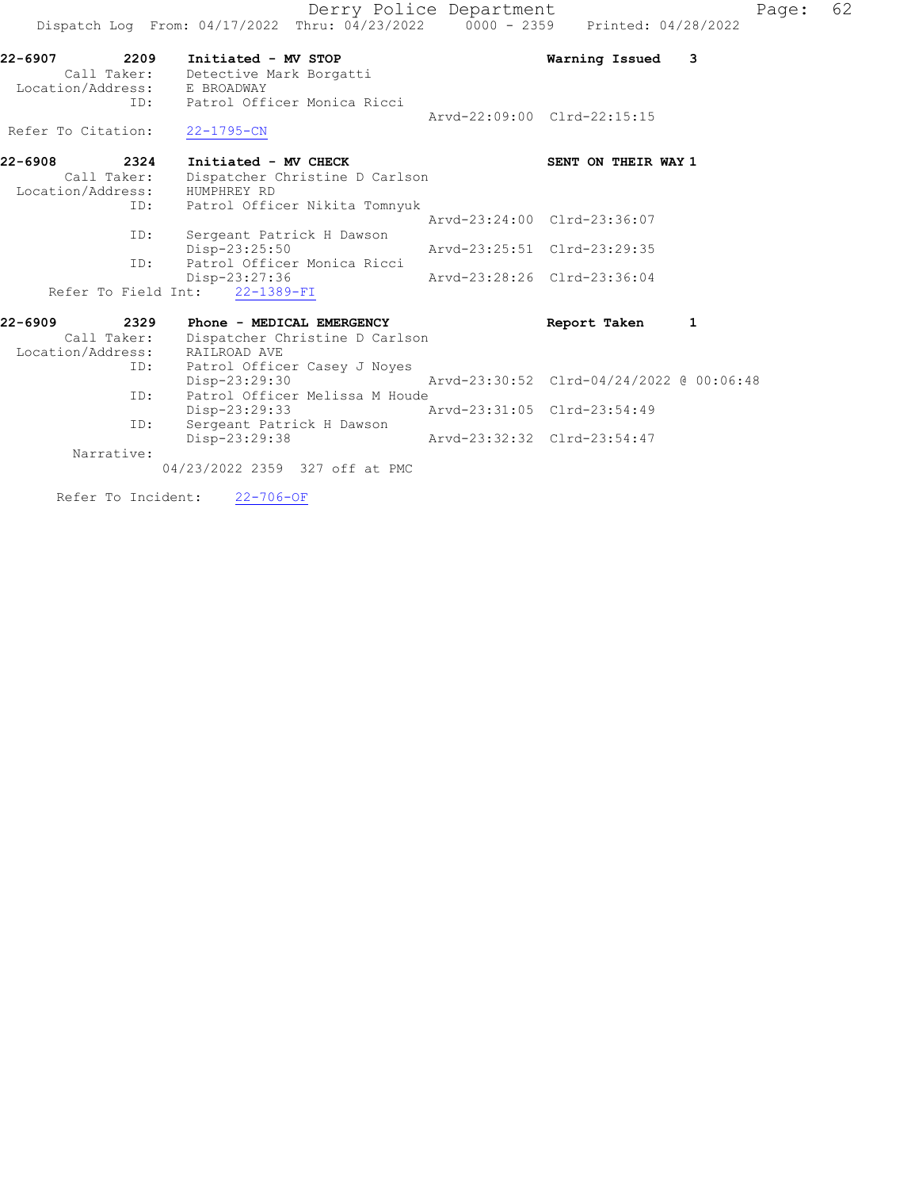**22-6907 2209 Initiated - MV STOP** **Warning Issued 3**

Call Taker: Detective Mark Borgatti
Location/Address: E BROADWAY
ID: Patrol Officer Monica Ricci
Arvd-22:09:00 Clrd-22:15:15
Refer To Citation: 22-1795-CN

**22-6908 2324 Initiated - MV CHECK** **SENT ON THEIR WAY 1**

Call Taker: Dispatcher Christine D Carlson
Location/Address: HUMPHREY RD
ID: Patrol Officer Nikita Tomnyuk
Arvd-23:24:00 Clrd-23:36:07
ID: Sergeant Patrick H Dawson
Disp-23:25:50 Arvd-23:25:51 Clrd-23:29:35
ID: Patrol Officer Monica Ricci
Disp-23:27:36 Arvd-23:28:26 Clrd-23:36:04
Refer To Field Int: 22-1389-FI

**22-6909 2329 Phone - MEDICAL EMERGENCY** **Report Taken 1**

Call Taker: Dispatcher Christine D Carlson
Location/Address: RAILROAD AVE
ID: Patrol Officer Casey J Noyes
Disp-23:29:30 Arvd-23:30:52 Clrd-04/24/2022 @ 00:06:48
ID: Patrol Officer Melissa M Houde
Disp-23:29:33 Arvd-23:31:05 Clrd-23:54:49
ID: Sergeant Patrick H Dawson
Disp-23:29:38 Arvd-23:32:32 Clrd-23:54:47
Narrative:
04/23/2022 2359 327 off at PMC

Refer To Incident: 22-706-OF